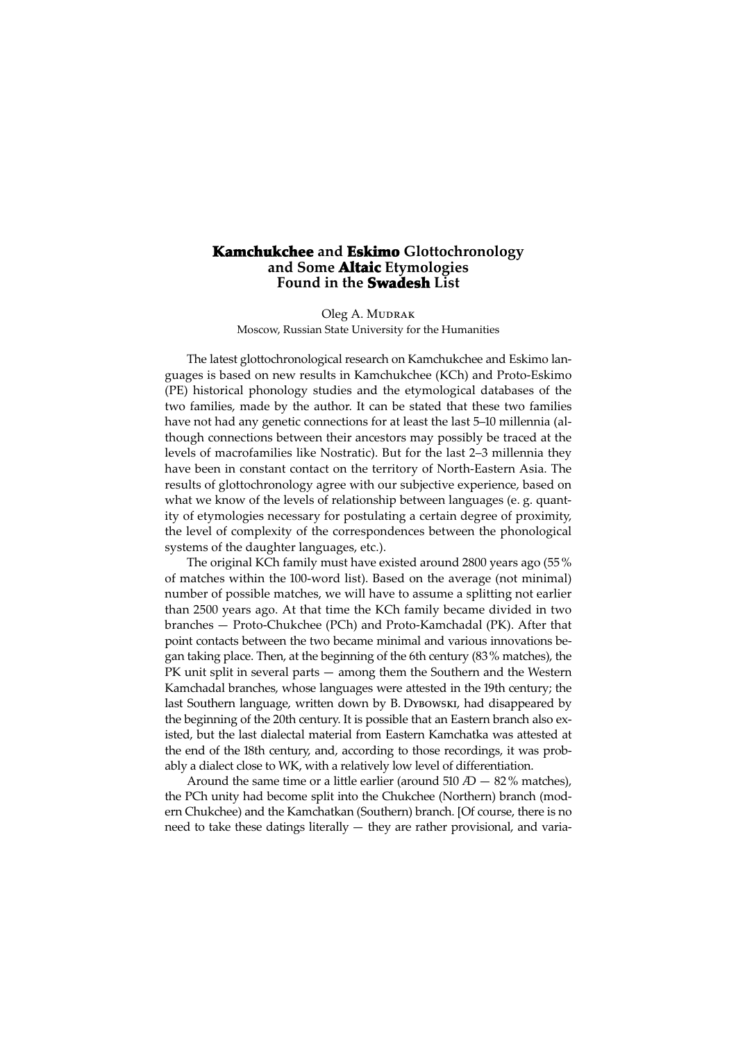# **Kamchukchee** and **Eskimo** Glottochronology and Some **Altaic** Etymologies Found in the **Swadesh** List

Oleg A. Mudrak
Moscow, Russian State University for the Humanities

The latest glottochronological research on Kamchukchee and Eskimo languages is based on new results in Kamchukchee (KCh) and Proto-Eskimo (PE) historical phonology studies and the etymological databases of the two families, made by the author. It can be stated that these two families have not had any genetic connections for at least the last 5–10 millennia (although connections between their ancestors may possibly be traced at the levels of macrofamilies like Nostratic). But for the last 2–3 millennia they have been in constant contact on the territory of North-Eastern Asia. The results of glottochronology agree with our subjective experience, based on what we know of the levels of relationship between languages (e. g. quantity of etymologies necessary for postulating a certain degree of proximity, the level of complexity of the correspondences between the phonological systems of the daughter languages, etc.).

The original KCh family must have existed around 2800 years ago (55 % of matches within the 100-word list). Based on the average (not minimal) number of possible matches, we will have to assume a splitting not earlier than 2500 years ago. At that time the KCh family became divided in two branches — Proto-Chukchee (PCh) and Proto-Kamchadal (PK). After that point contacts between the two became minimal and various innovations began taking place. Then, at the beginning of the 6th century (83 % matches), the PK unit split in several parts — among them the Southern and the Western Kamchadal branches, whose languages were attested in the 19th century; the last Southern language, written down by B. Dybowski, had disappeared by the beginning of the 20th century. It is possible that an Eastern branch also existed, but the last dialectal material from Eastern Kamchatka was attested at the end of the 18th century, and, according to those recordings, it was probably a dialect close to WK, with a relatively low level of differentiation.

Around the same time or a little earlier (around 510 ÆD — 82 % matches), the PCh unity had become split into the Chukchee (Northern) branch (modern Chukchee) and the Kamchatkan (Southern) branch. [Of course, there is no need to take these datings literally — they are rather provisional, and varia-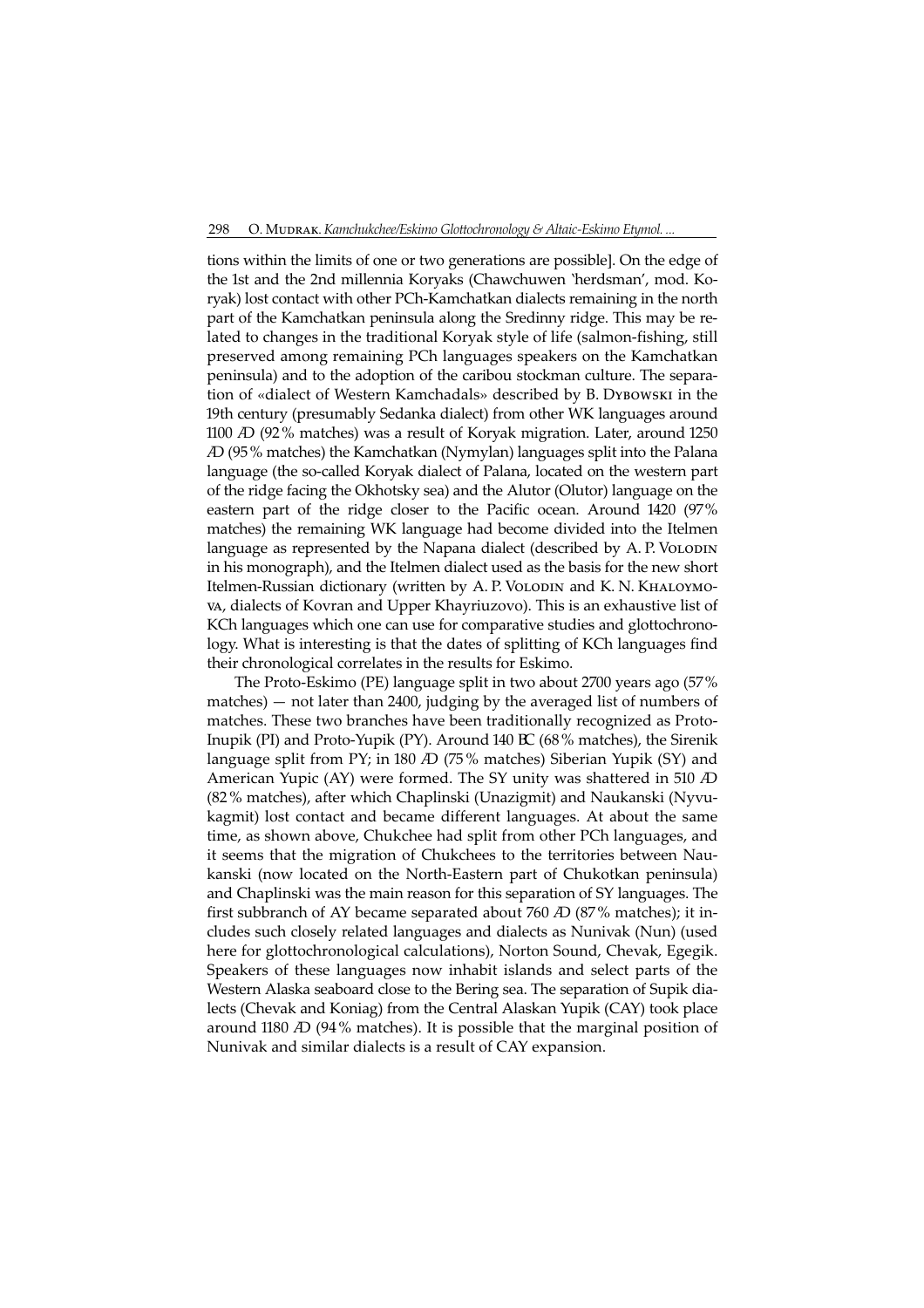tions within the limits of one or two generations are possible]. On the edge of the 1st and the 2nd millennia Koryaks (Chawchuwen 'herdsman', mod. Koryak) lost contact with other PCh-Kamchatkan dialects remaining in the north part of the Kamchatkan peninsula along the Sredinny ridge. This may be related to changes in the traditional Koryak style of life (salmon-fishing, still preserved among remaining PCh languages speakers on the Kamchatkan peninsula) and to the adoption of the caribou stockman culture. The separation of «dialect of Western Kamchadals» described by B. Dybowski in the 19th century (presumably Sedanka dialect) from other WK languages around 1100 AD (92 % matches) was a result of Koryak migration. Later, around 1250 AD (95 % matches) the Kamchatkan (Nymylan) languages split into the Palana language (the so-called Koryak dialect of Palana, located on the western part of the ridge facing the Okhotsky sea) and the Alutor (Olutor) language on the eastern part of the ridge closer to the Pacific ocean. Around 1420 (97 % matches) the remaining WK language had become divided into the Itelmen language as represented by the Napana dialect (described by A. P. Volodin in his monograph), and the Itelmen dialect used as the basis for the new short Itelmen-Russian dictionary (written by A. P. Volodin and K. N. Khaloymova, dialects of Kovran and Upper Khayriuzovo). This is an exhaustive list of KCh languages which one can use for comparative studies and glottochronology. What is interesting is that the dates of splitting of KCh languages find their chronological correlates in the results for Eskimo.

The Proto-Eskimo (PE) language split in two about 2700 years ago (57 % matches) — not later than 2400, judging by the averaged list of numbers of matches. These two branches have been traditionally recognized as Proto-Inupik (PI) and Proto-Yupik (PY). Around 140 BC (68 % matches), the Sirenik language split from PY; in 180 AD (75 % matches) Siberian Yupik (SY) and American Yupic (AY) were formed. The SY unity was shattered in 510 AD (82 % matches), after which Chaplinski (Unazigmit) and Naukanski (Nyvukagmit) lost contact and became different languages. At about the same time, as shown above, Chukchee had split from other PCh languages, and it seems that the migration of Chukchees to the territories between Naukanski (now located on the North-Eastern part of Chukotkan peninsula) and Chaplinski was the main reason for this separation of SY languages. The first subbranch of AY became separated about 760 AD (87 % matches); it includes such closely related languages and dialects as Nunivak (Nun) (used here for glottochronological calculations), Norton Sound, Chevak, Egegik. Speakers of these languages now inhabit islands and select parts of the Western Alaska seaboard close to the Bering sea. The separation of Supik dialects (Chevak and Koniag) from the Central Alaskan Yupik (CAY) took place around 1180 AD (94 % matches). It is possible that the marginal position of Nunivak and similar dialects is a result of CAY expansion.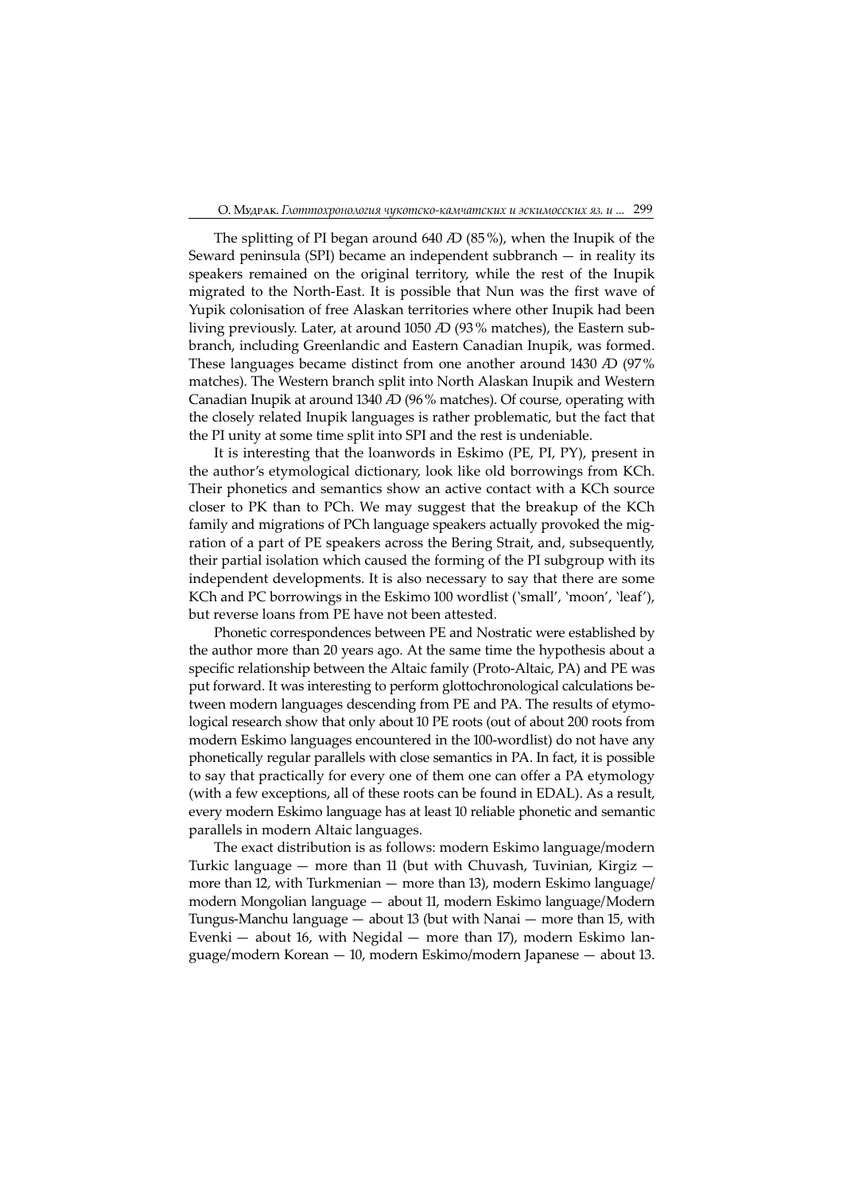The splitting of PI began around 640 Æ (85 %), when the Inupik of the Seward peninsula (SPI) became an independent subbranch — in reality its speakers remained on the original territory, while the rest of the Inupik migrated to the North-East. It is possible that Nun was the first wave of Yupik colonisation of free Alaskan territories where other Inupik had been living previously. Later, at around 1050 Æ (93 % matches), the Eastern subbranch, including Greenlandic and Eastern Canadian Inupik, was formed. These languages became distinct from one another around 1430 Æ (97 % matches). The Western branch split into North Alaskan Inupik and Western Canadian Inupik at around 1340 Æ (96 % matches). Of course, operating with the closely related Inupik languages is rather problematic, but the fact that the PI unity at some time split into SPI and the rest is undeniable.

It is interesting that the loanwords in Eskimo (PE, PI, PY), present in the author's etymological dictionary, look like old borrowings from KCh. Their phonetics and semantics show an active contact with a KCh source closer to PK than to PCh. We may suggest that the breakup of the KCh family and migrations of PCh language speakers actually provoked the migration of a part of PE speakers across the Bering Strait, and, subsequently, their partial isolation which caused the forming of the PI subgroup with its independent developments. It is also necessary to say that there are some KCh and PC borrowings in the Eskimo 100 wordlist ('small', 'moon', 'leaf'), but reverse loans from PE have not been attested.

Phonetic correspondences between PE and Nostratic were established by the author more than 20 years ago. At the same time the hypothesis about a specific relationship between the Altaic family (Proto-Altaic, PA) and PE was put forward. It was interesting to perform glottochronological calculations between modern languages descending from PE and PA. The results of etymological research show that only about 10 PE roots (out of about 200 roots from modern Eskimo languages encountered in the 100-wordlist) do not have any phonetically regular parallels with close semantics in PA. In fact, it is possible to say that practically for every one of them one can offer a PA etymology (with a few exceptions, all of these roots can be found in EDAL). As a result, every modern Eskimo language has at least 10 reliable phonetic and semantic parallels in modern Altaic languages.

The exact distribution is as follows: modern Eskimo language/modern Turkic language — more than 11 (but with Chuvash, Tuvinian, Kirgiz — more than 12, with Turkmenian — more than 13), modern Eskimo language/modern Mongolian language — about 11, modern Eskimo language/Modern Tungus-Manchu language — about 13 (but with Nanai — more than 15, with Evenki — about 16, with Negidal — more than 17), modern Eskimo language/modern Korean — 10, modern Eskimo/modern Japanese — about 13.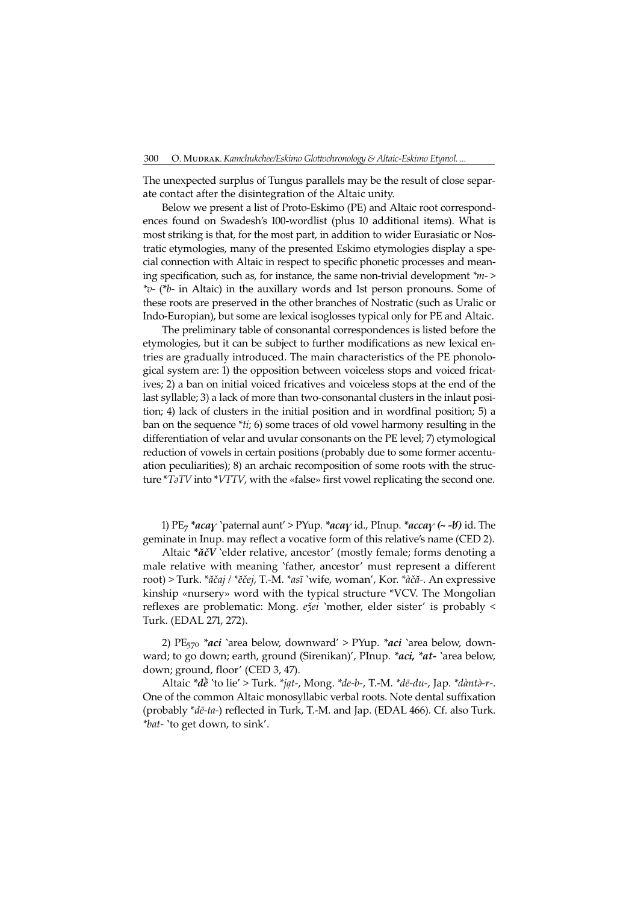The unexpected surplus of Tungus parallels may be the result of close separate contact after the disintegration of the Altaic unity.

Below we present a list of Proto-Eskimo (PE) and Altaic root correspondences found on Swadesh's 100-wordlist (plus 10 additional items). What is most striking is that, for the most part, in addition to wider Eurasiatic or Nostratic etymologies, many of the presented Eskimo etymologies display a special connection with Altaic in respect to specific phonetic processes and meaning specification, such as, for instance, the same non-trivial development *\*m-* > *\*v-* (*\*b-* in Altaic) in the auxillary words and 1st person pronouns. Some of these roots are preserved in the other branches of Nostratic (such as Uralic or Indo-Europian), but some are lexical isoglosses typical only for PE and Altaic.

The preliminary table of consonantal correspondences is listed before the etymologies, but it can be subject to further modifications as new lexical entries are gradually introduced. The main characteristics of the PE phonological system are: 1) the opposition between voiceless stops and voiced fricatives; 2) a ban on initial voiced fricatives and voiceless stops at the end of the last syllable; 3) a lack of more than two-consonantal clusters in the inlaut position; 4) lack of clusters in the initial position and in wordfinal position; 5) a ban on the sequence \**ti*; 6) some traces of old vowel harmony resulting in the differentiation of velar and uvular consonants on the PE level; 7) etymological reduction of vowels in certain positions (probably due to some former accentuation peculiarities); 8) an archaic recomposition of some roots with the structure \**TəTV* into \**VTTV*, with the «false» first vowel replicating the second one.

1) $PE_7$ ***acaɣ*** 'paternal aunt' > PYup. ***acaɣ*** id., PInup. ***accaɣ (~ -ʁ)*** id. The geminate in Inup. may reflect a vocative form of this relative's name (CED 2).

Altaic ***ăčV*** 'elder relative, ancestor' (mostly female; forms denoting a male relative with meaning 'father, ancestor' must represent a different root) > Turk. *\*ăčaj / \*ĕčej*, T.-M. *\*asī* 'wife, woman', Kor. *\*àčă-*. An expressive kinship «nursery» word with the typical structure \*VCV. The Mongolian reflexes are problematic: Mong. *eǯei* 'mother, elder sister' is probably < Turk. (EDAL 271, 272).

2) $PE_{570}$ ***aci*** 'area below, downward' > PYup. ***aci*** 'area below, downward; to go down; earth, ground (Sirenikan)', PInup. ***aci, \*at-*** 'area below, down; ground, floor' (CED 3, 47).

Altaic ***dḕ*** 'to lie' > Turk. *\*jạt-*, Mong. *\*de-b-*, T.-M. *\*dē-du-*, Jap. *\*dàntə̀-r-*. One of the common Altaic monosyllabic verbal roots. Note dental suffixation (probably *\*dē-ta-*) reflected in Turk, T.-M. and Jap. (EDAL 466). Cf. also Turk. *\*bat-* 'to get down, to sink'.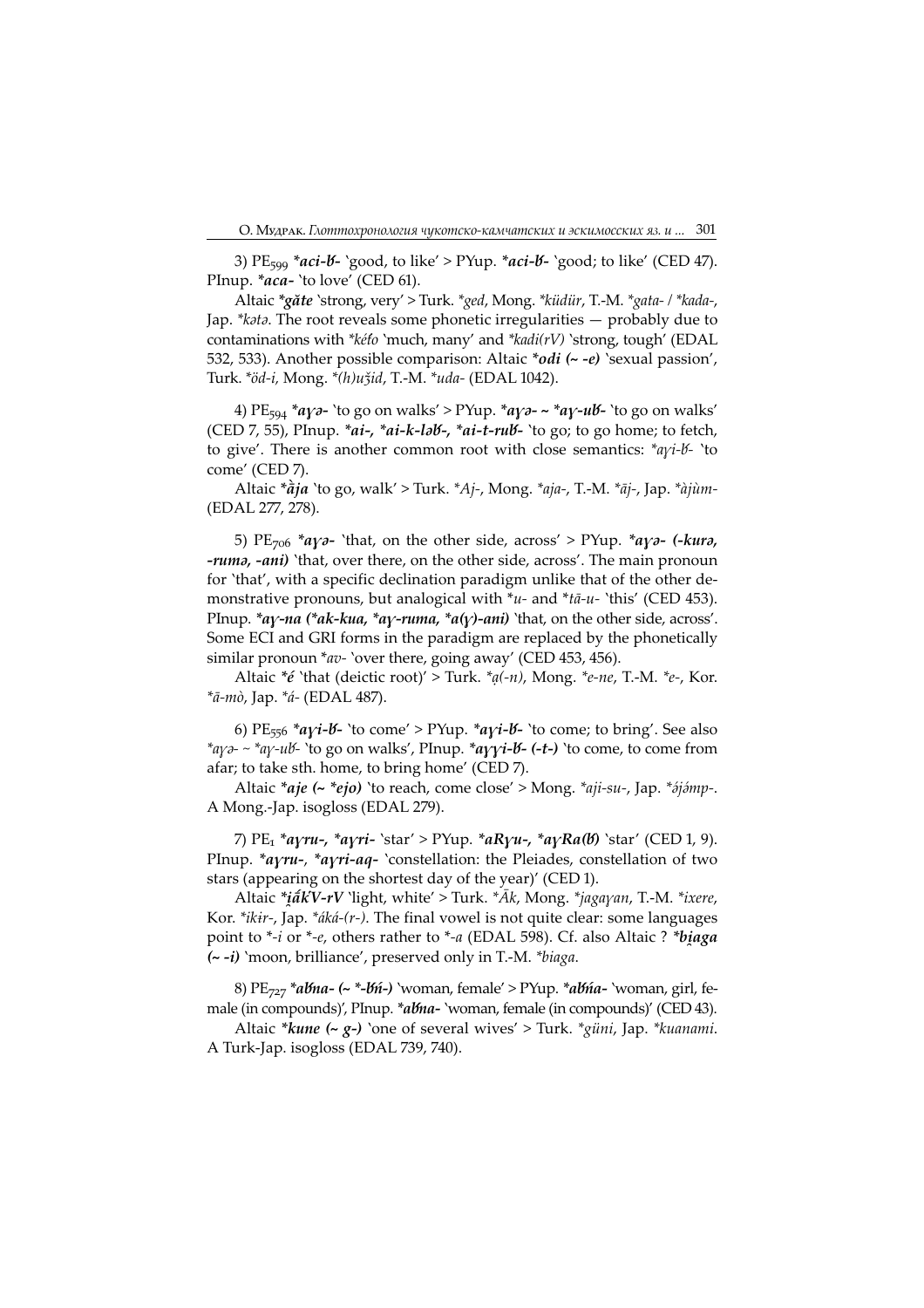3) $PE_{599}$ ***aci-ƀ-*** 'good, to like' > PYup. ***aci-ƀ-*** 'good; to like' (CED 47). PInup. ***aca-*** 'to love' (CED 61).

Altaic ***gǎte*** 'strong, very' > Turk. *\*ged*, Mong. *\*küdür*, T.-M. *\*gata-* / *\*kada-*, Jap. *\*kətə*. The root reveals some phonetic irregularities — probably due to contaminations with *\*kéƀo* 'much, many' and *\*kadi(rV)* 'strong, tough' (EDAL 532, 533). Another possible comparison: Altaic ***odi (~ -e)*** 'sexual passion', Turk. *\*öd-i*, Mong. *\*(h)uǯid*, T.-M. *\*uda-* (EDAL 1042).

4) $PE_{594}$ ***aγə-*** 'to go on walks' > PYup. ***aγə- ~ \*aγ-uƀ-*** 'to go on walks' (CED 7, 55), PInup. ***ai-, \*ai-k-ləƀ-, \*ai-t-ruƀ-*** 'to go; to go home; to fetch, to give'. There is another common root with close semantics: *\*aγi-ƀ-* 'to come' (CED 7).

Altaic ***ǡja*** 'to go, walk' > Turk. *\*Aj-*, Mong. *\*aja-*, T.-M. *\*āj-*, Jap. *\*àjùm-* (EDAL 277, 278).

5) $PE_{706}$ ***aγə-*** 'that, on the other side, across' > PYup. ***aγə- (-kurə, -rumə, -ani)*** 'that, over there, on the other side, across'. The main pronoun for 'that', with a specific declination paradigm unlike that of the other demonstrative pronouns, but analogical with *\*u-* and *\*tā-u-* 'this' (CED 453). PInup. ***aγ-na (\*ak-kua, \*aγ-ruma, \*a(γ)-ani)*** 'that, on the other side, across'. Some ECI and GRI forms in the paradigm are replaced by the phonetically similar pronoun *\*av-* 'over there, going away' (CED 453, 456).

Altaic ***é*** 'that (deictic root)' > Turk. *\*ạ(-n)*, Mong. *\*e-ne*, T.-M. *\*e-*, Kor. *\*ā-mò*, Jap. *\*á-* (EDAL 487).

6) $PE_{556}$ ***aγi-ƀ-*** 'to come' > PYup. ***aγi-ƀ-*** 'to come; to bring'. See also *\*aγə- ~ \*aγ-uƀ-* 'to go on walks', PInup. ***aγγi-ƀ- (-t-)*** 'to come, to come from afar; to take sth. home, to bring home' (CED 7).

Altaic ***aje (~ \*ejo)*** 'to reach, come close' > Mong. *\*aji-su-*, Jap. *\*ájə́mp-*. A Mong.-Jap. isogloss (EDAL 279).

7) $PE_{1}$ ***aγru-, \*aγri-*** 'star' > PYup. ***aRγu-, \*aγRa(ƀ)*** 'star' (CED 1, 9). PInup. ***aγru-, \*aγri-aq-*** 'constellation: the Pleiades, constellation of two stars (appearing on the shortest day of the year)' (CED 1).

Altaic ***i̯ǻkV-rV*** 'light, white' > Turk. *\*Āk*, Mong. *\*jagaγan*, T.-M. *\*ixere*, Kor. *\*ikɨr-*, Jap. *\*áká-(r-)*. The final vowel is not quite clear: some languages point to *\*-i* or *\*-e*, others rather to *\*-a* (EDAL 598). Cf. also Altaic ? ***bi̯aga (~ -i)*** 'moon, brilliance', preserved only in T.-M. *\*biaga*.

8) $PE_{727}$ ***aƀna- (~ \*-ƀń-)*** 'woman, female' > PYup. ***aƀńa-*** 'woman, girl, female (in compounds)', PInup. ***aƀna-*** 'woman, female (in compounds)' (CED 43).

Altaic ***kune (~ g-)*** 'one of several wives' > Turk. *\*güni*, Jap. *\*kuanami*. A Turk-Jap. isogloss (EDAL 739, 740).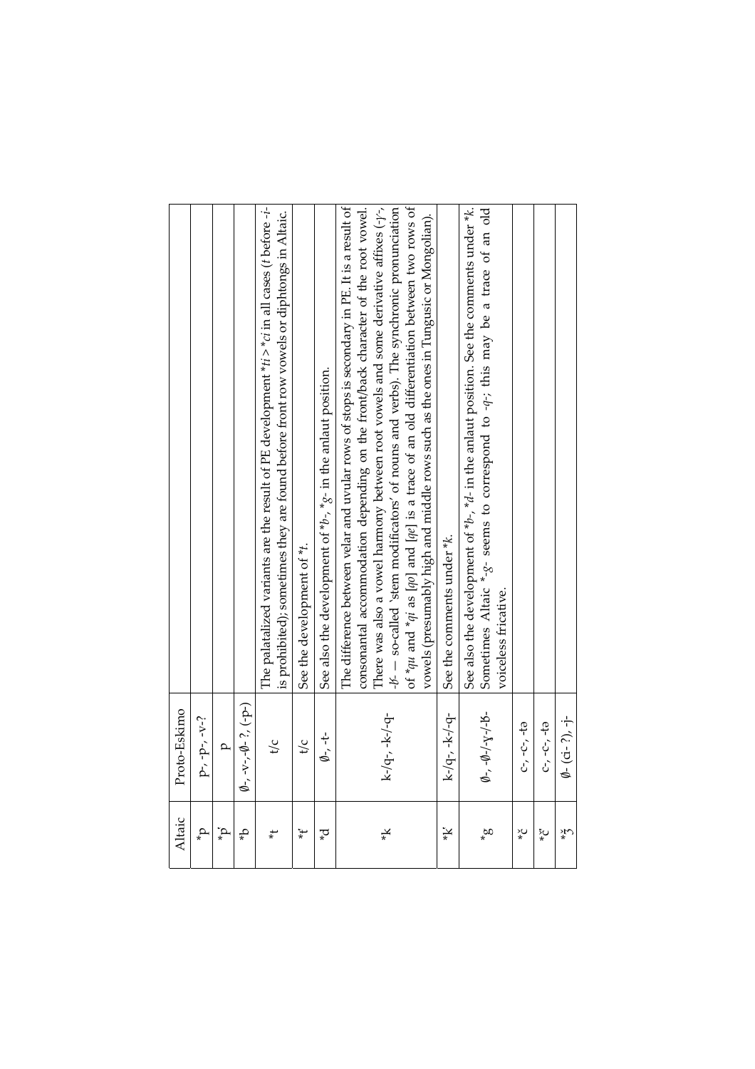| Altaic | Proto-Eskimo | |
|---|---|---|
| *p | p-, -p-, -v-? | |
| *ṗ | p | |
| *b | ∅-, -v-, -∅- ?, (-p-) | |
| *t | t/c | The palatalized variants are the result of PE development *ti > *ci in all cases (t before -i- is prohibited); sometimes they are found before front row vowels or diphtongs in Altaic. |
| *ṭ | t/c | See the development of *t. |
| *d | ∅-, -t- | See also the development of *b-, *g- in the anlaut position. |
| *k | k-/q-, -k-/-q- | The difference between velar and uvular rows of stops is secondary in PE. It is a result of consonantal accommodation depending on the front/back character of the root vowel. There was also a vowel harmony between root vowels and some derivative affixes (-γ-, -ʁ- — so-called 'stem modificators' of nouns and verbs). The synchronic pronunciation of *qu and *qi as [qo] and [qe] is a trace of an old differentiation between two rows of vowels (presumably high and middle rows such as the ones in Tungusic or Mongolian). |
| *ḳ | k-/q-, -k-/-q- | See the comments under *k. |
| *g | ∅-, -∅-/-γ-/-ʁ- | See also the development of *b-, *d- in the anlaut position. See the comments under *k. Sometimes Altaic *-g- seems to correspond to -q-; this may be a trace of an old voiceless fricative. |
| *č | c-, -c-, -tə | |
| *č̣ | c-, -c-, -tə | |
| *ǯ | ∅- (ci- ?), -j- | |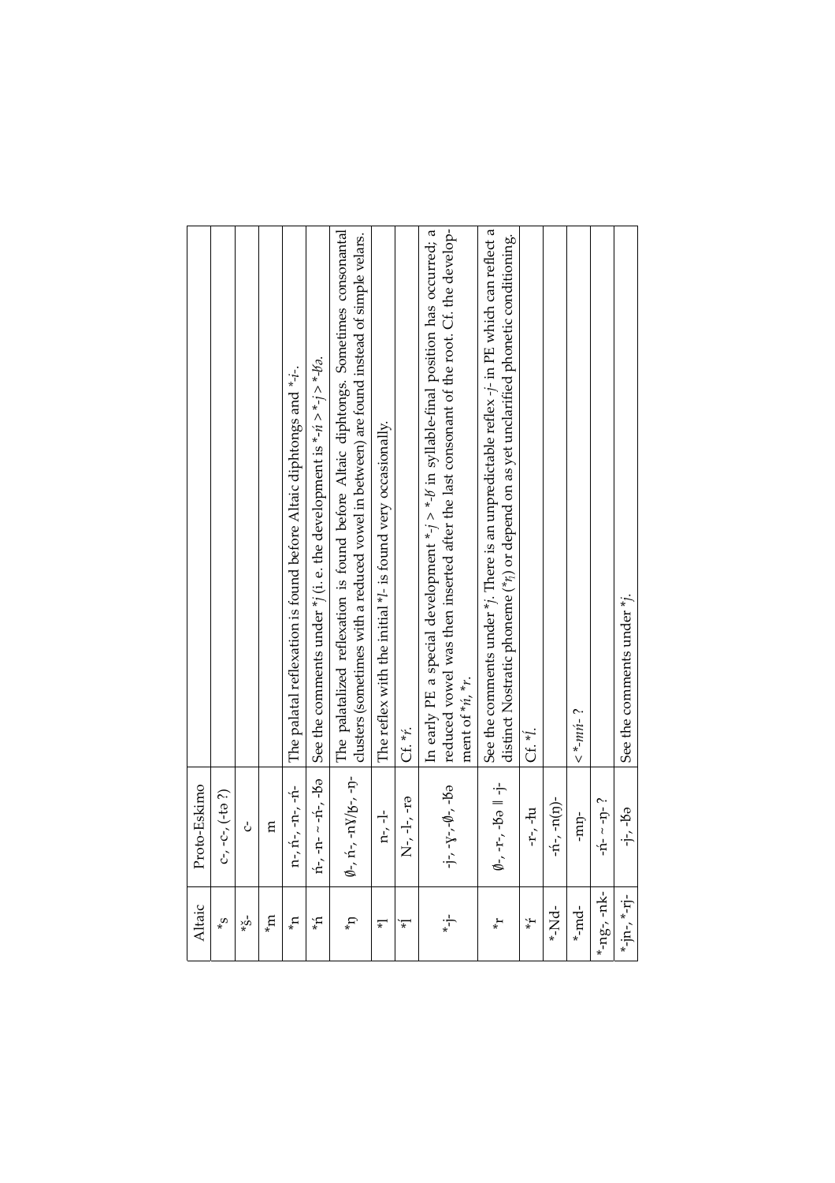| Altaic | Proto-Eskimo | |
|---|---|---|
| *s | c-, -c-, (-tə ?) | |
| *š- | c- | |
| *m | m | |
| *n | n-, ń-, -n-, -ń- | The palatal reflexation is found before Altaic diphtongs and *-i-. |
| *ń | ń-, -n- ~ -ń-, -ʁə | See the comments under *j (i. e. the development is *-ń > *-j > *-ʁə. |
| *ŋ | ∅-, ń-, -nɣ/ʁ-, -ŋ- | The palatalized reflexation is found before Altaic diphtongs. Sometimes consonantal clusters (sometimes with a reduced vowel in between) are found instead of simple velars. |
| *l | n-, -l- | The reflex with the initial *l- is found very occasionally. |
| *ĺ | N-, -l-, -rə | Cf. *ŕ. |
| *-j- | -j-, -ɣ-, -∅-, -ʁə | In early PE a special development *-j > *-ʁ in syllable-final position has occurred; a reduced vowel was then inserted after the last consonant of the root. Cf. the development of *ń, *r. |
| *r | ∅-, -r-, -ʁə ‖ -j- | See the comments under *j. There is an unpredictable reflex -j- in PE which can reflect a distinct Nostratic phoneme (*ṛ) or depend on as yet unclarified phonetic conditioning. |
| *ŕ | -r-, -łu | Cf. *ĺ. |
| *-Nd- | -ń-, -n(ŋ)- | |
| *-md- | -mŋ- | < *-mń- ? |
| *-ng-, -nk- | -ń- ~ -ŋ- ? | |
| *-jn-, *-rj- | -j-, -ʁə | See the comments under *j. |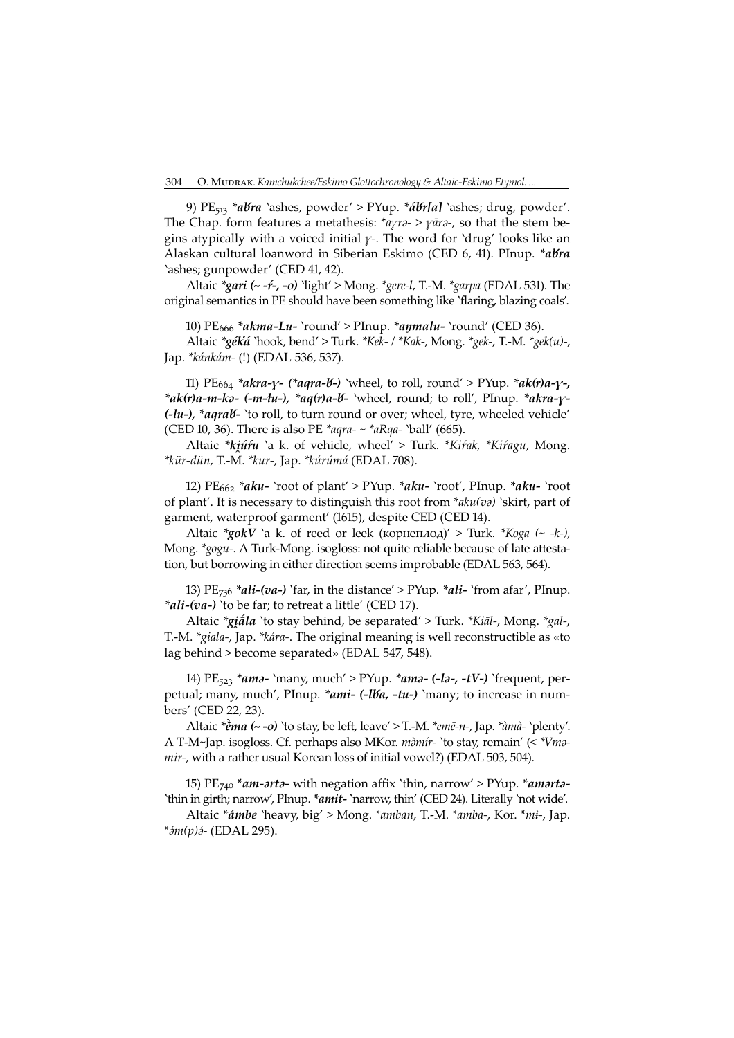9) $PE_{513}$ ***aɓra*** 'ashes, powder' > PYup. ***áɓr[a]*** 'ashes; drug, powder'. The Chap. form features a metathesis: *\*aɣrə-* > *ɣārə-*, so that the stem begins atypically with a voiced initial *ɣ-*. The word for 'drug' looks like an Alaskan cultural loanword in Siberian Eskimo (CED 6, 41). PInup. ***aɓra*** 'ashes; gunpowder' (CED 41, 42).

Altaic ***gari (~ -ŕ-, -o)*** 'light' > Mong. *\*gere-l*, T.-M. *\*garpa* (EDAL 531). The original semantics in PE should have been something like 'flaring, blazing coals'.

10) $PE_{666}$ ***akma-Lu-*** 'round' > PInup. ***aŋmalu-*** 'round' (CED 36).

Altaic ***gék῾á*** 'hook, bend' > Turk. *\*Kek- / \*Kak-*, Mong. *\*gek-*, T.-M. *\*gek(u)-*, Jap. *\*kánkám-* (!) (EDAL 536, 537).

11) $PE_{664}$ ***akra-ɣ- (\*aqra-ɓ-)*** 'wheel, to roll, round' > PYup. ***ak(r)a-ɣ-, \*ak(r)a-m-kə- (-m-ɫu-), \*aq(r)a-ɓ-*** 'wheel, round; to roll', PInup. ***akra-ɣ- (-lu-), \*aqraɓ-*** 'to roll, to turn round or over; wheel, tyre, wheeled vehicle' (CED 10, 36). There is also PE *\*aqra- ~ \*aRqa-* 'ball' (665).

Altaic ***ki̯úŕu*** 'a k. of vehicle, wheel' > Turk. *\*Kiŕak, \*Kiŕagu*, Mong. *\*kür-dün*, T.-M. *\*kur-*, Jap. *\*kúrúmá* (EDAL 708).

12) $PE_{662}$ ***aku-*** 'root of plant' > PYup. ***aku-*** 'root', PInup. ***aku-*** 'root of plant'. It is necessary to distinguish this root from *\*aku(və)* 'skirt, part of garment, waterproof garment' (1615), despite CED (CED 14).

Altaic ***gokV*** 'a k. of reed or leek (корнеплод)' > Turk. *\*Koga (~ -k-)*, Mong. *\*gogu-*. A Turk-Mong. isogloss: not quite reliable because of late attestation, but borrowing in either direction seems improbable (EDAL 563, 564).

13) $PE_{736}$ ***ali-(va-)*** 'far, in the distance' > PYup. ***ali-*** 'from afar', PInup. ***ali-(va-)*** 'to be far; to retreat a little' (CED 17).

Altaic ***gi̯ā́la*** 'to stay behind, be separated' > Turk. *\*Kiāl-*, Mong. *\*gal-*, T.-M. *\*giala-*, Jap. *\*kára-*. The original meaning is well reconstructible as «to lag behind > become separated» (EDAL 547, 548).

14) $PE_{523}$ ***amə-*** 'many, much' > PYup. ***amə- (-lə-, -tV-)*** 'frequent, perpetual; many, much', PInup. ***ami- (-lɓa, -tu-)*** 'many; to increase in numbers' (CED 22, 23).

Altaic ***ĕ̀ma (~ -o)*** 'to stay, be left, leave' > T.-M. *\*emē-n-*, Jap. *\*àmà-* 'plenty'. A T-M~Jap. isogloss. Cf. perhaps also MKor. *màmír-* 'to stay, remain' (< *\*Vmə-mir-*, with a rather usual Korean loss of initial vowel?) (EDAL 503, 504).

15) $PE_{740}$ ***am-ərtə-*** with negation affix 'thin, narrow' > PYup. ***amərtə-*** 'thin in girth; narrow', PInup. ***amit-*** 'narrow, thin' (CED 24). Literally 'not wide'.

Altaic ***ámbe*** 'heavy, big' > Mong. *\*amban*, T.-M. *\*amba-*, Kor. *\*mì-*, Jap. *\*ə́m(p)ə́-* (EDAL 295).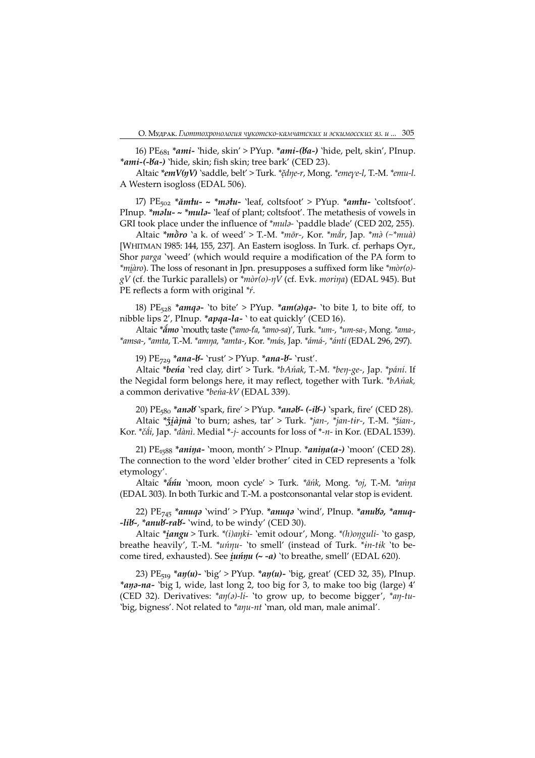16) $PE_{681}$ ***ami-*** 'hide, skin' > PYup. ***ami-(ɞa-)*** 'hide, pelt, skin', PInup. ***ami-(-ɞa-)*** 'hide, skin; fish skin; tree bark' (CED 23).

Altaic ****emV(ŋV)*** 'saddle, belt' > Turk. **ĕdŋe-r*, Mong. **emeɣe-l*, T.-M. **emu-l*. A Western isogloss (EDAL 506).

17) $PE_{502}$ ****ămłu- ~ *məłu-*** 'leaf, coltsfoot' > PYup. ****amłu-*** 'coltsfoot'. PInup. ****məlu- ~ *mulə-*** 'leaf of plant; coltsfoot'. The metathesis of vowels in GRI took place under the influence of **mulə-* 'paddle blade' (CED 202, 255).

Altaic ****mŏro*** 'a k. of weed' > T.-M. **mōr-*, Kor. **măr*, Jap. **mə (~*muà)* [WHITMAN 1985: 144, 155, 237]. An Eastern isogloss. In Turk. cf. perhaps Oyr., Shor *parga* 'weed' (which would require a modification of the PA form to **mi̯àro*). The loss of resonant in Jpn. presupposes a suffixed form like **mòr(o)-gV* (cf. the Turkic parallels) or **mòr(o)-ŋV* (cf. Evk. *moriŋa*) (EDAL 945). But PE reflects a form with original **ŕ*.

18) $PE_{528}$ ****amqə-*** 'to bite' > PYup. ****am(ə)qə-*** 'to bite 1, to bite off, to nibble lips 2', PInup. ****apqa-la-*** ' to eat quickly' (CED 16).

Altaic ****ắmo*** 'mouth; taste (**amo-ła*, **amo-sa*)', Turk. **um-*, **um-sa-*, Mong. **ama-*, **amsa-*, **amta*, T.-M. **amŋa*, **amta-*, Kor. **más*, Jap. **ámá-*, **ántí* (EDAL 296, 297).

19) $PE_{729}$ ****ana-ɞ-*** 'rust' > PYup. ****ana-ɞ-*** 'rust'.

Altaic ****beńa*** 'red clay, dirt' > Turk. **bAńak*, T.-M. **beŋ-ge-*, Jap. **pání*. If the Negidal form belongs here, it may reflect, together with Turk. **bAńak*, a common derivative **beńa-kV* (EDAL 339).

20) $PE_{580}$ ****anəɞ*** 'spark, fire' > PYup. ****anəɞ- (-iɞ-)*** 'spark, fire' (CED 28).

Altaic ****ǯi̯àjnà*** 'to burn; ashes, tar' > Turk. **jan-*, **jan-tɨr-*, T.-M. **ǯian-*, Kor. **čǎ́i*, Jap. **dànì*. Medial *-*j*- accounts for loss of *-*n*- in Kor. (EDAL 1539).

21) $PE_{1588}$ ****aniŋa-*** 'moon, month' > PInup. ****aniŋa(a-)*** 'moon' (CED 28). The connection to the word 'elder brother' cited in CED represents a 'folk etymology'.

Altaic ****ắńu*** 'moon, moon cycle' > Turk. **āńk*, Mong. **oj*, T.-M. **áńŋa* (EDAL 303). In both Turkic and T.-M. a postconsonantal velar stop is evident.

22) $PE_{745}$ ****anuqə*** 'wind' > PYup. ****anuqə*** 'wind', PInup. ****anuɞə, *anuq--liɞ-, *anuɞ-raɞ-*** 'wind, to be windy' (CED 30).

Altaic ****i̯angu*** > Turk. **(i)aŋkɨ-* 'emit odour', Mong. **(h)oŋguli-* 'to gasp, breathe heavily', T.-M. **uńŋu-* 'to smell' (instead of Turk. **in-tɨk* 'to become tired, exhausted). See ***i̯uńŋu (~ -a)*** 'to breathe, smell' (EDAL 620).

23) $PE_{519}$ ****aŋ(u)-*** 'big' > PYup. ****aŋ(u)-*** 'big, great' (CED 32, 35), PInup. ****aŋə-na-*** 'big 1, wide, last long 2, too big for 3, to make too big (large) 4' (CED 32). Derivatives: **aŋ(ə)-li-* 'to grow up, to become bigger', **aŋ-tu-* 'big, bigness'. Not related to **aŋu-nt* 'man, old man, male animal'.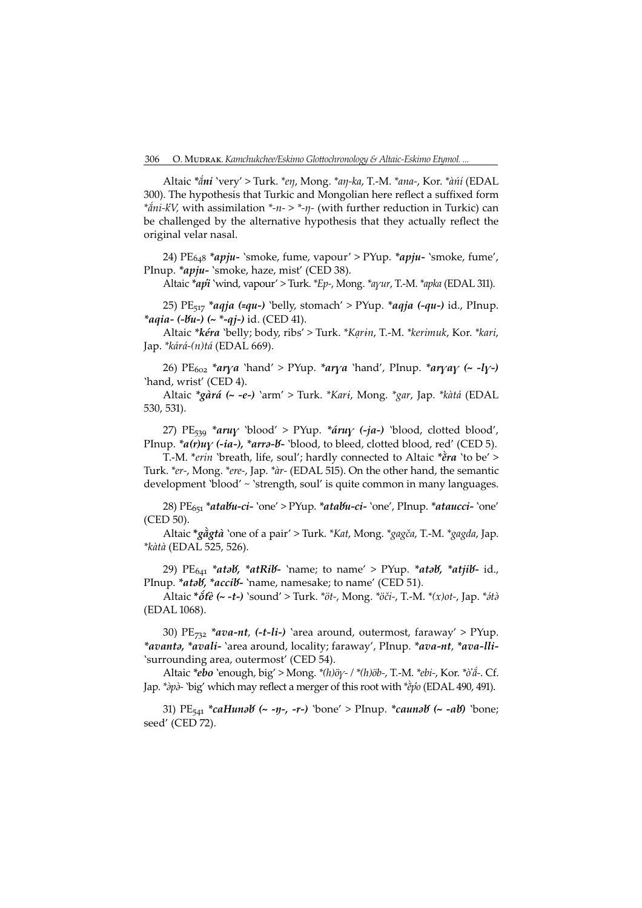Altaic **ắni* 'very' > Turk. **eŋ*, Mong. **aŋ-ka*, T.-M. **ana-*, Kor. **àńí* (EDAL 300). The hypothesis that Turkic and Mongolian here reflect a suffixed form **ắni-kV*, with assimilation *-*n*- > *-*ŋ*- (with further reduction in Turkic) can be challenged by the alternative hypothesis that they actually reflect the original velar nasal.

24) $PE_{648}$ ***apju-*** 'smoke, fume, vapour' > PYup. ***apju-*** 'smoke, fume', PInup. ***apju-*** 'smoke, haze, mist' (CED 38).

Altaic ***apî*** 'wind, vapour' > Turk. **Ep-*, Mong. **aγur*, T.-M. **apka* (EDAL 311).

25) $PE_{517}$ ***aqja (=qu-)*** 'belly, stomach' > PYup. ***aqja (-qu-)*** id., PInup. ***aqia- (-ɓu-) (~ *-qj-)*** id. (CED 41).

Altaic ***kéra*** 'belly; body, ribs' > Turk. **Kạrɨn*, T.-M. **kerimuk*, Kor. **kari*, Jap. **kárá-(n)tá* (EDAL 669).

26) $PE_{602}$ ***arγa*** 'hand' > PYup. ***arγa*** 'hand', PInup. ***arγaγ (~ -lγ-)*** 'hand, wrist' (CED 4).

Altaic ***gàrá (~ -e-)*** 'arm' > Turk. **Karɨ*, Mong. **gar*, Jap. **kàtá* (EDAL 530, 531).

27) $PE_{539}$ ***aruγ*** 'blood' > PYup. ***áruγ (-ja-)*** 'blood, clotted blood', PInup. ***a(r)uγ (-ia-), *arrə-ɓ-*** 'blood, to bleed, clotted blood, red' (CED 5).

T.-M. **erin* 'breath, life, soul'; hardly connected to Altaic ***ȅra*** 'to be' > Turk. **er-*, Mong. **ere-*, Jap. **àr-* (EDAL 515). On the other hand, the semantic development 'blood' ~ 'strength, soul' is quite common in many languages.

28) $PE_{651}$ ***ataɓu-ci-*** 'one' > PYup. ***ataɓu-ci-*** 'one', PInup. ***ataucci-*** 'one' (CED 50).

Altaic ***gằgtà*** 'one of a pair' > Turk. **Kat*, Mong. **gagča*, T.-M. **gagda*, Jap. **kàtà* (EDAL 525, 526).

29) $PE_{641}$ ***atəɓ, *atRiɓ-*** 'name; to name' > PYup. ***atəɓ, *atjiɓ-*** id., PInup. ***atəɓ, *acciɓ-*** 'name, namesake; to name' (CED 51).

Altaic ***ŏ́t́è (~ -t-)*** 'sound' > Turk. **öt-*, Mong. **öči-*, T.-M. **(x)ot-*, Jap. **ótə̀* (EDAL 1068).

30) $PE_{732}$ ***ava-nt, (-t-li-)*** 'area around, outermost, faraway' > PYup. ***avantə, *avali-*** 'area around, locality; faraway', PInup. ***ava-nt, *ava-lli-*** 'surrounding area, outermost' (CED 54).

Altaic ***ebo*** 'enough, big' > Mong. **(h)öγ- / *(h)öb-*, T.-M. **ebi-*, Kor. **ə̀'ǻ-*. Cf. Jap. **ə̀pə̀-* 'big' which may reflect a merger of this root with **ȅṕo* (EDAL 490, 491).

31) $PE_{541}$ ***caHunəɓ (~ -ŋ-, -r-)*** 'bone' > PInup. ***caunəɓ (~ -aɓ)*** 'bone; seed' (CED 72).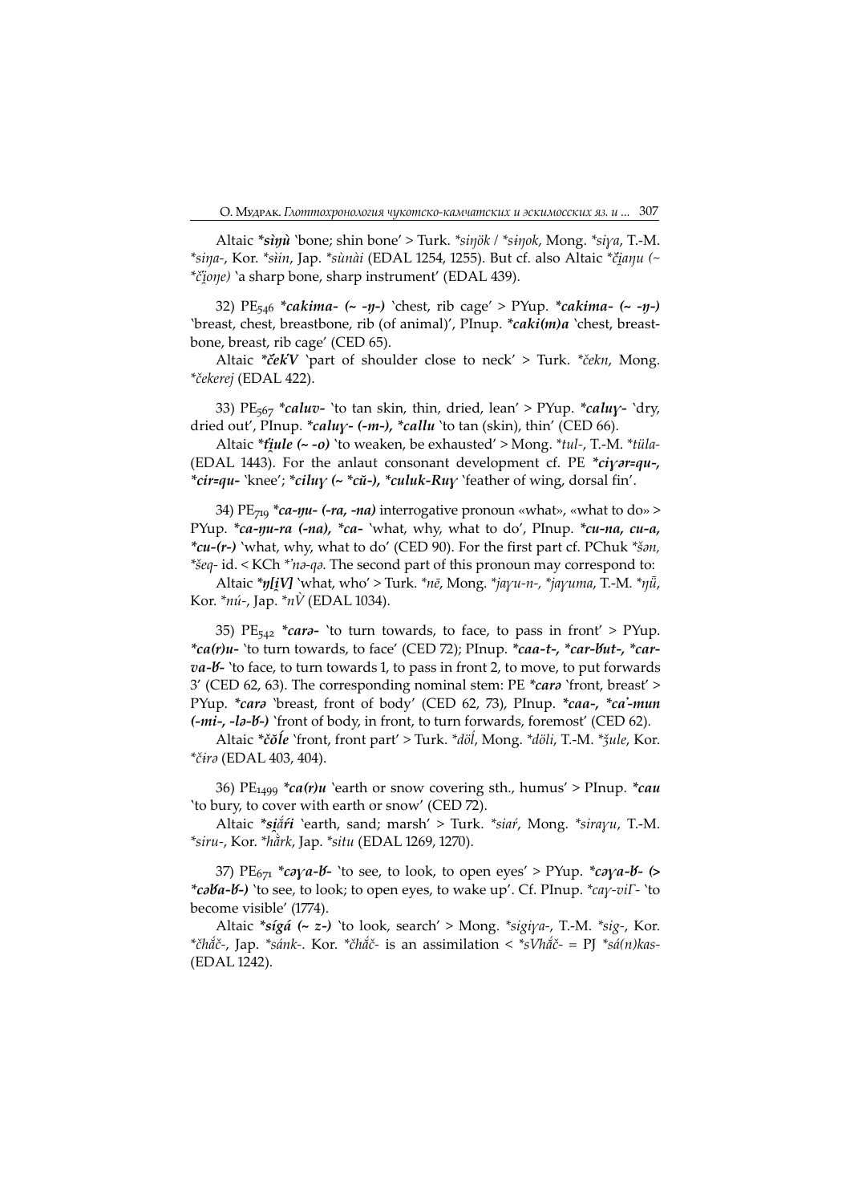Altaic ***sìŋù*** 'bone; shin bone' > Turk. *\*siŋök* / *\*sɨŋok*, Mong. *\*siɣa*, T.-M. *\*siŋa-*, Kor. *\*sɨ̀n*, Jap. *\*sùnài* (EDAL 1254, 1255). But cf. also Altaic *\*č̣i̯aŋu (~ \*č̣i̯oŋe)* 'a sharp bone, sharp instrument' (EDAL 439).

32) $PE_{546}$ ***cakima- (~ -ŋ-)*** 'chest, rib cage' > PYup. ***cakima- (~ -ŋ-)*** 'breast, chest, breastbone, rib (of animal)', PInup. ***caki(m)a*** 'chest, breastbone, breast, rib cage' (CED 65).

Altaic ***čekV*** 'part of shoulder close to neck' > Turk. *\*čekn*, Mong. *\*čekerej* (EDAL 422).

33) $PE_{567}$ ***caluv-*** 'to tan skin, thin, dried, lean' > PYup. ***caluɣ-*** 'dry, dried out', PInup. ***caluɣ- (-m-), \*callu*** 'to tan (skin), thin' (CED 66).

Altaic ***ti̯ule (~ -o)*** 'to weaken, be exhausted' > Mong. *\*tul-*, T.-M. *\*tüla-* (EDAL 1443). For the anlaut consonant development cf. PE ***ciɣər=qu-, \*cir=qu-*** 'knee'; ***ciluɣ (~ \*cŭ-), \*culuk-Ruɣ*** 'feather of wing, dorsal fin'.

34) $PE_{719}$ ***ca-ŋu- (-ra, -na)*** interrogative pronoun «what», «what to do» > PYup. ***ca-ŋu-ra (-na), \*ca-*** 'what, why, what to do', PInup. ***cu-na, cu-a, \*cu-(r-)*** 'what, why, what to do' (CED 90). For the first part cf. PChuk *\*šən, \*šeq-* id. < KCh *\*ʼnə-qə*. The second part of this pronoun may correspond to:

Altaic ***ŋ[i̯V]*** 'what, who' > Turk. *\*nē*, Mong. *\*jaɣu-n-, \*jaɣuma*, T.-M. *\*ŋǖ*, Kor. *\*nú-*, Jap. *\*nV̄* (EDAL 1034).

35) $PE_{542}$ ***carə-*** 'to turn towards, to face, to pass in front' > PYup. ***ca(r)u-*** 'to turn towards, to face' (CED 72); PInup. ***caa-t-, \*car-ɓut-, \*car-va-ɓ-*** 'to face, to turn towards 1, to pass in front 2, to move, to put forwards 3' (CED 62, 63). The corresponding nominal stem: PE ***carə*** 'front, breast' > PYup. ***carə*** 'breast, front of body' (CED 62, 73), PInup. ***caa-, \*caˋ-mun (-mi-, -lə-ɓ-)*** 'front of body, in front, to turn forwards, foremost' (CED 62).

Altaic ***čŏĺe*** 'front, front part' > Turk. *\*döĺ*, Mong. *\*döli*, T.-M. *\*ǯule*, Kor. *\*čɨrə* (EDAL 403, 404).

36) $PE_{1499}$ ***ca(r)u*** 'earth or snow covering sth., humus' > PInup. ***cau*** 'to bury, to cover with earth or snow' (CED 72).

Altaic ***si̯ǻŕi*** 'earth, sand; marsh' > Turk. *\*siaŕ*, Mong. *\*siraɣu*, T.-M. *\*siru-*, Kor. *\*hə̀rk*, Jap. *\*situ* (EDAL 1269, 1270).

37) $PE_{671}$ ***cəɣa-ɓ-*** 'to see, to look, to open eyes' > PYup. ***cəɣa-ɓ- (> \*cəɓa-ɓ-)*** 'to see, to look; to open eyes, to wake up'. Cf. PInup. *\*caɣ-viΓ-* 'to become visible' (1774).

Altaic ***sígá (~ z-)*** 'to look, search' > Mong. *\*sigiɣa-*, T.-M. *\*sig-*, Kor. *\*čhǻč-*, Jap. *\*sánk-*. Kor. *\*čhǻč-* is an assimilation < *\*sVhǻč-* = PJ *\*sá(n)kas-* (EDAL 1242).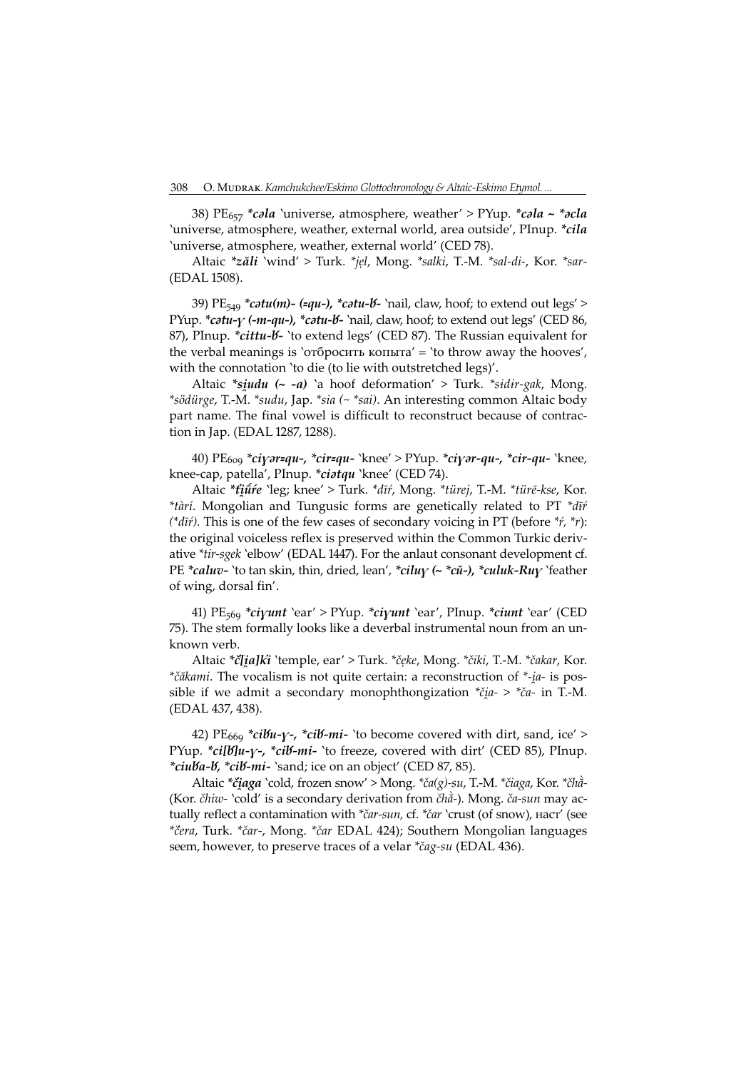38) $PE_{657}$ ***cəla*** 'universe, atmosphere, weather' > PYup. ***cəla ~ *əcla*** 'universe, atmosphere, weather, external world, area outside', PInup. ***cila*** 'universe, atmosphere, weather, external world' (CED 78).

Altaic **zǎli* 'wind' > Turk. **jẹl*, Mong. **salki*, T.-M. **sal-di-*, Kor. **sar-* (EDAL 1508).

39) $PE_{549}$ ***cətu(m)- (=qu-), *cətu-ɓ-*** 'nail, claw, hoof; to extend out legs' > PYup. ***cətu-γ (-m-qu-), *cətu-ɓ-*** 'nail, claw, hoof; to extend out legs' (CED 86, 87), PInup. ***cittu-ɓ-*** 'to extend legs' (CED 87). The Russian equivalent for the verbal meanings is 'отбросить копыта' = 'to throw away the hooves', with the connotation 'to die (to lie with outstretched legs)'.

Altaic ***si̯udu (~ -a)*** 'a hoof deformation' > Turk. **sɨdɨr-gak*, Mong. **södürge*, T.-M. **sudu*, Jap. **sia (~ *sai)*. An interesting common Altaic body part name. The final vowel is difficult to reconstruct because of contraction in Jap. (EDAL 1287, 1288).

40) $PE_{609}$ ***ciγər=qu-, *cir=qu-*** 'knee' > PYup. ***ciγər-qu-, *cir-qu-*** 'knee, knee-cap, patella', PInup. ***ciətqu*** 'knee' (CED 74).

Altaic ***ti̯úŕe*** 'leg; knee' > Turk. **dīŕ*, Mong. **türej*, T.-M. **türē-kse*, Kor. **tàrí*. Mongolian and Tungusic forms are genetically related to PT **dīŕ (*dīŕ)*. This is one of the few cases of secondary voicing in PT (before **ŕ*, **r*): the original voiceless reflex is preserved within the Common Turkic derivative **tir-sgek* 'elbow' (EDAL 1447). For the anlaut consonant development cf. PE ***caluv-*** 'to tan skin, thin, dried, lean', ***ciluγ (~ *cŭ-), *culuk-Ruγ*** 'feather of wing, dorsal fin'.

41) $PE_{569}$ ***ciγunt*** 'ear' > PYup. ***ciγunt*** 'ear', PInup. ***ciunt*** 'ear' (CED 75). The stem formally looks like a deverbal instrumental noun from an unknown verb.

Altaic ***č[i̯a]k'i*** 'temple, ear' > Turk. **čẹke*, Mong. **čiki*, T.-M. **čakar*, Kor. **čǎkami*. The vocalism is not quite certain: a reconstruction of **-i̯a-* is possible if we admit a secondary monophthongization **či̯a-* > **ča-* in T.-M. (EDAL 437, 438).

42) $PE_{669}$ ***ciɓu-γ-, *ciɓ-mi-*** 'to become covered with dirt, sand, ice' > PYup. ***ci[ɓ]u-γ-, *ciɓ-mi-*** 'to freeze, covered with dirt' (CED 85), PInup. ***ciuɓa-ɓ, *ciɓ-mi-*** 'sand; ice on an object' (CED 87, 85).

Altaic ***či̯aga*** 'cold, frozen snow' > Mong. **ča(g)-su*, T.-M. **čiaga*, Kor. **čhǎ̀-* (Kor. *čhiw-* 'cold' is a secondary derivation from *čhǎ̀-*). Mong. *ča-sun* may actually reflect a contamination with **čar-sun*, cf. **čar* 'crust (of snow), наст' (see **čera*, Turk. **čar-*, Mong. **čar* EDAL 424); Southern Mongolian languages seem, however, to preserve traces of a velar **čag-su* (EDAL 436).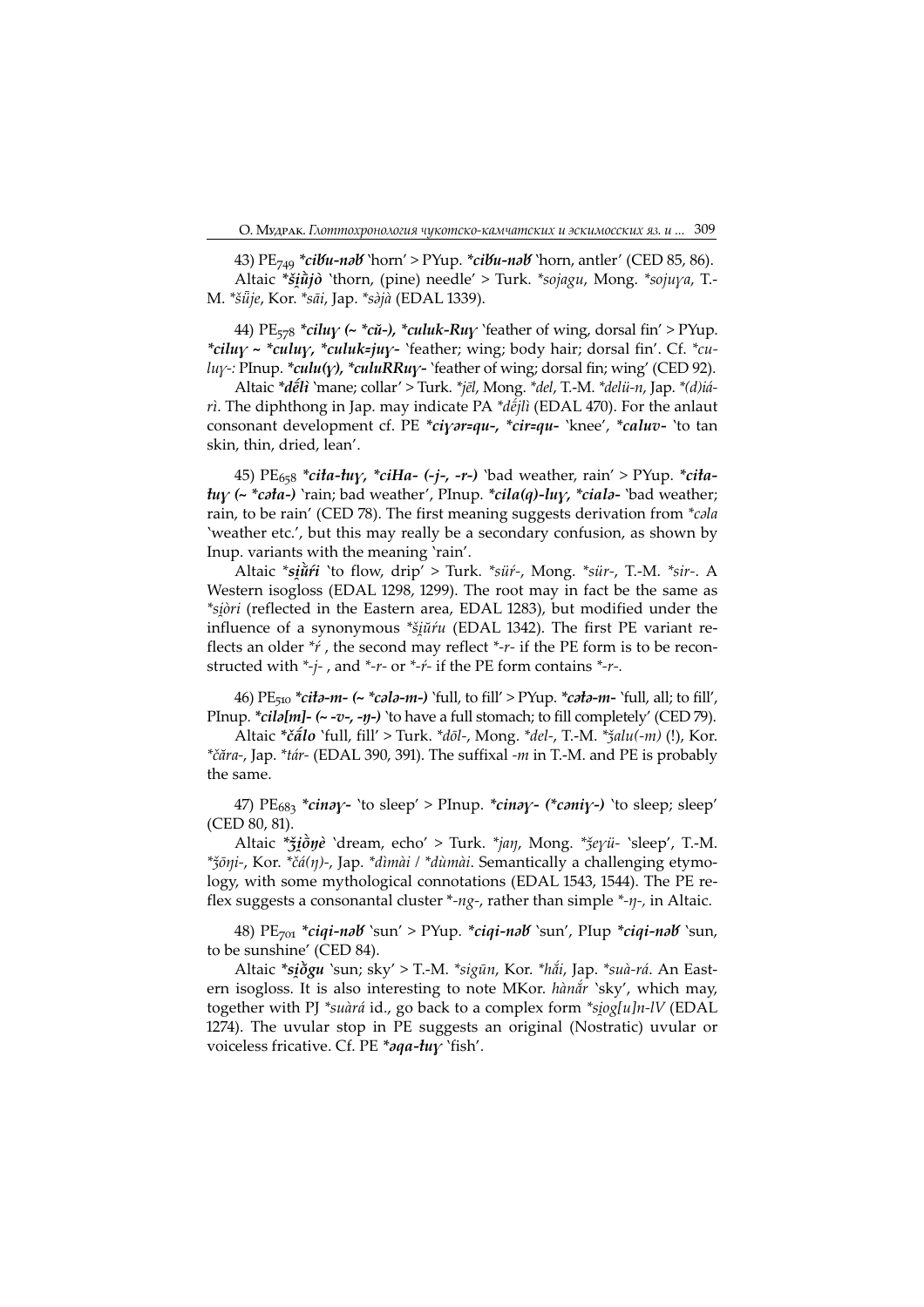43) $PE_{749}$ ***ciƀu-nəƀ*** 'horn' > PYup. ***ciƀu-nəƀ*** 'horn, antler' (CED 85, 86).

Altaic ***ši̯ù̀jò*** 'thorn, (pine) needle' > Turk. *\*sojagu*, Mong. *\*sojuɣa*, T.-M. *\*šǖje*, Kor. *\*sāi*, Jap. *\*sə̀jà* (EDAL 1339).

44) $PE_{578}$ ***ciluɣ (~ \*cŭ-), \*culuk-Ruɣ*** 'feather of wing, dorsal fin' > PYup. ***ciluɣ ~ \*culuɣ, \*culuk=juɣ-*** 'feather; wing; body hair; dorsal fin'. Cf. *\*culuɣ-:* PInup. ***culu(ɣ), \*culuRRuɣ-*** 'feather of wing; dorsal fin; wing' (CED 92).

Altaic ***dế̄lì*** 'mane; collar' > Turk. *\*jēl*, Mong. *\*del*, T.-M. *\*delü-n*, Jap. *\*(d)iá-rì*. The diphthong in Jap. may indicate PA *\*déj̄lì* (EDAL 470). For the anlaut consonant development cf. PE ***ciɣər=qu-, \*cir=qu-*** 'knee', ***\*caluv-*** 'to tan skin, thin, dried, lean'.

45) $PE_{658}$ ***ciła-łuɣ, \*ciHa- (-j-, -r-)*** 'bad weather, rain' > PYup. ***ciła-łuɣ (~ \*cəła-)*** 'rain; bad weather', PInup. ***cila(q)-luɣ, \*cialə-*** 'bad weather; rain, to be rain' (CED 78). The first meaning suggests derivation from *\*cəla* 'weather etc.', but this may really be a secondary confusion, as shown by Inup. variants with the meaning 'rain'.

Altaic ***si̯ù̀ŕi*** 'to flow, drip' > Turk. *\*süŕ-*, Mong. *\*sür-*, T.-M. *\*sir-*. A Western isogloss (EDAL 1298, 1299). The root may in fact be the same as *\*si̯òri* (reflected in the Eastern area, EDAL 1283), but modified under the influence of a synonymous *\*ši̯ŭŕu* (EDAL 1342). The first PE variant reflects an older *\*ŕ* , the second may reflect *\*-r-* if the PE form is to be reconstructed with *\*-j-* , and *\*-r-* or *\*-ŕ-* if the PE form contains *\*-r-*.

46) $PE_{510}$ ***ciłə-m- (~ \*cələ-m-)*** 'full, to fill' > PYup. ***cəłə-m-*** 'full, all; to fill', PInup. ***cilə[m]- (~ -v-, -ŋ-)*** 'to have a full stomach; to fill completely' (CED 79).

Altaic ***čắlo*** 'full, fill' > Turk. *\*dōl-*, Mong. *\*del-*, T.-M. *\*ǯalu(-m)* (!), Kor. *\*čăra-*, Jap. *\*tár-* (EDAL 390, 391). The suffixal *-m* in T.-M. and PE is probably the same.

47) $PE_{683}$ ***cinəɣ-*** 'to sleep' > PInup. ***cinəɣ- (\*cəniɣ-)*** 'to sleep; sleep' (CED 80, 81).

Altaic ***ǯi̯ò̀ŋè*** 'dream, echo' > Turk. *\*jaŋ*, Mong. *\*ǯeɣü-* 'sleep', T.-M. *\*ǯōŋi-*, Kor. *\*čá(ŋ)-*, Jap. *\*dìmài / \*dùmài*. Semantically a challenging etymology, with some mythological connotations (EDAL 1543, 1544). The PE reflex suggests a consonantal cluster *\*-ng-*, rather than simple *\*-ŋ-*, in Altaic.

48) $PE_{701}$ ***ciqi-nəƀ*** 'sun' > PYup. ***ciqi-nəƀ*** 'sun', PIup ***ciqi-nəƀ*** 'sun, to be sunshine' (CED 84).

Altaic ***si̯ò̀gu*** 'sun; sky' > T.-M. *\*sigūn*, Kor. *\*hắi*, Jap. *\*suà-rá*. An Eastern isogloss. It is also interesting to note MKor. *hànắr* 'sky', which may, together with PJ *\*suàrá* id., go back to a complex form *\*si̯og[u]n-lV* (EDAL 1274). The uvular stop in PE suggests an original (Nostratic) uvular or voiceless fricative. Cf. PE ***əqa-łuɣ*** 'fish'.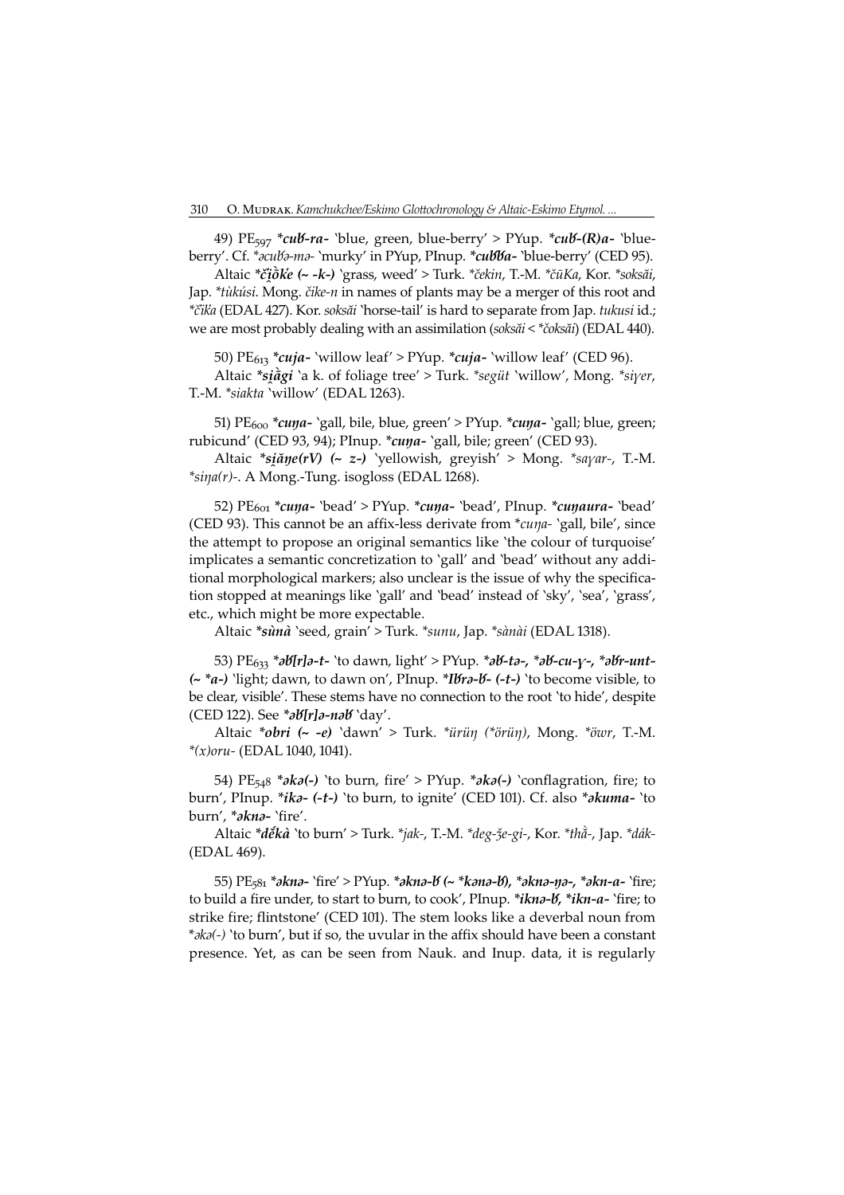49) $PE_{597}$ ***cuʁ-ra-*** 'blue, green, blue-berry' > PYup. ***cuʁ-(R)a-*** 'blue-berry'. Cf. *\*əcuʁə-mə-* 'murky' in PYup, PInup. ***cuʁʁa-*** 'blue-berry' (CED 95).

Altaic ***čʻi̯ŏ̀ḱe (~ -k-)*** 'grass, weed' > Turk. *\*čekin*, T.-M. *\*čūKa*, Kor. *\*soksăi*, Jap. *\*tùkúsi*. Mong. *čike-n* in names of plants may be a merger of this root and *\*čiḱa* (EDAL 427). Kor. *soksăi* 'horse-tail' is hard to separate from Jap. *tukusi* id.; we are most probably dealing with an assimilation (*soksăi* < *\*čoksăi*) (EDAL 440).

50) $PE_{613}$ ***cuja-*** 'willow leaf' > PYup. ***cuja-*** 'willow leaf' (CED 96).

Altaic ***si̯ā̀gi*** 'a k. of foliage tree' > Turk. *\*següt* 'willow', Mong. *\*siɣer*, T.-M. *\*siakta* 'willow' (EDAL 1263).

51) $PE_{600}$ ***cuŋa-*** 'gall, bile, blue, green' > PYup. ***cuŋa-*** 'gall; blue, green; rubicund' (CED 93, 94); PInup. ***cuŋa-*** 'gall, bile; green' (CED 93).

Altaic ***si̯ăŋe(rV) (~ z-)*** 'yellowish, greyish' > Mong. *\*saɣar-*, T.-M. *\*siŋa(r)-*. A Mong.-Tung. isogloss (EDAL 1268).

52) $PE_{601}$ ***cuŋa-*** 'bead' > PYup. ***cuŋa-*** 'bead', PInup. ***cuŋaura-*** 'bead' (CED 93). This cannot be an affix-less derivate from *\*cuŋa-* 'gall, bile', since the attempt to propose an original semantics like 'the colour of turquoise' implicates a semantic concretization to 'gall' and 'bead' without any additional morphological markers; also unclear is the issue of why the specification stopped at meanings like 'gall' and 'bead' instead of 'sky', 'sea', 'grass', etc., which might be more expectable.

Altaic ***sùnà*** 'seed, grain' > Turk. *\*sunu*, Jap. *\*sànài* (EDAL 1318).

53) $PE_{633}$ ***əʁ[r]ə-t-*** 'to dawn, light' > PYup. ***əʁ-tə-, \*əʁ-cu-ɣ-, \*əʁr-unt- (~ \*a-)*** 'light; dawn, to dawn on', PInup. ***Iʁrə-ʁ- (-t-)*** 'to become visible, to be clear, visible'. These stems have no connection to the root 'to hide', despite (CED 122). See ***əʁ[r]ə-nəʁ*** 'day'.

Altaic ***obri (~ -e)*** 'dawn' > Turk. *\*ürüŋ (\*örüŋ)*, Mong. *\*öwr*, T.-M. *\*(x)oru-* (EDAL 1040, 1041).

54) $PE_{548}$ ***əkə(-)*** 'to burn, fire' > PYup. ***əkə(-)*** 'conflagration, fire; to burn', PInup. ***ikə- (-t-)*** 'to burn, to ignite' (CED 101). Cf. also ***əkuma-*** 'to burn', ***əknə-*** 'fire'.

Altaic ***dḗkà*** 'to burn' > Turk. *\*jak-*, T.-M. *\*deg-ǯe-gi-*, Kor. *\*thằ-*, Jap. *\*dák-* (EDAL 469).

55) $PE_{581}$ ***əknə-*** 'fire' > PYup. ***əknə-ʁ (~ \*kənə-ʁ), \*əknə-ŋə-, \*əkn-a-*** 'fire; to build a fire under, to start to burn, to cook', PInup. ***iknə-ʁ, \*ikn-a-*** 'fire; to strike fire; flintstone' (CED 101). The stem looks like a deverbal noun from *\*əkə(-)* 'to burn', but if so, the uvular in the affix should have been a constant presence. Yet, as can be seen from Nauk. and Inup. data, it is regularly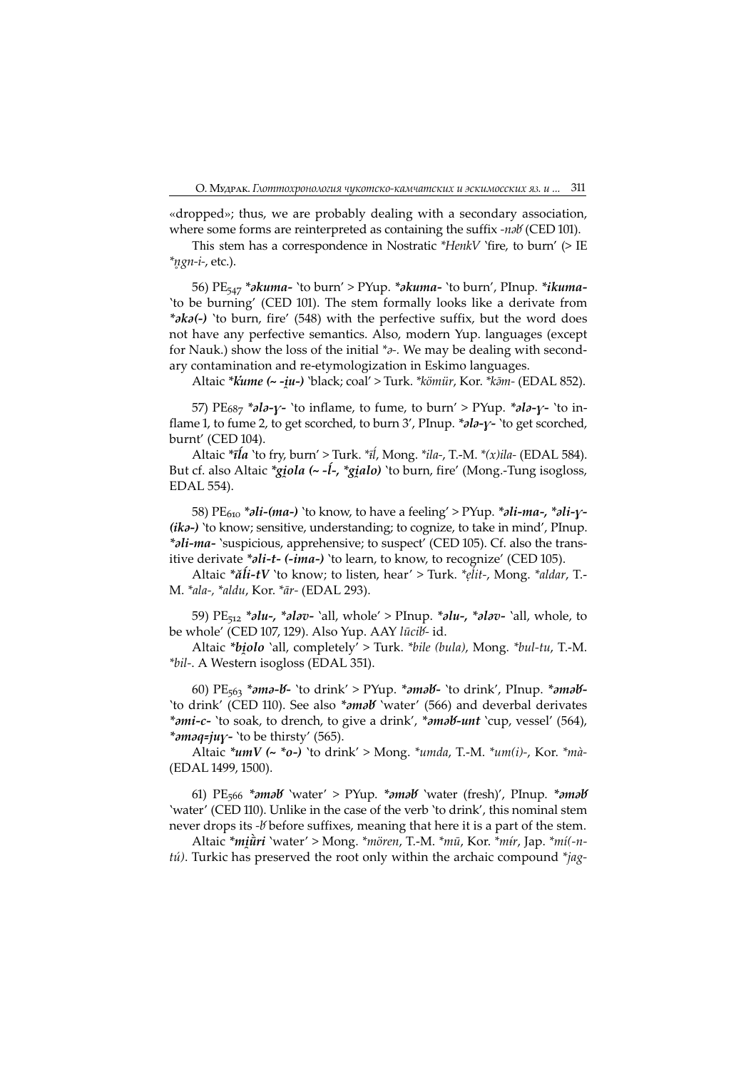«dropped»; thus, we are probably dealing with a secondary association, where some forms are reinterpreted as containing the suffix *-nəɞ* (CED 101).

This stem has a correspondence in Nostratic *\*HenkV* 'fire, to burn' (> IE *\*n̥gn-i-*, etc.).

56) PE$_{547}$ ***əkuma-*** 'to burn' > PYup. ***əkuma-*** 'to burn', PInup. ***ikuma-*** 'to be burning' (CED 101). The stem formally looks like a derivate from ***əkə(-)*** 'to burn, fire' (548) with the perfective suffix, but the word does not have any perfective semantics. Also, modern Yup. languages (except for Nauk.) show the loss of the initial *\*ə-*. We may be dealing with secondary contamination and re-etymologization in Eskimo languages.

Altaic ***ḱume (~ -i̯u-)*** 'black; coal' > Turk. *\*kömür*, Kor. *\*kə̄m-* (EDAL 852).

57) PE$_{687}$ ***ələ-ɣ-*** 'to inflame, to fume, to burn' > PYup. ***ələ-ɣ-*** 'to inflame 1, to fume 2, to get scorched, to burn 3', PInup. ***ələ-ɣ-*** 'to get scorched, burnt' (CED 104).

Altaic ***īĺa*** 'to fry, burn' > Turk. *\*īĺ*, Mong. *\*ila-*, T.-M. *\*(x)ila-* (EDAL 584). But cf. also Altaic ***gi̯ola (~ -ĺ-, \*gi̯alo)*** 'to burn, fire' (Mong.-Tung isogloss, EDAL 554).

58) PE$_{610}$ ***əli-(ma-)*** 'to know, to have a feeling' > PYup. ***əli-ma-, \*əli-ɣ-(ikə-)*** 'to know; sensitive, understanding; to cognize, to take in mind', PInup. ***əli-ma-*** 'suspicious, apprehensive; to suspect' (CED 105). Cf. also the transitive derivate ***əli-t- (-ima-)*** 'to learn, to know, to recognize' (CED 105).

Altaic ***ăĺi-tV*** 'to know; to listen, hear' > Turk. *\*ẹlit-*, Mong. *\*aldar*, T.-M. *\*ala-*, *\*aldu*, Kor. *\*ār-* (EDAL 293).

59) PE$_{512}$ ***əlu-, \*ələv-*** 'all, whole' > PInup. ***əlu-, \*ələv-*** 'all, whole, to be whole' (CED 107, 129). Also Yup. AAY *lūciɞ-* id.

Altaic ***bi̯olo*** 'all, completely' > Turk. *\*bile (bula)*, Mong. *\*bul-tu*, T.-M. *\*bil-*. A Western isogloss (EDAL 351).

60) PE$_{563}$ ***əmə-ɞ-*** 'to drink' > PYup. ***əməɞ-*** 'to drink', PInup. ***əməɞ-*** 'to drink' (CED 110). See also ***əməɞ*** 'water' (566) and deverbal derivates ***əmi-c-*** 'to soak, to drench, to give a drink', ***əməɞ-unt*** 'cup, vessel' (564), ***əməq=juɣ-*** 'to be thirsty' (565).

Altaic ***umV (~ \*o-)*** 'to drink' > Mong. *\*umda*, T.-M. *\*um(i)-*, Kor. *\*mà-* (EDAL 1499, 1500).

61) PE$_{566}$ ***əməɞ*** 'water' > PYup. ***əməɞ*** 'water (fresh)', PInup. ***əməɞ*** 'water' (CED 110). Unlike in the case of the verb 'to drink', this nominal stem never drops its *-ɞ* before suffixes, meaning that here it is a part of the stem.

Altaic ***mi̯ùri*** 'water' > Mong. *\*mören*, T.-M. *\*mū*, Kor. *\*mír*, Jap. *\*mí(-n-tú)*. Turkic has preserved the root only within the archaic compound *\*jag-*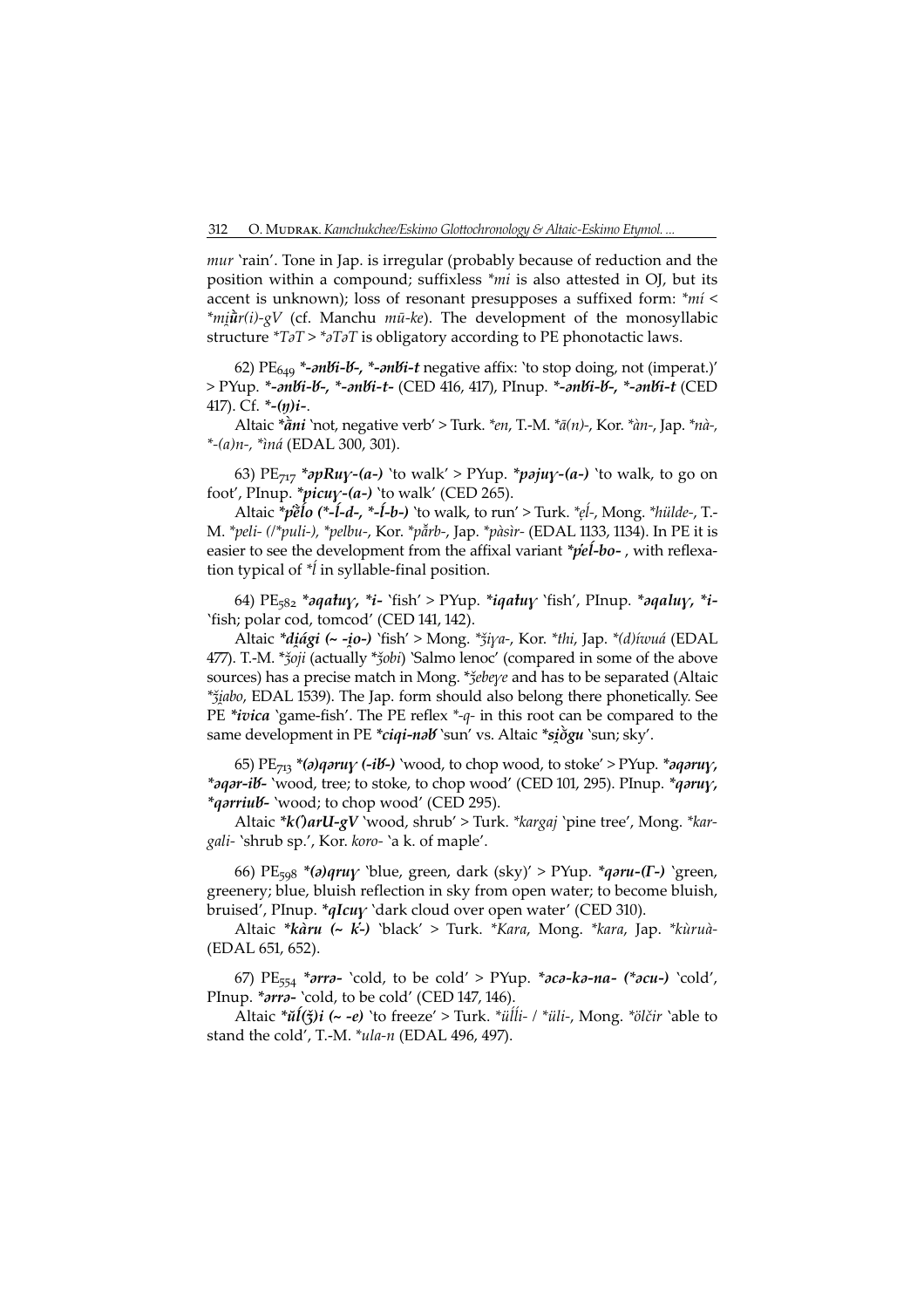*mur* 'rain'. Tone in Jap. is irregular (probably because of reduction and the position within a compound; suffixless *\*mi* is also attested in OJ, but its accent is unknown); loss of resonant presupposes a suffixed form: *\*mí* < *\*mi̯ǚr(i)-gV* (cf. Manchu *mū-ke*). The development of the monosyllabic structure *\*TəT* > *\*əTəT* is obligatory according to PE phonotactic laws.

62) $PE_{649}$ ***-ənƃi-ƃ-, \*-ənƃi-t*** negative affix: 'to stop doing, not (imperat.)' > PYup. ***-ənƃi-ƃ-, \*-ənƃi-t-*** (CED 416, 417), PInup. ***-ənƃi-ƃ-, \*-ənƃi-t*** (CED 417). Cf. ***-(ŋ)i-***.

Altaic ***\*ǟni*** 'not, negative verb' > Turk. *\*en*, T.-M. *\*ā(n)-*, Kor. *\*àn-*, Jap. *\*nà-, \*-(a)n-, \*ìná* (EDAL 300, 301).

63) $PE_{717}$ ***\*əpRuɣ-(a-)*** 'to walk' > PYup. ***\*pəjuɣ-(a-)*** 'to walk, to go on foot', PInup. ***\*picuɣ-(a-)*** 'to walk' (CED 265).

Altaic ***\*pèĺo (\*-ĺ-d-, \*-ĺ-b-)*** 'to walk, to run' > Turk. *\*ẹĺ-*, Mong. *\*hülde-*, T.-M. *\*peli- (/\*puli-), \*pelbu-*, Kor. *\*pǎrb-*, Jap. *\*pàsìr-* (EDAL 1133, 1134). In PE it is easier to see the development from the affixal variant ***\*péĺ-bo-*** , with reflexation typical of *\*ĺ* in syllable-final position.

64) $PE_{582}$ ***\*əqaɫuɣ, \*i-*** 'fish' > PYup. ***\*iqaɫuɣ*** 'fish', PInup. ***\*əqaluɣ, \*i-*** 'fish; polar cod, tomcod' (CED 141, 142).

Altaic ***\*di̯ági (~ -i̯o-)*** 'fish' > Mong. *\*ǯiɣa-*, Kor. *\*thi*, Jap. *\*(d)íwuá* (EDAL 477). T.-M. *\*ǯoji* (actually *\*ǯobi*) 'Salmo lenoc' (compared in some of the above sources) has a precise match in Mong. *\*ǯebeɣe* and has to be separated (Altaic *\*ǯi̯abo*, EDAL 1539). The Jap. form should also belong there phonetically. See PE ***\*ivica*** 'game-fish'. The PE reflex *\*-q-* in this root can be compared to the same development in PE ***\*ciqi-nəƃ*** 'sun' vs. Altaic ***\*si̯ŏ̀gu*** 'sun; sky'.

65) $PE_{713}$ ***\*(ə)qəruɣ (-iƃ-)*** 'wood, to chop wood, to stoke' > PYup. ***\*əqəruɣ, \*əqər-iƃ-*** 'wood, tree; to stoke, to chop wood' (CED 101, 295). PInup. ***\*qəruɣ, \*qərriuƃ-*** 'wood; to chop wood' (CED 295).

Altaic ***\*k(')arU-gV*** 'wood, shrub' > Turk. *\*kargaj* 'pine tree', Mong. *\*kargali-* 'shrub sp.', Kor. *koro-* 'a k. of maple'.

66) $PE_{598}$ ***\*(ə)qruɣ*** 'blue, green, dark (sky)' > PYup. ***\*qəru-(Γ-)*** 'green, greenery; blue, bluish reflection in sky from open water; to become bluish, bruised', PInup. ***\*qIcuɣ*** 'dark cloud over open water' (CED 310).

Altaic ***\*kàru (~ ḱ-)*** 'black' > Turk. *\*Kara*, Mong. *\*kara*, Jap. *\*kùruà-* (EDAL 651, 652).

67) $PE_{554}$ ***\*ərrə-*** 'cold, to be cold' > PYup. ***\*əcə-kə-na- (\*əcu-)*** 'cold', PInup. ***\*ərrə-*** 'cold, to be cold' (CED 147, 146).

Altaic ***\*ŭĺ(ʒ)i (~ -e)*** 'to freeze' > Turk. *\*üĺĺi- / \*üli-*, Mong. *\*ölčir* 'able to stand the cold', T.-M. *\*ula-n* (EDAL 496, 497).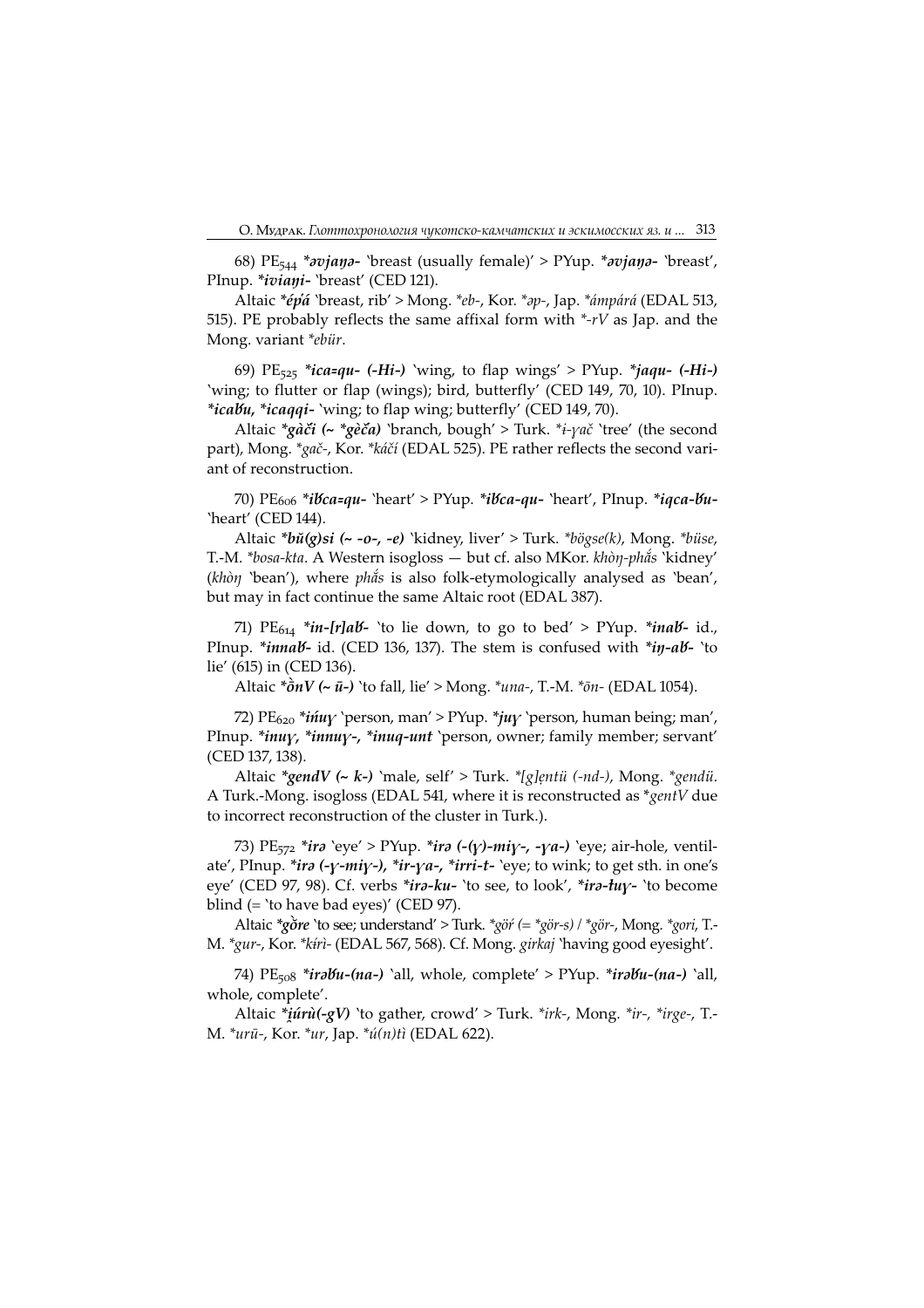68) $PE_{544}$ ***əvjaŋə-*** 'breast (usually female)' > PYup. ***əvjaŋə-*** 'breast', PInup. ***iviaŋi-*** 'breast' (CED 121).

Altaic ***ép̀á*** 'breast, rib' > Mong. *\*eb-*, Kor. *\*əp-*, Jap. *\*ámpárá* (EDAL 513, 515). PE probably reflects the same affixal form with *\*-rV* as Jap. and the Mong. variant *\*ebür*.

69) $PE_{525}$ ***ica=qu- (-Hi-)*** 'wing, to flap wings' > PYup. ***jaqu- (-Hi-)*** 'wing; to flutter or flap (wings); bird, butterfly' (CED 149, 70, 10). PInup. ***icaʁu, \*icaqqi-*** 'wing; to flap wing; butterfly' (CED 149, 70).

Altaic ***gàči (~ \*gèča)*** 'branch, bough' > Turk. *\*i-γač* 'tree' (the second part), Mong. *\*gač-*, Kor. *\*káčí* (EDAL 525). PE rather reflects the second variant of reconstruction.

70) $PE_{606}$ ***iʁca=qu-*** 'heart' > PYup. ***iʁca-qu-*** 'heart', PInup. ***iqca-ʁu-*** 'heart' (CED 144).

Altaic ***bŭ(g)si (~ -o-, -e)*** 'kidney, liver' > Turk. *\*bögse(k)*, Mong. *\*büse*, T.-M. *\*bosa-kta*. A Western isogloss — but cf. also MKor. *khòŋ-phǻs* 'kidney' (*khòŋ* 'bean'), where *phǻs* is also folk-etymologically analysed as 'bean', but may in fact continue the same Altaic root (EDAL 387).

71) $PE_{614}$ ***in-[r]aʁ-*** 'to lie down, to go to bed' > PYup. ***inaʁ-*** id., PInup. ***innaʁ-*** id. (CED 136, 137). The stem is confused with ***iŋ-aʁ-*** 'to lie' (615) in (CED 136).

Altaic ***ōnV (~ ū-)*** 'to fall, lie' > Mong. *\*una-*, T.-M. *\*ōn-* (EDAL 1054).

72) $PE_{620}$ ***ińuγ*** 'person, man' > PYup. ***juγ*** 'person, human being; man', PInup. ***inuγ, \*innuγ-, \*inuq-unt*** 'person, owner; family member; servant' (CED 137, 138).

Altaic ***gendV (~ k-)*** 'male, self' > Turk. *\*[g]ẹntü (-nd-)*, Mong. *\*gendü*. A Turk.-Mong. isogloss (EDAL 541, where it is reconstructed as *\*gentV* due to incorrect reconstruction of the cluster in Turk.).

73) $PE_{572}$ ***irə*** 'eye' > PYup. ***irə (-(γ)-miγ-, -γa-)*** 'eye; air-hole, ventilate', PInup. ***irə (-γ-miγ-), \*ir-γa-, \*irri-t-*** 'eye; to wink; to get sth. in one's eye' (CED 97, 98). Cf. verbs ***irə-ku-*** 'to see, to look', ***irə-łuγ-*** 'to become blind (= 'to have bad eyes)' (CED 97).

Altaic ***gŏre*** 'to see; understand' > Turk. *\*göŕ (= \*gör-s) / \*gör-*, Mong. *\*gori*, T.-M. *\*gur-*, Kor. *\*kírì-* (EDAL 567, 568). Cf. Mong. *girkaj* 'having good eyesight'.

74) $PE_{508}$ ***irəʁu-(na-)*** 'all, whole, complete' > PYup. ***irəʁu-(na-)*** 'all, whole, complete'.

Altaic ***i̯úrù(-gV)*** 'to gather, crowd' > Turk. *\*irk-*, Mong. *\*ir-, \*irge-*, T.-M. *\*urū-*, Kor. *\*ur*, Jap. *\*ú(n)tì* (EDAL 622).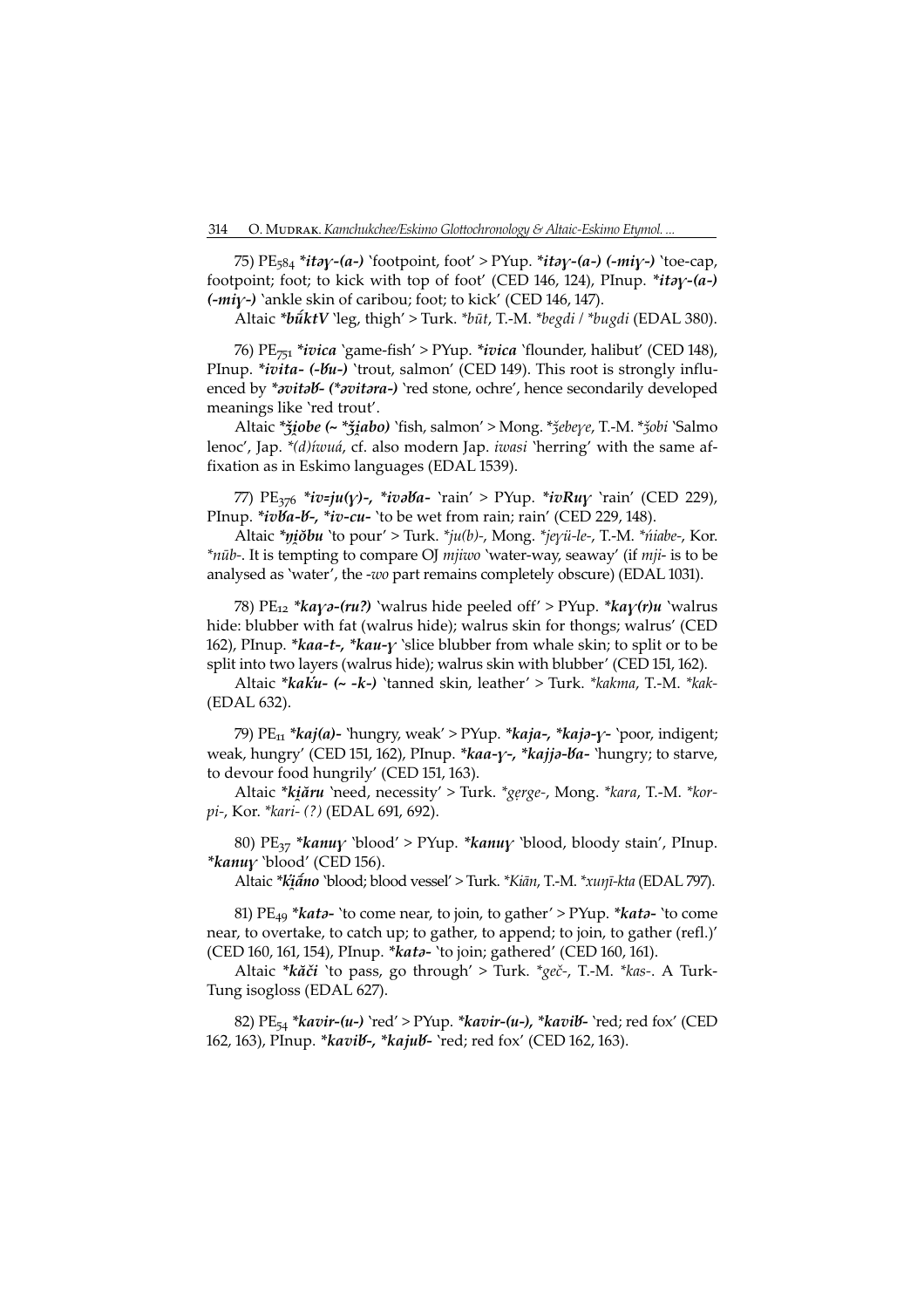75) $PE_{584}$ ***itəɣ-(a-)*** 'footpoint, foot' > PYup. ***itəɣ-(a-) (-miɣ-)*** 'toe-cap, footpoint; foot; to kick with top of foot' (CED 146, 124), PInup. ***itəɣ-(a-) (-miɣ-)*** 'ankle skin of caribou; foot; to kick' (CED 146, 147).

Altaic ***bŭ́ktV*** 'leg, thigh' > Turk. *\*būt*, T.-M. *\*begdi* / *\*bugdi* (EDAL 380).

76) $PE_{751}$ ***ivica*** 'game-fish' > PYup. ***ivica*** 'flounder, halibut' (CED 148), PInup. ***ivita- (-ƀu-)*** 'trout, salmon' (CED 149). This root is strongly influenced by ***əvitəƀ- (*əvitəra-)*** 'red stone, ochre', hence secondarily developed meanings like 'red trout'.

Altaic ***ǯi̯obe (~ *ǯi̯abo)*** 'fish, salmon' > Mong. *\*ǯebeɣe*, T.-M. *\*ǯobi* 'Salmo lenoc', Jap. *\*(d)íwuá*, cf. also modern Jap. *iwasi* 'herring' with the same affixation as in Eskimo languages (EDAL 1539).

77) $PE_{376}$ ***iv=ju(ɣ)-, *ivəƀa-*** 'rain' > PYup. ***ivRuɣ*** 'rain' (CED 229), PInup. ***ivƀa-ƀ-, *iv-cu-*** 'to be wet from rain; rain' (CED 229, 148).

Altaic ***ŋi̯ŏbu*** 'to pour' > Turk. *\*ju(b)-*, Mong. *\*jeɣü-le-*, T.-M. *\*ńiabe-*, Kor. *\*nūb-*. It is tempting to compare OJ *mjiwo* 'water-way, seaway' (if *mji-* is to be analysed as 'water', the *-wo* part remains completely obscure) (EDAL 1031).

78) $PE_{12}$ ***kaɣə-(ru?)*** 'walrus hide peeled off' > PYup. ***kaɣ(r)u*** 'walrus hide: blubber with fat (walrus hide); walrus skin for thongs; walrus' (CED 162), PInup. ***kaa-t-, *kau-ɣ*** 'slice blubber from whale skin; to split or to be split into two layers (walrus hide); walrus skin with blubber' (CED 151, 162).

Altaic ***kaḱu- (~ -k-)*** 'tanned skin, leather' > Turk. *\*kakma*, T.-M. *\*kak-* (EDAL 632).

79) $PE_{11}$ ***kaj(a)-*** 'hungry, weak' > PYup. ***kaja-, *kajə-ɣ-*** 'poor, indigent; weak, hungry' (CED 151, 162), PInup. ***kaa-ɣ-, *kajjə-ƀa-*** 'hungry; to starve, to devour food hungrily' (CED 151, 163).

Altaic ***ki̯ăru*** 'need, necessity' > Turk. *\*ge̜rge-*, Mong. *\*kara*, T.-M. *\*kor-pi-*, Kor. *\*kari- (?)* (EDAL 691, 692).

80) $PE_{37}$ ***kanuɣ*** 'blood' > PYup. ***kanuɣ*** 'blood, bloody stain', PInup. ***kanuɣ*** 'blood' (CED 156).

Altaic ***ki̯ā́no*** 'blood; blood vessel' > Turk. *\*Kiān*, T.-M. *\*xuŋī-kta* (EDAL 797).

81) $PE_{49}$ ***katə-*** 'to come near, to join, to gather' > PYup. ***katə-*** 'to come near, to overtake, to catch up; to gather, to append; to join, to gather (refl.)' (CED 160, 161, 154), PInup. ***katə-*** 'to join; gathered' (CED 160, 161).

Altaic ***kăči*** 'to pass, go through' > Turk. *\*geč-*, T.-M. *\*kas-*. A Turk-Tung isogloss (EDAL 627).

82) $PE_{54}$ ***kavir-(u-)*** 'red' > PYup. ***kavir-(u-), *kaviƀ-*** 'red; red fox' (CED 162, 163), PInup. ***kaviƀ-, *kajuƀ-*** 'red; red fox' (CED 162, 163).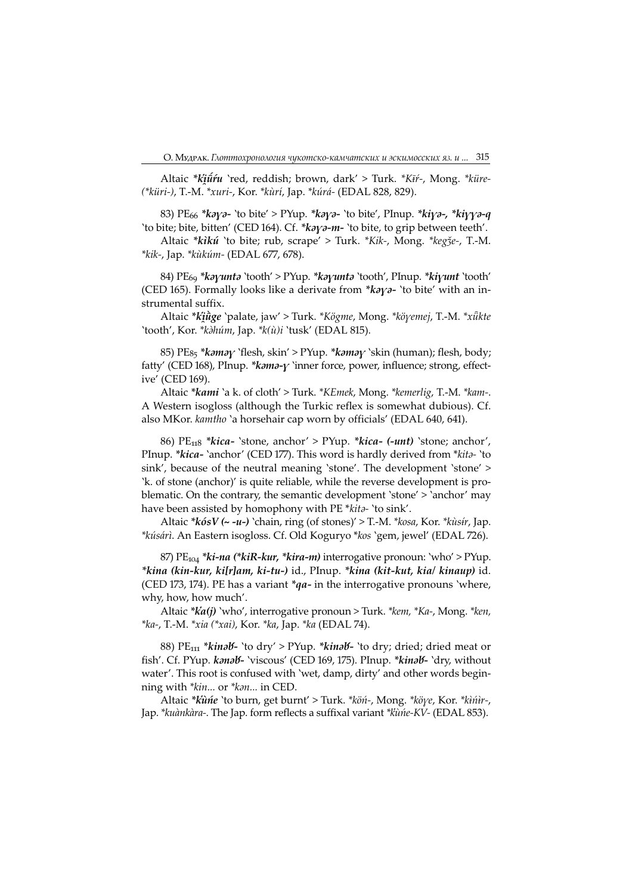Altaic *ki̯ū́ŕu* 'red, reddish; brown, dark' > Turk. *Kīŕ-*, Mong. *küre-* (*küri-), T.-M. *xuri-*, Kor. *kùrí*, Jap. *kúrá-* (EDAL 828, 829).

83) PE$_{66}$ ***kəγə-*** 'to bite' > PYup. ***kəγə-*** 'to bite', PInup. ***kiγə-, *kiγγə-q*** 'to bite; bite, bitten' (CED 164). Cf. ***kəγə-m-*** 'to bite, to grip between teeth'.

Altaic ***kìkú*** 'to bite; rub, scrape' > Turk. *Kik-*, Mong. *kegǯe-*, T.-M. *kik-*, Jap. *kùkúm-* (EDAL 677, 678).

84) PE$_{69}$ ***kəγuntə*** 'tooth' > PYup. ***kəγuntə*** 'tooth', PInup. ***kiγunt*** 'tooth' (CED 165). Formally looks like a derivate from ***kəγə-*** 'to bite' with an instrumental suffix.

Altaic ***ki̯ŭge*** 'palate, jaw' > Turk. *Kögme*, Mong. *köγemej*, T.-M. *xūkte* 'tooth', Kor. *kəhúm*, Jap. *k(ù)i* 'tusk' (EDAL 815).

85) PE$_{85}$ ***kəməγ*** 'flesh, skin' > PYup. ***kəməγ*** 'skin (human); flesh, body; fatty' (CED 168), PInup. ***kəmə-γ*** 'inner force, power, influence; strong, effective' (CED 169).

Altaic ***kami*** 'a k. of cloth' > Turk. *KEmek*, Mong. *kemerlig*, T.-M. *kam-*. A Western isogloss (although the Turkic reflex is somewhat dubious). Cf. also MKor. *kamtho* 'a horsehair cap worn by officials' (EDAL 640, 641).

86) PE$_{118}$ ***kica-*** 'stone, anchor' > PYup. ***kica- (-unt)*** 'stone; anchor', PInup. ***kica-*** 'anchor' (CED 177). This word is hardly derived from *kitə-* 'to sink', because of the neutral meaning 'stone'. The development 'stone' > 'k. of stone (anchor)' is quite reliable, while the reverse development is problematic. On the contrary, the semantic development 'stone' > 'anchor' may have been assisted by homophony with PE *kitə-* 'to sink'.

Altaic ***kósV (~ -u-)*** 'chain, ring (of stones)' > T.-M. *kosa*, Kor. *kùsɨ́r*, Jap. *kúsárì*. An Eastern isogloss. Cf. Old Koguryo *kos* 'gem, jewel' (EDAL 726).

87) PE$_{104}$ ***ki-na (*kiR-kur, *kira-m)*** interrogative pronoun: 'who' > PYup. ***kina (kin-kur, ki[r]am, ki-tu-)*** id., PInup. ***kina (kit-kut, kia/ kinaup)*** id. (CED 173, 174). PE has a variant ***qa-*** in the interrogative pronouns 'where, why, how, how much'.

Altaic ***k'a(j)*** 'who', interrogative pronoun > Turk. *kem, *Ka-*, Mong. *ken, *ka-*, T.-M. *xia (*xai)*, Kor. *ka*, Jap. *ka* (EDAL 74).

88) PE$_{111}$ ***kinəʁ-*** 'to dry' > PYup. ***kinəʁ-*** 'to dry; dried; dried meat or fish'. Cf. PYup. ***kənəʁ-*** 'viscous' (CED 169, 175). PInup. ***kinəʁ-*** 'dry, without water'. This root is confused with 'wet, damp, dirty' and other words beginning with *kin...* or *kən...* in CED.

Altaic ***k'ùńe*** 'to burn, get burnt' > Turk. *köń-*, Mong. *köγe*, Kor. *kɨ̀ńɨ̀r-*, Jap. *kuànkàra-*. The Jap. form reflects a suffixal variant *k'ùńe-KV-* (EDAL 853).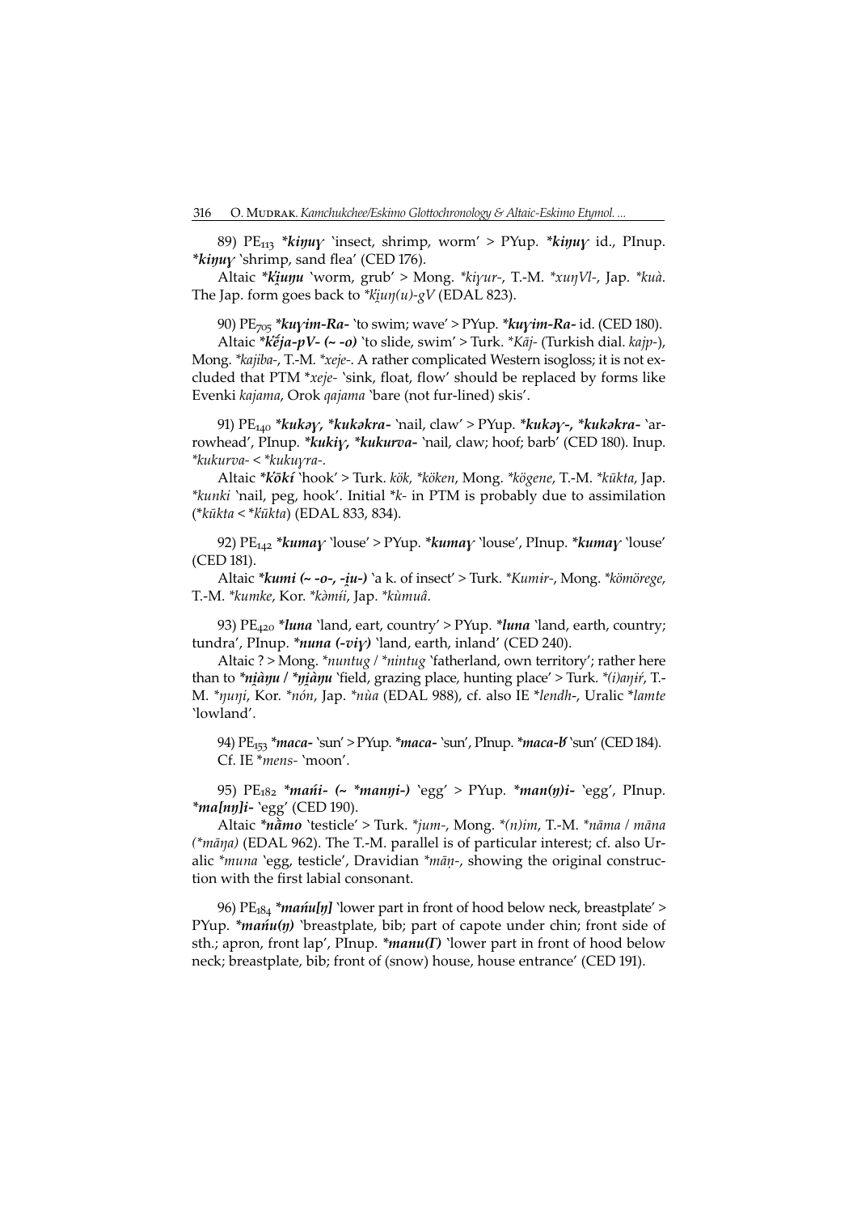89) $PE_{113}$ ***kiŋuγ*** 'insect, shrimp, worm' > PYup. ***kiŋuγ*** id., PInup. ***kiŋuγ*** 'shrimp, sand flea' (CED 176).

Altaic ***ki̯uŋu*** 'worm, grub' > Mong. *\*kiγur-*, T.-M. *\*xuŋVl-*, Jap. *\*kuà*. The Jap. form goes back to *\*ki̯uŋ(u)-gV* (EDAL 823).

90) $PE_{705}$ ***kuγim-Ra-*** 'to swim; wave' > PYup. ***kuγim-Ra-*** id. (CED 180).

Altaic ***k̓ēja-pV- (~ -o)*** 'to slide, swim' > Turk. *\*Kāj-* (Turkish dial. *kajp-*), Mong. *\*kajiba-*, T.-M. *\*xeje-*. A rather complicated Western isogloss; it is not excluded that PTM *\*xeje-* 'sink, float, flow' should be replaced by forms like Evenki *kajama*, Orok *qajama* 'bare (not fur-lined) skis'.

91) $PE_{140}$ ***kukəγ, \*kukəkra-*** 'nail, claw' > PYup. ***kukəγ-, \*kukəkra-*** 'arrowhead', PInup. ***kukiγ, \*kukurva-*** 'nail, claw; hoof; barb' (CED 180). Inup. *\*kukurva- < \*kukuγra-*.

Altaic ***k̓ōkí*** 'hook' > Turk. *kök, \*köken*, Mong. *\*kögene*, T.-M. *\*kūkta*, Jap. *\*kunki* 'nail, peg, hook'. Initial *\*k-* in PTM is probably due to assimilation (*\*kūkta < \*k̓ūkta*) (EDAL 833, 834).

92) $PE_{142}$ ***kumaγ*** 'louse' > PYup. ***kumaγ*** 'louse', PInup. ***kumaγ*** 'louse' (CED 181).

Altaic ***kumi (~ -o-, -i̯u-)*** 'a k. of insect' > Turk. *\*Kumɨr-*, Mong. *\*kömörege*, T.-M. *\*kumke*, Kor. *\*kə̀mɨ́i*, Jap. *\*kùmuâ*.

93) $PE_{420}$ ***luna*** 'land, eart, country' > PYup. ***luna*** 'land, earth, country; tundra', PInup. ***nuna (-viγ)*** 'land, earth, inland' (CED 240).

Altaic ? > Mong. *\*nuntug / \*nintug* 'fatherland, own territory'; rather here than to ***ni̯àŋu / \*ŋi̯àŋu*** 'field, grazing place, hunting place' > Turk. *\*(i)aŋɨŕ*, T.-M. *\*ŋuŋi*, Kor. *\*nón*, Jap. *\*nùa* (EDAL 988), cf. also IE *\*lendh-*, Uralic *\*lamte* 'lowland'.

94) $PE_{153}$ ***maca-*** 'sun' > PYup. ***maca-*** 'sun', PInup. ***maca-ƀ*** 'sun' (CED 184). Cf. IE *\*mens-* 'moon'.

95) $PE_{182}$ ***mańi- (~ \*manŋi-)*** 'egg' > PYup. ***man(ŋ)i-*** 'egg', PInup. ***ma[nŋ]i-*** 'egg' (CED 190).

Altaic ***nằmo*** 'testicle' > Turk. *\*jum-*, Mong. *\*(n)im*, T.-M. *\*nāma / māna (\*māŋa)* (EDAL 962). The T.-M. parallel is of particular interest; cf. also Uralic *\*muna* 'egg, testicle', Dravidian *\*māṇ-*, showing the original construction with the first labial consonant.

96) $PE_{184}$ ***mańu[ŋ]*** 'lower part in front of hood below neck, breastplate' > PYup. ***mańu(ŋ)*** 'breastplate, bib; part of capote under chin; front side of sth.; apron, front lap', PInup. ***manu(Γ)*** 'lower part in front of hood below neck; breastplate, bib; front of (snow) house, house entrance' (CED 191).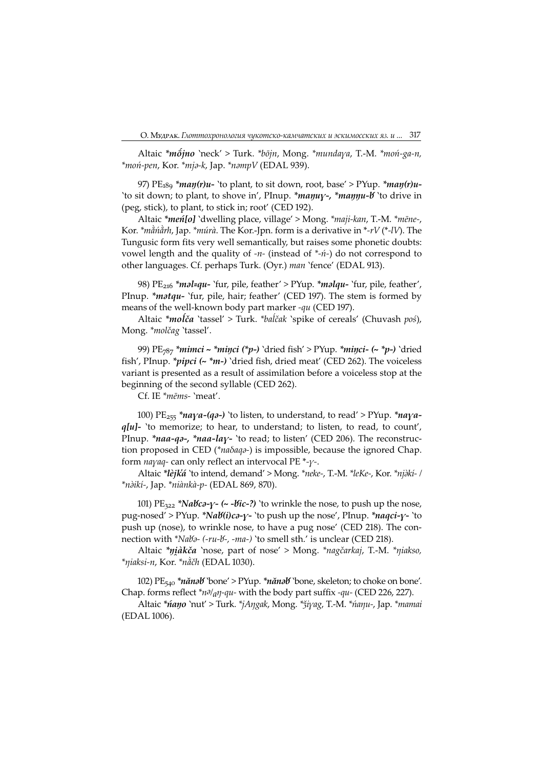Altaic ***mṓjno*** 'neck' > Turk. *\*bōjn*, Mong. *\*mundaɣa*, T.-M. *\*mońga-n, \*mońpen*, Kor. *\*mjə-k*, Jap. *\*nəmpV* (EDAL 939).

97) PE$_{189}$ ***maŋ(r)u-*** 'to plant, to sit down, root, base' > PYup. ***maŋ(r)u-*** 'to sit down; to plant, to shove in', PInup. ***maŋuɣ-, \*maŋŋu-ʁ*** 'to drive in (peg, stick), to plant, to stick in; root' (CED 192).

Altaic ***meń[o]*** 'dwelling place, village' > Mong. *\*maji-kan*, T.-M. *\*mēne-*, Kor. *\*mằńằrh*, Jap. *\*múrà*. The Kor.-Jpn. form is a derivative in *\*-rV* (*\*-lV*). The Tungusic form fits very well semantically, but raises some phonetic doubts: vowel length and the quality of *-n-* (instead of *\*-ń-*) do not correspond to other languages. Cf. perhaps Turk. (Oyr.) *man* 'fence' (EDAL 913).

98) PE$_{216}$ ***məl=qu-*** 'fur, pile, feather' > PYup. ***məlqu-*** 'fur, pile, feather', PInup. ***mətqu-*** 'fur, pile, hair; feather' (CED 197). The stem is formed by means of the well-known body part marker *-qu* (CED 197).

Altaic ***moĺča*** 'tassel' > Turk. *\*baĺčak* 'spike of cereals' (Chuvash *poś*), Mong. *\*molčag* 'tassel'.

99) PE$_{787}$ ***mimci ~ \*miŋci (\*p-)*** 'dried fish' > PYup. ***miŋci- (~ \*p-)*** 'dried fish', PInup. ***pipci (~ \*m-)*** 'dried fish, dried meat' (CED 262). The voiceless variant is presented as a result of assimilation before a voiceless stop at the beginning of the second syllable (CED 262).

Cf. IE *\*mēms-* 'meat'.

100) PE$_{255}$ ***naɣa-(qə-)*** 'to listen, to understand, to read' > PYup. ***naɣa-q[u]-*** 'to memorize; to hear, to understand; to listen, to read, to count', PInup. ***naa-qə-, \*naa-laɣ-*** 'to read; to listen' (CED 206). The reconstruction proposed in CED (*\*naδaqə-*) is impossible, because the ignored Chap. form *naɣaq-* can only reflect an intervocal PE *\*-ɣ-*.

Altaic ***lèjḱá*** 'to intend, demand' > Mong. *\*neke-*, T.-M. *\*leKe-*, Kor. *\*njə̀kí- / \*nə̀ikí-*, Jap. *\*niànkà-p-* (EDAL 869, 870).

101) PE$_{322}$ ***Naʁcə-ɣ- (~ -ʁic-?)*** 'to wrinkle the nose, to push up the nose, pug-nosed' > PYup. ***Naʁ(i)cə-ɣ-*** 'to push up the nose', PInup. ***naqci-ɣ-*** 'to push up (nose), to wrinkle nose, to have a pug nose' (CED 218). The connection with *\*Naʁə- (-ru-ʁ-, -ma-)* 'to smell sth.' is unclear (CED 218).

Altaic ***ŋi̯àkča*** 'nose, part of nose' > Mong. *\*nagčarkaj*, T.-M. *\*ŋiakso, \*ŋiaksi-n*, Kor. *\*nằčh* (EDAL 1030).

102) PE$_{540}$ ***nănəʁ*** 'bone' > PYup. ***nănəʁ*** 'bone, skeleton; to choke on bone'. Chap. forms reflect *\*nə/$_{a}$ŋ-qu-* with the body part suffix *-qu-* (CED 226, 227).

Altaic ***ńaŋo*** 'nut' > Turk. *\*jAŋgak*, Mong. *\*ǯiɣag*, T.-M. *\*ńaŋu-*, Jap. *\*mamai* (EDAL 1006).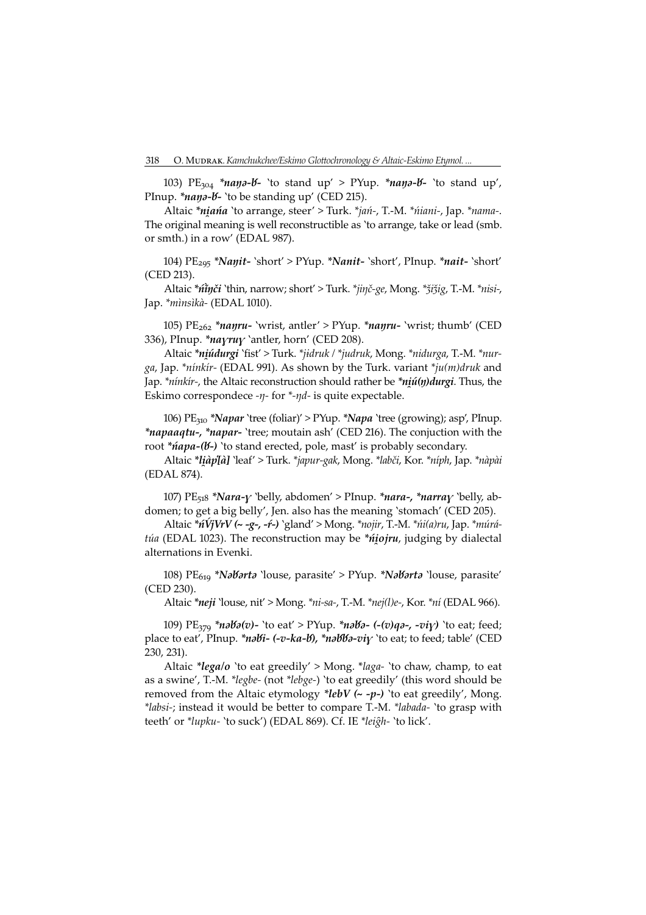103) $PE_{304}$ ***naŋə-ɓ-*** 'to stand up' > PYup. ***naŋə-ɓ-*** 'to stand up', PInup. ***naŋə-ɓ-*** 'to be standing up' (CED 215).

Altaic ***ni̯ańa*** 'to arrange, steer' > Turk. **jań-*, T.-M. **ńiani-*, Jap. **nama-*. The original meaning is well reconstructible as 'to arrange, take or lead (smb. or smth.) in a row' (EDAL 987).

104) $PE_{295}$ ***Naŋit-*** 'short' > PYup. ***Nanit-*** 'short', PInup. ***nait-*** 'short' (CED 213).

Altaic ***ńĩŋči*** 'thin, narrow; short' > Turk. **jiŋč-ge*, Mong. **ǯiǯig*, T.-M. **nisi-*, Jap. **mìnsìkà-* (EDAL 1010).

105) $PE_{262}$ ***naŋru-*** 'wrist, antler' > PYup. ***naŋru-*** 'wrist; thumb' (CED 336), PInup. ***naɣruɣ*** 'antler, horn' (CED 208).

Altaic ***ni̯údurgi*** 'fist' > Turk. **jɨdruk* / **judruk*, Mong. **nidurga*, T.-M. **nurga*, Jap. **nínkír-* (EDAL 991). As shown by the Turk. variant **ju(m)druk* and Jap. **nínkír-*, the Altaic reconstruction should rather be ***ni̯ú(ŋ)durgi***. Thus, the Eskimo correspondece *-ŋ-* for *-ŋd-* is quite expectable.

106) $PE_{310}$ ***Napar*** 'tree (foliar)' > PYup. ***Napa*** 'tree (growing); asp', PInup. ***napaaqtu-, *napar-*** 'tree; moutain ash' (CED 216). The conjuction with the root ***ńapa-(ɓ-)*** 'to stand erected, pole, mast' is probably secondary.

Altaic ***li̯àp῾[à]*** 'leaf' > Turk. **japur-gak*, Mong. **labči*, Kor. **níph*, Jap. **nàpài* (EDAL 874).

107) $PE_{518}$ ***Nara-ɣ*** 'belly, abdomen' > PInup. ***nara-, *narraɣ*** 'belly, abdomen; to get a big belly', Jen. also has the meaning 'stomach' (CED 205).

Altaic ***ńV̀jVrV (~ -g-, -ŕ-)*** 'gland' > Mong. **nojir*, T.-M. **ńi(a)ru*, Jap. **múrá-túa* (EDAL 1023). The reconstruction may be ***ńi̯ojru***, judging by dialectal alternations in Evenki.

108) $PE_{619}$ ***Nəɓərtə*** 'louse, parasite' > PYup. ***Nəɓərtə*** 'louse, parasite' (CED 230).

Altaic ***neji*** 'louse, nit' > Mong. **ni-sa-*, T.-M. **nej(l)e-*, Kor. **ní* (EDAL 966).

109) $PE_{379}$ ***nəɓə(v)-*** 'to eat' > PYup. ***nəɓə- (-(v)qə-, -viɣ)*** 'to eat; feed; place to eat', PInup. ***nəɓi- (-v-ka-ɓ), *nəɓɓə-viɣ*** 'to eat; to feed; table' (CED 230, 231).

Altaic ***lega/o*** 'to eat greedily' > Mong. **laga-* 'to chaw, champ, to eat as a swine', T.-M. **legbe-* (not **lebge-*) 'to eat greedily' (this word should be removed from the Altaic etymology ***lebV (~ -p-)*** 'to eat greedily', Mong. **labsi-*; instead it would be better to compare T.-M. **labada-* 'to grasp with teeth' or **lupku-* 'to suck') (EDAL 869). Cf. IE **leiĝh-* 'to lick'.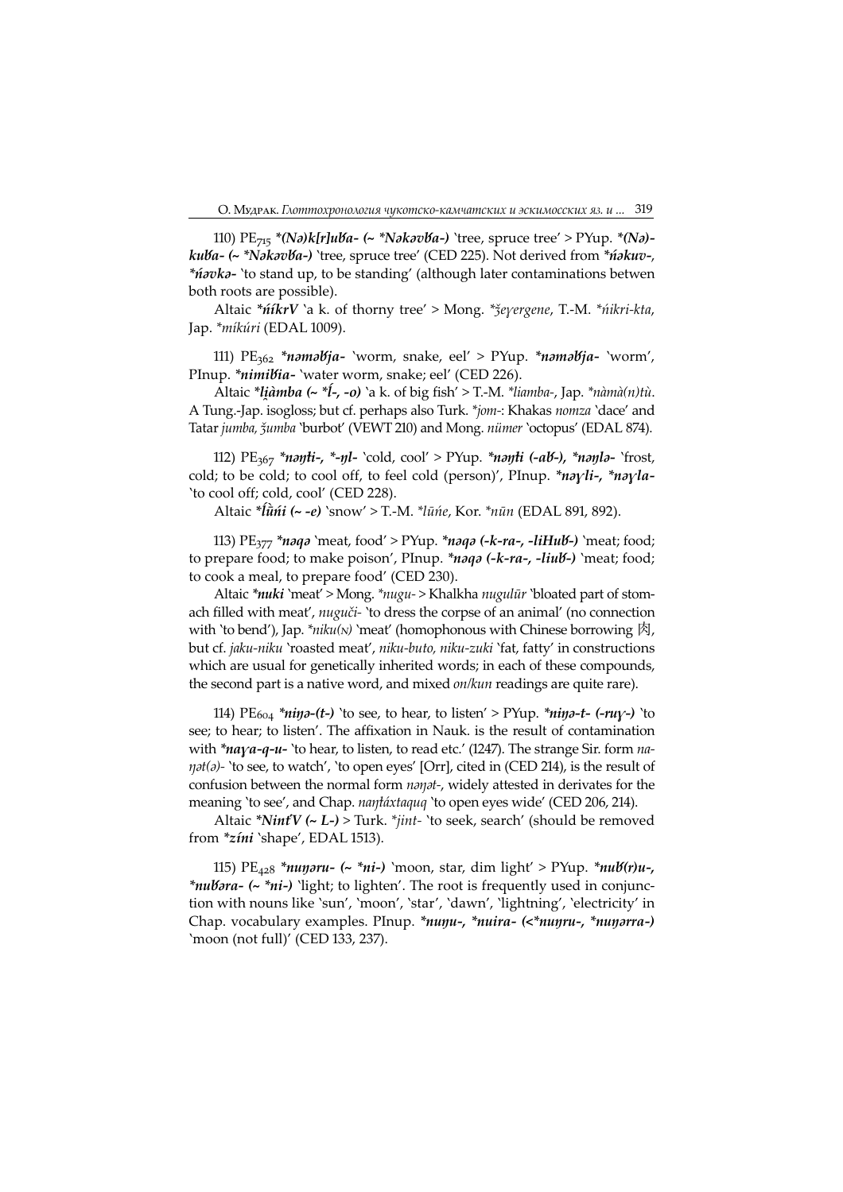110) $PE_{715}$ ***(Nə)k[r]uƀa- (~ *Nəkəvƀa-)*** 'tree, spruce tree' > PYup. ***(Nə)-kuƀa- (~ *Nəkəvƀa-)*** 'tree, spruce tree' (CED 225). Not derived from ***ńəkuv-***, ***ńəvkə-*** 'to stand up, to be standing' (although later contaminations betwen both roots are possible).

Altaic ***ńíkrV*** 'a k. of thorny tree' > Mong. *ǯeɣergene*, T.-M. **ńikri-kta*, Jap. **míkúri* (EDAL 1009).

111) $PE_{362}$ ***nəməƀja-*** 'worm, snake, eel' > PYup. ***nəməƀja-*** 'worm', PInup. ***nimiƀia-*** 'water worm, snake; eel' (CED 226).

Altaic ***li̯àmba (~ *ĺ-, -o)*** 'a k. of big fish' > T.-M. **liamba-*, Jap. **nàmà(n)tù*. A Tung.-Jap. isogloss; but cf. perhaps also Turk. **jom-*: Khakas *nomza* 'dace' and Tatar *jumba, ǯumba* 'burbot' (VEWT 210) and Mong. *nümer* 'octopus' (EDAL 874).

112) $PE_{367}$ ***nəŋłi-, *-ŋl-*** 'cold, cool' > PYup. ***nəŋłi (-aƀ-), *nəŋlə-*** 'frost, cold; to be cold; to cool off, to feel cold (person)', PInup. ***naɣli-, *naɣla-*** 'to cool off; cold, cool' (CED 228).

Altaic ***ĺǜńi (~ -e)*** 'snow' > T.-M. **lūńe*, Kor. **nūn* (EDAL 891, 892).

113) $PE_{377}$ ***nəqə*** 'meat, food' > PYup. ***nəqə (-k-ra-, -liHuƀ-)*** 'meat; food; to prepare food; to make poison', PInup. ***nəqə (-k-ra-, -liuƀ-)*** 'meat; food; to cook a meal, to prepare food' (CED 230).

Altaic ***nuki*** 'meat' > Mong. **nugu-* > Khalkha *nugulūr* 'bloated part of stomach filled with meat', *nuguči-* 'to dress the corpse of an animal' (no connection with 'to bend'), Jap. **niku(N)* 'meat' (homophonous with Chinese borrowing 肉, but cf. *jaku-niku* 'roasted meat', *niku-buto, niku-zuki* 'fat, fatty' in constructions which are usual for genetically inherited words; in each of these compounds, the second part is a native word, and mixed *on/kun* readings are quite rare).

114) $PE_{604}$ ***niŋə-(t-)*** 'to see, to hear, to listen' > PYup. ***niŋə-t- (-ruɣ-)*** 'to see; to hear; to listen'. The affixation in Nauk. is the result of contamination with ***naɣa-q-u-*** 'to hear, to listen, to read etc.' (1247). The strange Sir. form *na-ŋət(ə)-* 'to see, to watch', 'to open eyes' [Orr], cited in (CED 214), is the result of confusion between the normal form *nəŋət-*, widely attested in derivates for the meaning 'to see', and Chap. *naŋłáxtaquq* 'to open eyes wide' (CED 206, 214).

Altaic ***NinťV (~ L-)*** > Turk. **jint-* 'to seek, search' (should be removed from ***zíni*** 'shape', EDAL 1513).

115) $PE_{428}$ ***nuŋəru- (~ *ni-)*** 'moon, star, dim light' > PYup. ***nuƀ(r)u-, *nuƀəra- (~ *ni-)*** 'light; to lighten'. The root is frequently used in conjunction with nouns like 'sun', 'moon', 'star', 'dawn', 'lightning', 'electricity' in Chap. vocabulary examples. PInup. ***nuŋu-, *nuira- (<*nuŋru-, *nuŋərra-)*** 'moon (not full)' (CED 133, 237).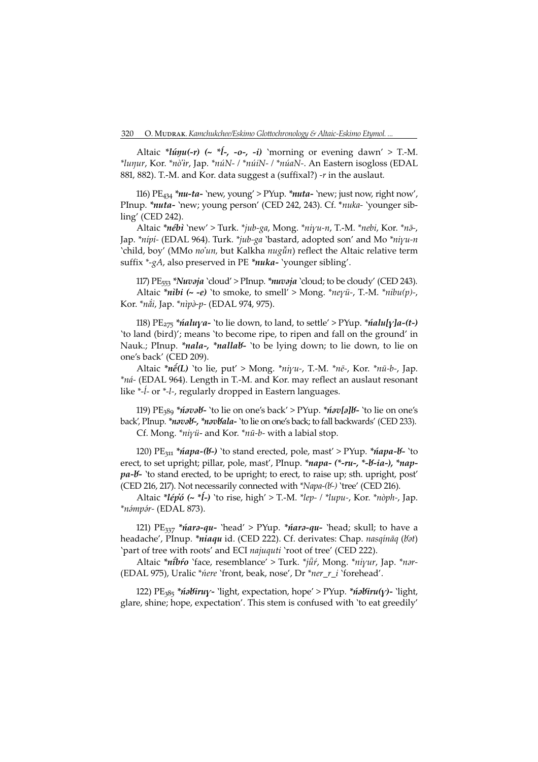Altaic ***lúŋu(-r) (~ *ĺ-, -o-, -i)*** 'morning or evening dawn' > T.-M. *\*luŋur*, Kor. *\*nò'ìr*, Jap. *\*núN-* / *\*núiN-* / *\*núaN-*. An Eastern isogloss (EDAL 881, 882). T.-M. and Kor. data suggest a (suffixal?) *-r* in the auslaut.

116) $PE_{434}$ ***\*nu-ta-*** 'new, young' > PYup. ***\*nuta-*** 'new; just now, right now', PInup. ***\*nuta-*** 'new; young person' (CED 242, 243). Cf. *\*nuka-* 'younger sibling' (CED 242).

Altaic ***\*nébì*** 'new' > Turk. *\*jub-ga*, Mong. *\*niγu-n*, T.-M. *\*nebi*, Kor. *\*nə̄-*, Jap. *\*nípí-* (EDAL 964). Turk. *\*jub-ga* 'bastard, adopted son' and Mo *\*niγu-n* 'child, boy' (MMo *no'un,* but Kalkha *nugŭn*) reflect the Altaic relative term suffix *\*-gA*, also preserved in PE ***\*nuka-*** 'younger sibling'.

117) $PE_{553}$ ***\*Nuvəja*** 'cloud' > PInup. ***\*nuvəja*** 'cloud; to be cloudy' (CED 243).

Altaic ***\*nìbi (~ -e)*** 'to smoke, to smell' > Mong. *\*neγü-*, T.-M. *\*nibu(p)-*, Kor. *\*nǻi*, Jap. *\*nìpə̀-p-* (EDAL 974, 975).

118) $PE_{275}$ ***\*ńaluγa-*** 'to lie down, to land, to settle' > PYup. ***\*ńalu[γ]a-(t-)*** 'to land (bird)'; means 'to become ripe, to ripen and fall on the ground' in Nauk.; PInup. ***\*nala-, \*nallaƃ-*** 'to be lying down; to lie down, to lie on one's back' (CED 209).

Altaic ***\*né̄(L)*** 'to lie, put' > Mong. *\*niγu-*, T.-M. *\*nē-*, Kor. *\*nū-b-*, Jap. *\*ná-* (EDAL 964). Length in T.-M. and Kor. may reflect an auslaut resonant like *\*-ĺ-* or *\*-l-*, regularly dropped in Eastern languages.

119) $PE_{389}$ ***\*ńəvəƃ-*** 'to lie on one's back' > PYup. ***\*ńəv[ə]ƃ-*** 'to lie on one's back', PInup. ***\*nəvəƃ-, \*nəvƃala-*** 'to lie on one's back; to fall backwards' (CED 233).

Cf. Mong. *\*niγü-* and Kor. *\*nū-b-* with a labial stop.

120) $PE_{311}$ ***\*ńapa-(ƃ-)*** 'to stand erected, pole, mast' > PYup. ***\*ńapa-ƃ-*** 'to erect, to set upright; pillar, pole, mast', PInup. ***\*napa- (\*-ru-, \*-ƃ-ia-), \*nappa-ƃ-*** 'to stand erected, to be upright; to erect, to raise up; sth. upright, post' (CED 216, 217). Not necessarily connected with *\*Napa-(ƃ-)* 'tree' (CED 216).

Altaic ***\*lép'ó (~ \*ĺ-)*** 'to rise, high' > T.-M. *\*lep-* / *\*lupu-*, Kor. *\*nòph-*, Jap. *\*námpár-* (EDAL 873).

121) $PE_{337}$ ***\*ńarə-qu-*** 'head' > PYup. ***\*ńarə-qu-*** 'head; skull; to have a headache', PInup. ***\*niaqu*** id. (CED 222). Cf. derivates: Chap. *nasqínāq* (*ƃət*) 'part of tree with roots' and ECI *najuquti* 'root of tree' (CED 222).

Altaic ***\*ńíbŕo*** 'face, resemblance' > Turk. *\*jǖŕ*, Mong. *\*niγur*, Jap. *\*nər-* (EDAL 975), Uralic *\*ńere* 'front, beak, nose', Dr *\*ner_r_i* 'forehead'.

122) $PE_{385}$ ***\*ńəƃiruγ-*** 'light, expectation, hope' > PYup. ***\*ńəƃiru(γ)-*** 'light, glare, shine; hope, expectation'. This stem is confused with 'to eat greedily'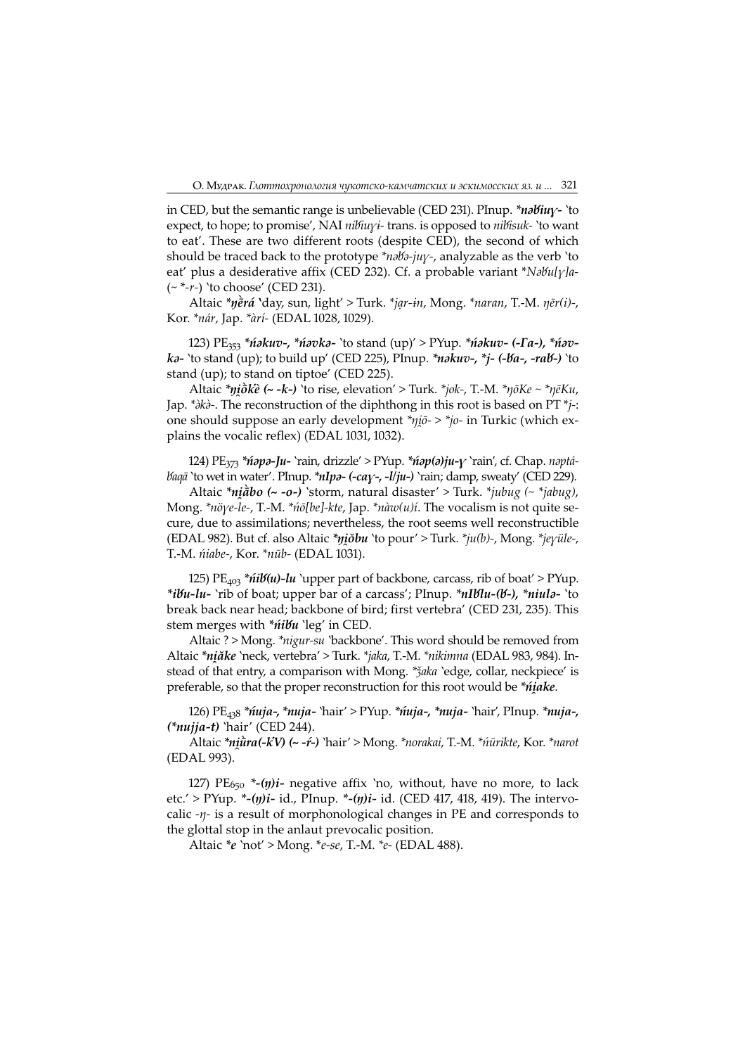in CED, but the semantic range is unbelievable (CED 231). PInup. ***nəƀiuɣ-*** 'to expect, to hope; to promise', NAI *niƀiuɣi-* trans. is opposed to *niƀisuk-* 'to want to eat'. These are two different roots (despite CED), the second of which should be traced back to the prototype *\*nəƀə-juɣ-*, analyzable as the verb 'to eat' plus a desiderative affix (CED 232). Cf. a probable variant *\*Nəƀu[ɣ]a-* (~ *\*-r-*) 'to choose' (CED 231).

Altaic ***ŋèrá*** 'day, sun, light' > Turk. *\*jạr-ɨn*, Mong. *\*naran*, T.-M. *ŋēr(i)-*, Kor. *\*nár*, Jap. *\*àrí-* (EDAL 1028, 1029).

123) $PE_{353}$ ***ńəkuv-, \*ńəvkə-*** 'to stand (up)' > PYup. ***ńəkuv- (-Ґa-), \*ńəvkə-*** 'to stand (up); to build up' (CED 225), PInup. ***nəkuv-, \*j- (-ƀa-, -raƀ-)*** 'to stand (up); to stand on tiptoe' (CED 225).

Altaic ***ŋi̯ŏkè (~ -k-)*** 'to rise, elevation' > Turk. *\*jok-*, T.-M. *\*ŋōKe ~ \*ŋēKu*, Jap. *\*ə̀kə̀-*. The reconstruction of the diphthong in this root is based on PT *\*j-*: one should suppose an early development *\*ŋi̯ō- > \*jo-* in Turkic (which explains the vocalic reflex) (EDAL 1031, 1032).

124) $PE_{373}$ ***ńəpə-Ju-*** 'rain, drizzle' > PYup. ***ńəp(ə)ju-ɣ*** 'rain', cf. Chap. *nəptáƀaqā* 'to wet in water'. PInup. ***nIpə- (-caɣ-, -l/ju-)*** 'rain; damp, sweaty' (CED 229).

Altaic ***ni̯àbo (~ -o-)*** 'storm, natural disaster' > Turk. *\*jubug (~ \*jabug)*, Mong. *\*nöɣe-le-*, T.-M. *\*ńō[be]-kte*, Jap. *\*nàw(u)í*. The vocalism is not quite secure, due to assimilations; nevertheless, the root seems well reconstructible (EDAL 982). But cf. also Altaic ***ŋi̯ŏbu*** 'to pour' > Turk. *\*ju(b)-*, Mong. *\*jeɣüle-*, T.-M. *ńiabe-*, Kor. *\*nūb-* (EDAL 1031).

125) $PE_{403}$ ***ńiƀ(u)-lu*** 'upper part of backbone, carcass, rib of boat' > PYup. ***iƀu-lu-*** 'rib of boat; upper bar of a carcass'; PInup. ***nIƀlu-(ƀ-), \*niulə-*** 'to break back near head; backbone of bird; first vertebra' (CED 231, 235). This stem merges with ***ńiƀu*** 'leg' in CED.

Altaic ? > Mong. *\*nigur-su* 'backbone'. This word should be removed from Altaic ***ni̯ăke*** 'neck, vertebra' > Turk. *\*jaka*, T.-M. *\*nikimna* (EDAL 983, 984). Instead of that entry, a comparison with Mong. *\*ǯaka* 'edge, collar, neckpiece' is preferable, so that the proper reconstruction for this root would be ***ńi̯ake***.

126) $PE_{438}$ ***ńuja-, \*nuja-*** 'hair' > PYup. ***ńuja-, \*nuja-*** 'hair', PInup. ***nuja-, (\*nujja-t)*** 'hair' (CED 244).

Altaic ***ni̯ùra(-k'V) (~ -ŕ-)*** 'hair' > Mong. *\*norakai*, T.-M. *\*ńūrikte*, Kor. *\*narot* (EDAL 993).

127) $PE_{650}$ ***-(ŋ)i-*** negative affix 'no, without, have no more, to lack etc.' > PYup. ***-(ŋ)i-*** id., PInup. ***-(ŋ)i-*** id. (CED 417, 418, 419). The intervocalic *-ŋ-* is a result of morphonological changes in PE and corresponds to the glottal stop in the anlaut prevocalic position.

Altaic ***e*** 'not' > Mong. *\*e-se*, T.-M. *\*e-* (EDAL 488).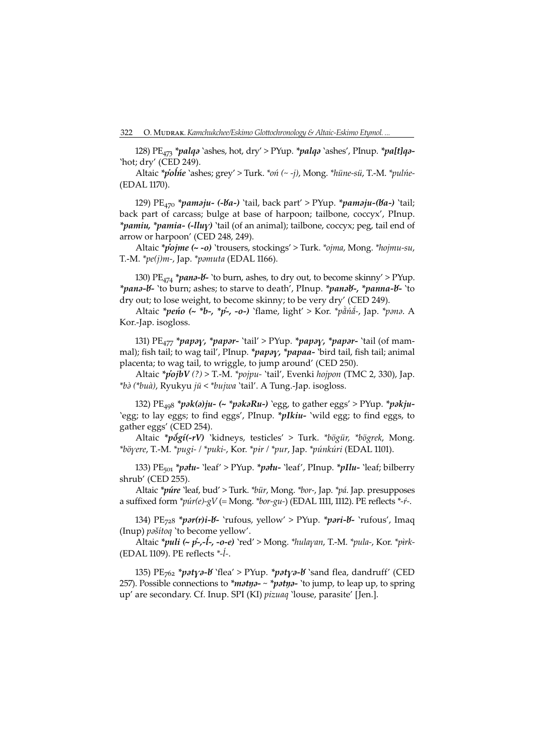128) $PE_{473}$ ***palqə*** 'ashes, hot, dry' > PYup. ***palqə*** 'ashes', PInup. ***pa[t]qə-*** 'hot; dry' (CED 249).

Altaic ***p̀olʹńe*** 'ashes; grey' > Turk. *oń (~ -j)*, Mong. *hüne-sü*, T.-M. *pulńe-* (EDAL 1170).

129) $PE_{470}$ ***pamǝju- (-ɓa-)*** 'tail, back part' > PYup. ***pamǝju-(ɓa-)*** 'tail; back part of carcass; bulge at base of harpoon; tailbone, coccyx', PInup. ***pamiu, *pamia- (-lluɣ)*** 'tail (of an animal); tailbone, coccyx; peg, tail end of arrow or harpoon' (CED 248, 249).

Altaic ***p̀ojme (~ -o)*** 'trousers, stockings' > Turk. *ojma*, Mong. *hojmu-su*, T.-M. *pe(j)m-*, Jap. *pəmuta* (EDAL 1166).

130) $PE_{474}$ ***panə-ɓ-*** 'to burn, ashes, to dry out, to become skinny' > PYup. ***panə-ɓ-*** 'to burn; ashes; to starve to death', PInup. ***panəɓ-, *panna-ɓ-*** 'to dry out; to lose weight, to become skinny; to be very dry' (CED 249).

Altaic ***peńo (~ *b-, *p̀-, -o-)*** 'flame, light' > Kor. *pǎ̀ńǎ́-*, Jap. *pənə*. A Kor.-Jap. isogloss.

131) $PE_{477}$ ***papəɣ, *papər-*** 'tail' > PYup. ***papəɣ, *papər-*** 'tail (of mammal); fish tail; to wag tail', PInup. ***papəɣ, *papaa-*** 'bird tail, fish tail; animal placenta; to wag tail, to wriggle, to jump around' (CED 250).

Altaic ***p̀ojbV*** *(?)* > T.-M. *pojpu-* 'tail', Evenki *hojpon* (TMC 2, 330), Jap. *bà (*buà)*, Ryukyu *jū* < *bujwa* 'tail'. A Tung.-Jap. isogloss.

132) $PE_{498}$ ***pək(ə)ju- (~ *pəkəRu-)*** 'egg, to gather eggs' > PYup. ***pəkju-*** 'egg; to lay eggs; to find eggs', PInup. ***pIkiu-*** 'wild egg; to find eggs, to gather eggs' (CED 254).

Altaic ***pŏ̀gí(-rV)*** 'kidneys, testicles' > Turk. *bögür, *bögrek*, Mong. *böɣere*, T.-M. *pugi- / *puki-*, Kor. *pɨr / *pur*, Jap. *púnkúri* (EDAL 1101).

133) $PE_{501}$ ***pəłu-*** 'leaf' > PYup. ***pəłu-*** 'leaf', PInup. ***pIlu-*** 'leaf; bilberry shrub' (CED 255).

Altaic ***púre*** 'leaf, bud' > Turk. *bür*, Mong. *bor-*, Jap. *pá*. Jap. presupposes a suffixed form *púr(e)-gV* (= Mong. *bor-gu-*) (EDAL 1111, 1112). PE reflects *-ŕ-.

134) $PE_{728}$ ***pər(r)i-ɓ-*** 'rufous, yellow' > PYup. ***pəri-ɓ-*** 'rufous', Imaq (Inup) *pəšítoq* 'to become yellow'.

Altaic ***puli (~ p̀-,-ĺ-, -o-e)*** 'red' > Mong. *hulaɣan*, T.-M. *pula-*, Kor. *pìrk-* (EDAL 1109). PE reflects *-ĺ-.

135) $PE_{762}$ ***pətɣə-ɓ*** 'flea' > PYup. ***pətɣə-ɓ*** 'sand flea, dandruff' (CED 257). Possible connections to ***mətŋə- ~ *pətŋə-*** 'to jump, to leap up, to spring up' are secondary. Cf. Inup. SPI (KI) *pizuaq* 'louse, parasite' [Jen.].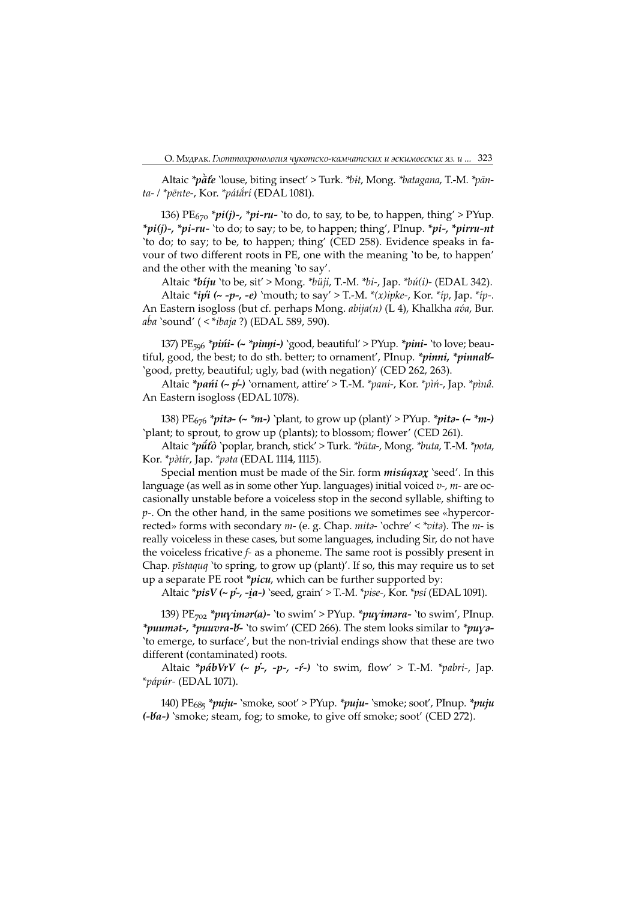Altaic ***pā̀ťe*** 'louse, biting insect' > Turk. *\*bɨt*, Mong. *\*batagana*, T.-M. *\*pān-ta-* / *\*pēnte-*, Kor. *\*pátǎ́rí* (EDAL 1081).

136) PE$_{670}$ ***\*pi(j)-, \*pi-ru-*** 'to do, to say, to be, to happen, thing' > PYup. ***\*pi(j)-, \*pi-ru-*** 'to do; to say; to be, to happen; thing', PInup. ***\*pi-, \*pirru-nt*** 'to do; to say; to be, to happen; thing' (CED 258). Evidence speaks in favour of two different roots in PE, one with the meaning 'to be, to happen' and the other with the meaning 'to say'.

Altaic ***\*bíju*** 'to be, sit' > Mong. *\*büji*, T.-M. *\*bi-*, Jap. *\*bú(i)-* (EDAL 342).

Altaic ***\*ipʻi (~ -p-, -e)*** 'mouth; to say' > T.-M. *\*(x)ipke-*, Kor. *\*íp*, Jap. *\*íp-*. An Eastern isogloss (but cf. perhaps Mong. *abija(n)* (L 4), Khalkha *ава́*, Bur. *а́ба* 'sound' ( < *\*ibaja* ?) (EDAL 589, 590).

137) PE$_{596}$ ***\*pińi- (~ \*pinŋi-)*** 'good, beautiful' > PYup. ***\*pini-*** 'to love; beautiful, good, the best; to do sth. better; to ornament', PInup. ***\*pinni, \*pinnaʁ-*** 'good, pretty, beautiful; ugly, bad (with negation)' (CED 262, 263).

Altaic ***\*pańi (~ ṕ-)*** 'ornament, attire' > T.-M. *\*pani-*, Kor. *\*pìń-*, Jap. *\*pìnâ*. An Eastern isogloss (EDAL 1078).

138) PE$_{676}$ ***\*pitə- (~ \*m-)*** 'plant, to grow up (plant)' > PYup. ***\*pitə- (~ \*m-)*** 'plant; to sprout, to grow up (plants); to blossom; flower' (CED 261).

Altaic ***\*pŭ̄ťò*** 'poplar, branch, stick' > Turk. *\*būta-*, Mong. *\*buta*, T.-M. *\*pota*, Kor. *\*pə̀tír*, Jap. *\*pəta* (EDAL 1114, 1115).

Special mention must be made of the Sir. form ***misúqxəχ*** 'seed'. In this language (as well as in some other Yup. languages) initial voiced *v-*, *m-* are occasionally unstable before a voiceless stop in the second syllable, shifting to *p-*. On the other hand, in the same positions we sometimes see «hypercorrected» forms with secondary *m-* (e. g. Chap. *mitə-* 'ochre' < *\*vitə*). The *m-* is really voiceless in these cases, but some languages, including Sir, do not have the voiceless fricative *f-* as a phoneme. The same root is possibly present in Chap. *pīstaquq* 'to spring, to grow up (plant)'. If so, this may require us to set up a separate PE root ***\*picu***, which can be further supported by:

Altaic ***\*pisV (~ ṕ-, -i̯a-)*** 'seed, grain' > T.-M. *\*pise-*, Kor. *\*psí* (EDAL 1091).

139) PE$_{702}$ ***\*puɣimər(a)-*** 'to swim' > PYup. ***\*puɣiməra-*** 'to swim', PInup. ***\*puumət-, \*puuvra-ʁ-*** 'to swim' (CED 266). The stem looks similar to ***\*puɣə-*** 'to emerge, to surface', but the non-trivial endings show that these are two different (contaminated) roots.

Altaic ***\*pábVrV (~ ṕ-, -p-, -ŕ-)*** 'to swim, flow' > T.-M. *\*pabri-*, Jap. *\*pápúr-* (EDAL 1071).

140) PE$_{685}$ ***\*puju-*** 'smoke, soot' > PYup. ***\*puju-*** 'smoke; soot', PInup. ***\*puju (-ʁa-)*** 'smoke; steam, fog; to smoke, to give off smoke; soot' (CED 272).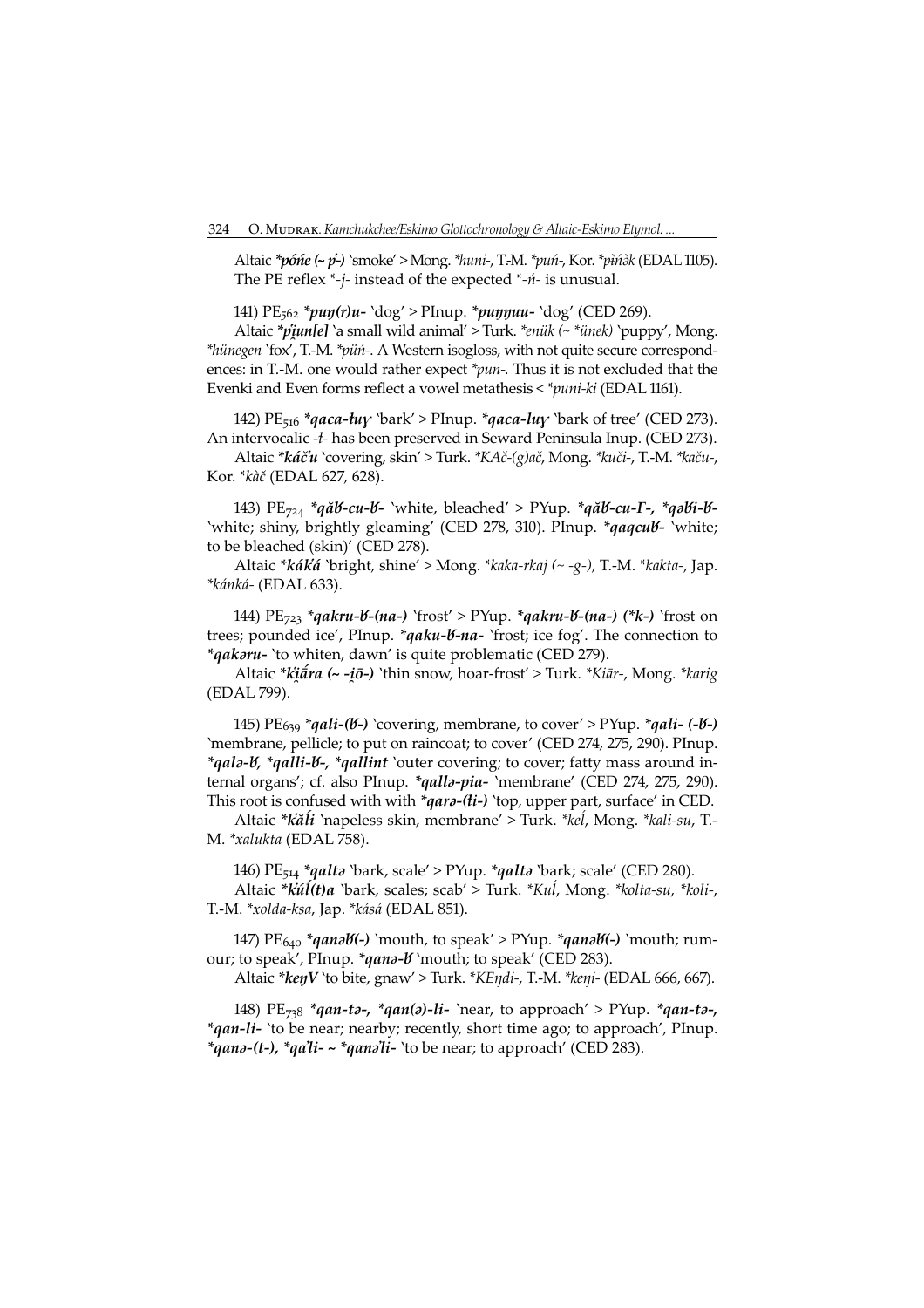Altaic ***pónè (~ p̀-)*** 'smoke' > Mong. **huni-*, T.-M. **puń-*, Kor. **pѝńə̀k* (EDAL 1105). The PE reflex *-*j*- instead of the expected *-*ń*- is unusual.

141) PE$_{562}$ ***puŋ(r)u-*** 'dog' > PInup. ***puŋŋuu-*** 'dog' (CED 269).

Altaic ***p̀i̯un[e]*** 'a small wild animal' > Turk. **enük (~ *ünek)* 'puppy', Mong. **hünegen* 'fox', T.-M. **pün-*. A Western isogloss, with not quite secure correspondences: in T.-M. one would rather expect **pun-*. Thus it is not excluded that the Evenki and Even forms reflect a vowel metathesis < **puni-ki* (EDAL 1161).

142) PE$_{516}$ ***qaca-łuɣ*** 'bark' > PInup. ***qaca-luɣ*** 'bark of tree' (CED 273). An intervocalic -*ł*- has been preserved in Seward Peninsula Inup. (CED 273).

Altaic ***káču*** 'covering, skin' > Turk. **KAč-(g)ač*, Mong. **kuči-*, T.-M. **kaču-*, Kor. **kàč* (EDAL 627, 628).

143) PE$_{724}$ ***qăʁ-cu-ʁ-*** 'white, bleached' > PYup. ***qăʁ-cu-Г-, *qəʁi-ʁ-*** 'white; shiny, brightly gleaming' (CED 278, 310). PInup. ***qaqcuʁ-*** 'white; to be bleached (skin)' (CED 278).

Altaic ***kák̀á*** 'bright, shine' > Mong. **kaka-rkaj (~ -g-)*, T.-M. **kakta-*, Jap. **kánká-* (EDAL 633).

144) PE$_{723}$ ***qakru-ʁ-(na-)*** 'frost' > PYup. ***qakru-ʁ-(na-) (*k-)*** 'frost on trees; pounded ice', PInup. ***qaku-ʁ-na-*** 'frost; ice fog'. The connection to ***qakəru-*** 'to whiten, dawn' is quite problematic (CED 279).

Altaic ***k̀i̯ā́ra (~ -i̯ō-)*** 'thin snow, hoar-frost' > Turk. **Kiār-*, Mong. **karig* (EDAL 799).

145) PE$_{639}$ ***qali-(ʁ-)*** 'covering, membrane, to cover' > PYup. ***qali- (-ʁ-)*** 'membrane, pellicle; to put on raincoat; to cover' (CED 274, 275, 290). PInup. ***qalə-ʁ, *qalli-ʁ-, *qallint*** 'outer covering; to cover; fatty mass around internal organs'; cf. also PInup. ***qallə-pia-*** 'membrane' (CED 274, 275, 290). This root is confused with with ***qarə-(łi-)*** 'top, upper part, surface' in CED.

Altaic ***k̀ăĺi*** 'napeless skin, membrane' > Turk. **keĺ*, Mong. **kali-su*, T.-M. **xalukta* (EDAL 758).

146) PE$_{514}$ ***qaltə*** 'bark, scale' > PYup. ***qaltə*** 'bark; scale' (CED 280).

Altaic ***k̀úĺ(t)a*** 'bark, scales; scab' > Turk. **Kuĺ*, Mong. **kolta-su, *koli-*, T.-M. **xolda-ksa*, Jap. **kásá* (EDAL 851).

147) PE$_{640}$ ***qanəʁ(-)*** 'mouth, to speak' > PYup. ***qanəʁ(-)*** 'mouth; rumour; to speak', PInup. ***qanə-ʁ*** 'mouth; to speak' (CED 283).

Altaic ***keŋV*** 'to bite, gnaw' > Turk. **KEŋdi-*, T.-M. **keŋi-* (EDAL 666, 667).

148) PE$_{738}$ ***qan-tə-, *qan(ə)-li-*** 'near, to approach' > PYup. ***qan-tə-, *qan-li-*** 'to be near; nearby; recently, short time ago; to approach', PInup. ***qanə-(t-), *qaʼli- ~ *qanəʼli-*** 'to be near; to approach' (CED 283).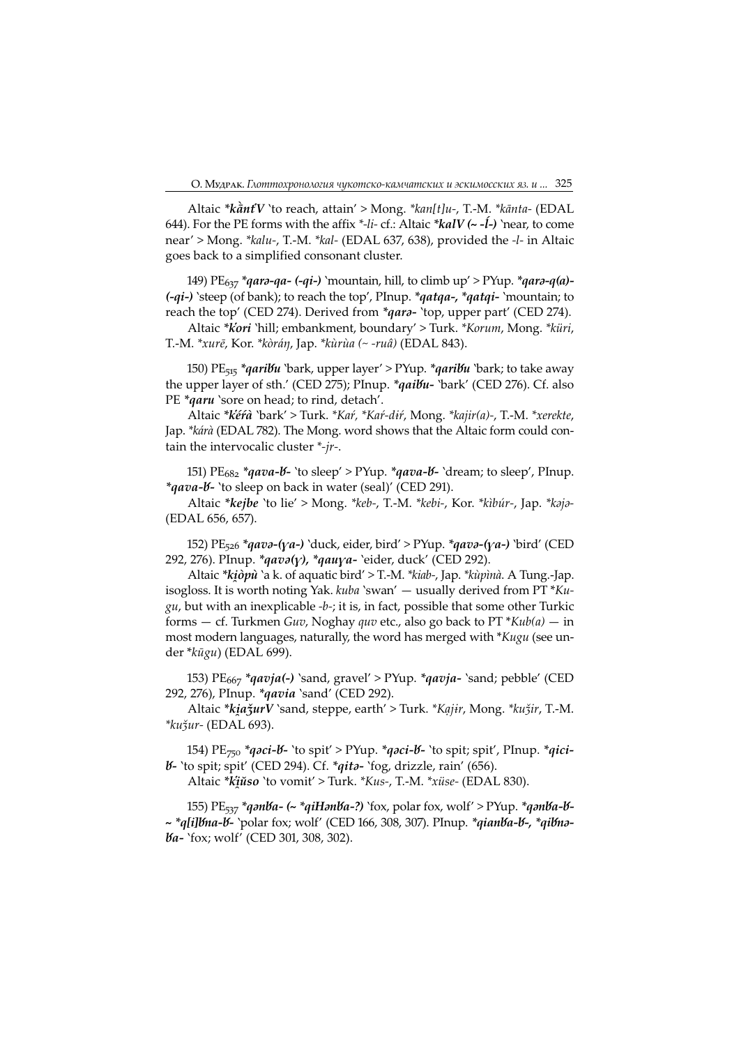Altaic ***kànt́V*** 'to reach, attain' > Mong. **kan[t]u-*, T.-M. **kānta-* (EDAL 644). For the PE forms with the affix *\*-li-* cf.: Altaic ***kalV (~ -ĺ-)*** 'near, to come near' > Mong. **kalu-*, T.-M. **kal-* (EDAL 637, 638), provided the *-l-* in Altaic goes back to a simplified consonant cluster.

149) PE$_{637}$ ***qarə-qa- (-qi-)*** 'mountain, hill, to climb up' > PYup. ***qarə-q(a)- (-qi-)*** 'steep (of bank); to reach the top', PInup. ***qatqa-, *qatqi-*** 'mountain; to reach the top' (CED 274). Derived from ***qarə-*** 'top, upper part' (CED 274).

Altaic ***k̔ori*** 'hill; embankment, boundary' > Turk. **Korum*, Mong. **küri*, T.-M. **xurē*, Kor. **kòráŋ*, Jap. **kùrùa (~ -ruâ)* (EDAL 843).

150) PE$_{515}$ ***qariʁu*** 'bark, upper layer' > PYup. ***qariʁu*** 'bark; to take away the upper layer of sth.' (CED 275); PInup. ***qaiʁu-*** 'bark' (CED 276). Cf. also PE ***qaru*** 'sore on head; to rind, detach'.

Altaic ***k̔éŕà*** 'bark' > Turk. **Kaŕ*, **Kaŕ-dɨŕ*, Mong. **kajir(a)-*, T.-M. **xerekte*, Jap. **kárà* (EDAL 782). The Mong. word shows that the Altaic form could contain the intervocalic cluster *\*-jr-*.

151) PE$_{682}$ ***qava-ʁ-*** 'to sleep' > PYup. ***qava-ʁ-*** 'dream; to sleep', PInup. ***qava-ʁ-*** 'to sleep on back in water (seal)' (CED 291).

Altaic ***kejbe*** 'to lie' > Mong. **keb-*, T.-M. **kebi-*, Kor. **kìbúr-*, Jap. **kəjə-* (EDAL 656, 657).

152) PE$_{526}$ ***qavə-(ɣa-)*** 'duck, eider, bird' > PYup. ***qavə-(ɣa-)*** 'bird' (CED 292, 276). PInup. ***qavə(ɣ), *qauɣa-*** 'eider, duck' (CED 292).

Altaic ***ki̯òpù*** 'a k. of aquatic bird' > T.-M. **kiab-*, Jap. **kùpìnà*. A Tung.-Jap. isogloss. It is worth noting Yak. *kuba* 'swan' — usually derived from PT **Kugu*, but with an inexplicable *-b-*; it is, in fact, possible that some other Turkic forms — cf. Turkmen *Guv*, Noghay *quv* etc., also go back to PT **Kub(a)* — in most modern languages, naturally, the word has merged with **Kugu* (see under **kūgu*) (EDAL 699).

153) PE$_{667}$ ***qavja(-)*** 'sand, gravel' > PYup. ***qavja-*** 'sand; pebble' (CED 292, 276), PInup. ***qavia*** 'sand' (CED 292).

Altaic ***ki̯aǯurV*** 'sand, steppe, earth' > Turk. **Ka̤jɨr*, Mong. **kuǯir*, T.-M. **kuǯur-* (EDAL 693).

154) PE$_{750}$ ***qəci-ʁ-*** 'to spit' > PYup. ***qəci-ʁ-*** 'to spit; spit', PInup. ***qici-ʁ-*** 'to spit; spit' (CED 294). Cf. ***qitə-*** 'fog, drizzle, rain' (656).

Altaic ***k̔i̯ŭso*** 'to vomit' > Turk. **Kus-*, T.-M. **xüse-* (EDAL 830).

155) PE$_{537}$ ***qənʁa- (~ *qiHənʁa-?)*** 'fox, polar fox, wolf' > PYup. ***qənʁa-ʁ- ~ *q[i]ʁna-ʁ-*** 'polar fox; wolf' (CED 166, 308, 307). PInup. ***qianʁa-ʁ-, *qiʁnə-ʁa-*** 'fox; wolf' (CED 301, 308, 302).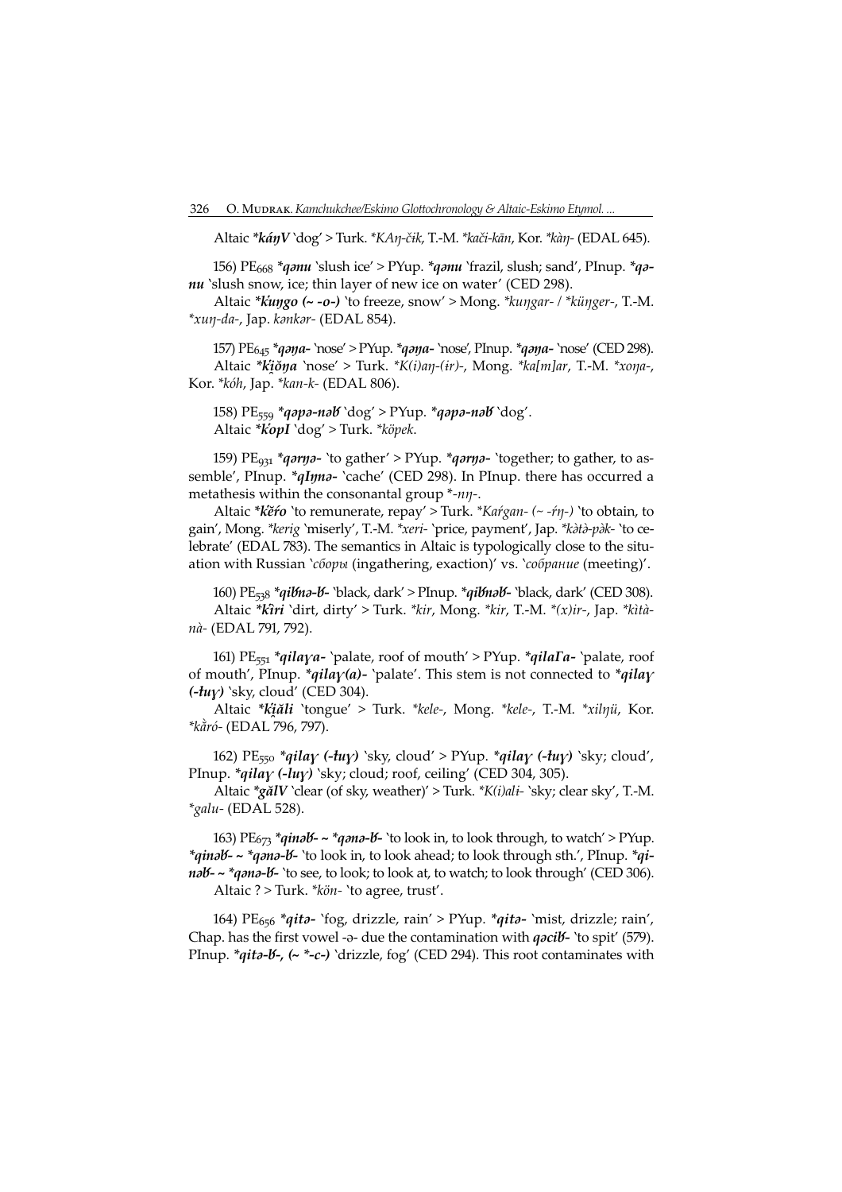Altaic ***káŋV*** 'dog' > Turk. **KAŋ-čik*, T.-M. **kači-kān*, Kor. **kàŋ-* (EDAL 645).

156) $PE_{668}$ ***qənu*** 'slush ice' > PYup. ***qənu*** 'frazil, slush; sand', PInup. ***qənu*** 'slush snow, ice; thin layer of new ice on water' (CED 298).

Altaic ***k̔uŋgo (~ -o-)*** 'to freeze, snow' > Mong. **kuŋgar-* / **küŋger-*, T.-M. **xuŋ-da-*, Jap. *kənkər-* (EDAL 854).

157) $PE_{645}$ ***qəŋa-*** 'nose' > PYup. ***qəŋa-*** 'nose', PInup. ***qəŋa-*** 'nose' (CED 298).

Altaic ***k̔i̯ŏŋa*** 'nose' > Turk. **K(i)aŋ-(ɨr)-*, Mong. **ka[m]ar*, T.-M. **xoŋa-*, Kor. **kóh*, Jap. **kan-k-* (EDAL 806).

158) $PE_{559}$ ***qəpə-nəɞ*** 'dog' > PYup. ***qəpə-nəɞ*** 'dog'.

Altaic ***k̔opI*** 'dog' > Turk. **köpek*.

159) $PE_{931}$ ***qərŋə-*** 'to gather' > PYup. ***qərŋə-*** 'together; to gather, to assemble', PInup. ***qIŋnə-*** 'cache' (CED 298). In PInup. there has occurred a metathesis within the consonantal group *-*nŋ*-.

Altaic ***k̔ĕŕo*** 'to remunerate, repay' > Turk. **Kaŕgan- (~ -ŕŋ-)* 'to obtain, to gain', Mong. **kerig* 'miserly', T.-M. **xeri-* 'price, payment', Jap. **kə̀tə̀-pə̀k-* 'to celebrate' (EDAL 783). The semantics in Altaic is typologically close to the situation with Russian '*сборы* (ingathering, exaction)' vs. '*собрание* (meeting)'.

160) $PE_{538}$ ***qiɞnə-ɞ-*** 'black, dark' > PInup. ***qiɞnəɞ-*** 'black, dark' (CED 308).

Altaic ***k̔ìri*** 'dirt, dirty' > Turk. **kir*, Mong. **kir*, T.-M. **(x)ir-*, Jap. **kìtà-nà-* (EDAL 791, 792).

161) $PE_{551}$ ***qilaɣa-*** 'palate, roof of mouth' > PYup. ***qilaΓa-*** 'palate, roof of mouth', PInup. ***qilaɣ(a)-*** 'palate'. This stem is not connected to ***qilaɣ (-łuɣ)*** 'sky, cloud' (CED 304).

Altaic ***k̔i̯ăli*** 'tongue' > Turk. **kele-*, Mong. **kele-*, T.-M. **xilŋü*, Kor. **kằró-* (EDAL 796, 797).

162) $PE_{550}$ ***qilaɣ (-łuɣ)*** 'sky, cloud' > PYup. ***qilaɣ (-łuɣ)*** 'sky; cloud', PInup. ***qilaɣ (-luɣ)*** 'sky; cloud; roof, ceiling' (CED 304, 305).

Altaic ***gălV*** 'clear (of sky, weather)' > Turk. **K(i)ali-* 'sky; clear sky', T.-M. **galu-* (EDAL 528).

163) $PE_{673}$ ***qinəɞ- ~ *qənə-ɞ-*** 'to look in, to look through, to watch' > PYup. ***qinəɞ- ~ *qənə-ɞ-*** 'to look in, to look ahead; to look through sth.', PInup. ***qinəɞ- ~ *qənə-ɞ-*** 'to see, to look; to look at, to watch; to look through' (CED 306).

Altaic ? > Turk. **kön-* 'to agree, trust'.

164) $PE_{656}$ ***qitə-*** 'fog, drizzle, rain' > PYup. ***qitə-*** 'mist, drizzle; rain', Chap. has the first vowel -ə- due the contamination with ***qəciɞ-*** 'to spit' (579). PInup. ***qitə-ɞ-, (~ *-c-)*** 'drizzle, fog' (CED 294). This root contaminates with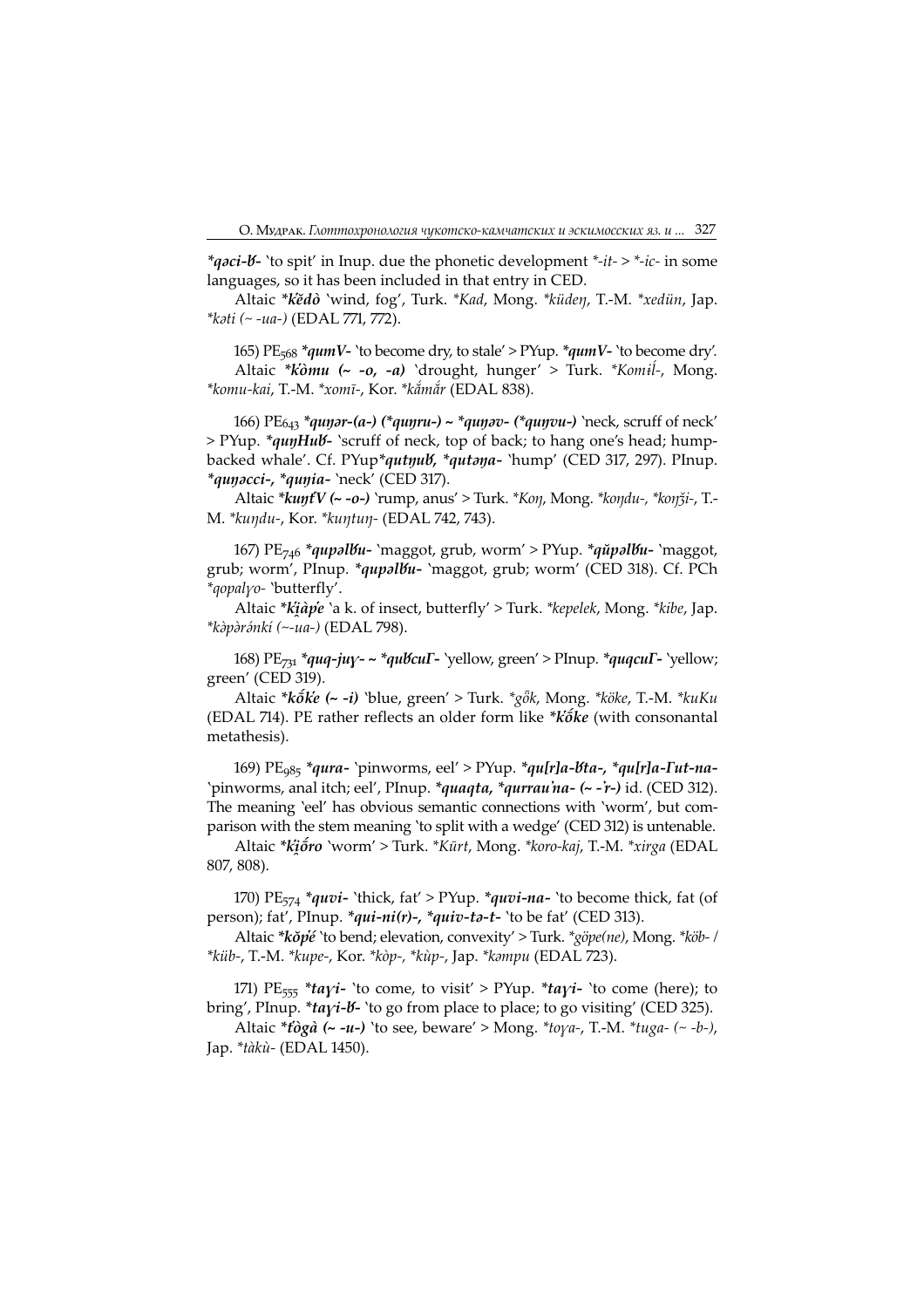***qəci-ɮ-*** 'to spit' in Inup. due the phonetic development *\*-it-* > *\*-ic-* in some languages, so it has been included in that entry in CED.

Altaic ***\*kĕ̄dò*** 'wind, fog', Turk. *\*Kad*, Mong. *\*küdeŋ*, T.-M. *\*xedün*, Jap. *\*kəti (~ -ua-)* (EDAL 771, 772).

165) $\text{PE}_{568}$ ***\*qumV-*** 'to become dry, to stale' > PYup. ***\*qumV-*** 'to become dry'.

Altaic ***\*k‘òmu (~ -o, -a)*** 'drought, hunger' > Turk. *\*Komil̕-*, Mong. *\*komu-kai*, T.-M. *\*xomī-*, Kor. *\*kằmằr* (EDAL 838).

166) $\text{PE}_{643}$ ***\*quŋər-(a-) (\*quŋru-) ~ \*quŋəv- (\*quŋvu-)*** 'neck, scruff of neck' > PYup. ***\*quŋHuɮ-*** 'scruff of neck, top of back; to hang one's head; hump-backed whale'. Cf. PYup***\*qutŋuɮ, \*qutəŋa-*** 'hump' (CED 317, 297). PInup. ***\*quŋəcci-, \*quŋia-*** 'neck' (CED 317).

Altaic ***\*kuŋťV (~ -o-)*** 'rump, anus' > Turk. *\*Koŋ*, Mong. *\*koŋdu-, \*koŋǯi-*, T.-M. *\*kuŋdu-*, Kor. *\*kuŋtuŋ-* (EDAL 742, 743).

167) $\text{PE}_{746}$ ***\*qupəlɮu-*** 'maggot, grub, worm' > PYup. ***\*qŭpəlɮu-*** 'maggot, grub; worm', PInup. ***\*qupəlɮu-*** 'maggot, grub; worm' (CED 318). Cf. PCh *\*qopalɣo-* 'butterfly'.

Altaic ***\*k‘i̯àp‘e*** 'a k. of insect, butterfly' > Turk. *\*kepelek*, Mong. *\*kibe*, Jap. *\*kəpərə́nkí (~-ua-)* (EDAL 798).

168) $\text{PE}_{731}$ ***\*quq-juɣ- ~ \*quɮcuΓ-*** 'yellow, green' > PInup. ***\*quqcuΓ-*** 'yellow; green' (CED 319).

Altaic ***\*k‘ŏ́k‘e (~ -i)*** 'blue, green' > Turk. *\*gȫk*, Mong. *\*köke*, T.-M. *\*kuKu* (EDAL 714). PE rather reflects an older form like ***\*k‘ŏ́ke*** (with consonantal metathesis).

169) $\text{PE}_{985}$ ***\*qura-*** 'pinworms, eel' > PYup. ***\*qu[r]a-ɮta-, \*qu[r]a-Γut-na-*** 'pinworms, anal itch; eel', PInup. ***\*quaqta, \*qurrau̇na- (~ -ṙ-)*** id. (CED 312). The meaning 'eel' has obvious semantic connections with 'worm', but comparison with the stem meaning 'to split with a wedge' (CED 312) is untenable.

Altaic ***\*k‘i̯ŏ́ro*** 'worm' > Turk. *\*Kūrt*, Mong. *\*koro-kaj*, T.-M. *\*xirga* (EDAL 807, 808).

170) $\text{PE}_{574}$ ***\*quvi-*** 'thick, fat' > PYup. ***\*quvi-na-*** 'to become thick, fat (of person); fat', PInup. ***\*qui-ni(r)-, \*quiv-tə-t-*** 'to be fat' (CED 313).

Altaic ***\*kŏ̀p‘é*** 'to bend; elevation, convexity' > Turk. *\*göpe(ne)*, Mong. *\*köb- / \*küb-*, T.-M. *\*kupe-*, Kor. *\*kòp-, \*kùp-*, Jap. *\*kəmpu* (EDAL 723).

171) $\text{PE}_{555}$ ***\*taɣi-*** 'to come, to visit' > PYup. ***\*taɣi-*** 'to come (here); to bring', PInup. ***\*taɣi-ɮ-*** 'to go from place to place; to go visiting' (CED 325).

Altaic ***\*t‘ògà (~ -u-)*** 'to see, beware' > Mong. *\*toɣa-*, T.-M. *\*tuga- (~ -b-)*, Jap. *\*tàkù-* (EDAL 1450).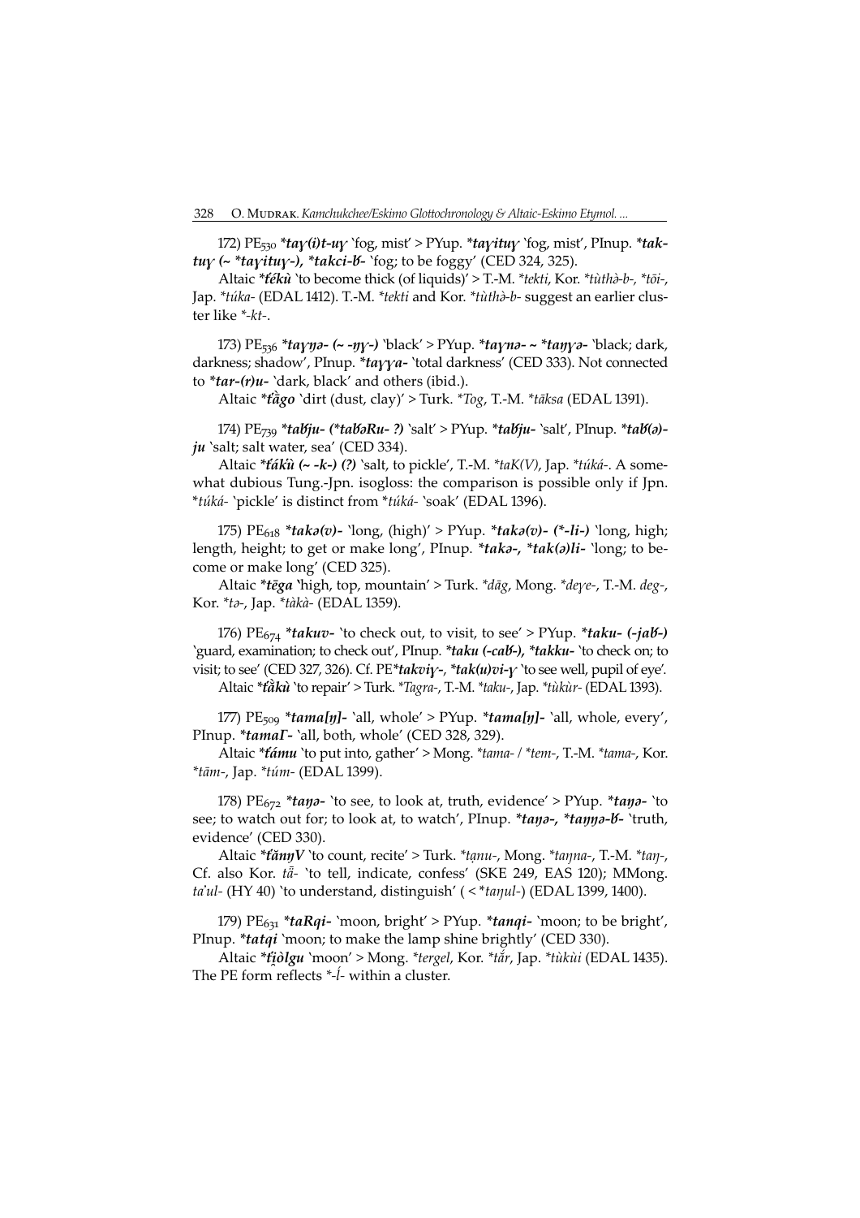172) $PE_{530}$ ***taɣ(i)t-uɣ*** 'fog, mist' > PYup. ***taɣituɣ*** 'fog, mist', PInup. ***taktuɣ (~ *taɣituɣ-), *takci-ɓ-*** 'fog; to be foggy' (CED 324, 325).

Altaic **ťḗkù* 'to become thick (of liquids)' > T.-M. **tekti*, Kor. **tùthə̀-b-*, **tōi-*, Jap. **túka-* (EDAL 1412). T.-M. **tekti* and Kor. **tùthə̀-b-* suggest an earlier cluster like *-*kt*-.

173) $PE_{536}$ ***taɣŋə- (~ -ŋɣ-)*** 'black' > PYup. ***taɣnə- ~ *taŋɣə-*** 'black; dark, darkness; shadow', PInup. ***taɣɣa-*** 'total darkness' (CED 333). Not connected to ***tar-(r)u-*** 'dark, black' and others (ibid.).

Altaic **ťằgo* 'dirt (dust, clay)' > Turk. **Tog*, T.-M. **tāksa* (EDAL 1391).

174) $PE_{739}$ ***taɓju- (*taɓəRu- ?)*** 'salt' > PYup. ***taɓju-*** 'salt', PInup. ***taɓ(ə)ju*** 'salt; salt water, sea' (CED 334).

Altaic **ťákù (~ -k-) (?)* 'salt, to pickle', T.-M. **taK(V)*, Jap. **túká-*. A somewhat dubious Tung.-Jpn. isogloss: the comparison is possible only if Jpn. **túká-* 'pickle' is distinct from **túká-* 'soak' (EDAL 1396).

175) $PE_{618}$ ***takə(v)-*** 'long, (high)' > PYup. ***takə(v)- (*-li-)*** 'long, high; length, height; to get or make long', PInup. ***takə-, *tak(ə)li-*** 'long; to become or make long' (CED 325).

Altaic **tēga* 'high, top, mountain' > Turk. **dāg*, Mong. **deɣe-*, T.-M. *deg-*, Kor. **tə-*, Jap. **tàkà-* (EDAL 1359).

176) $PE_{674}$ ***takuv-*** 'to check out, to visit, to see' > PYup. ***taku- (-jaɓ-)*** 'guard, examination; to check out', PInup. ***taku (-caɓ-), *takku-*** 'to check on; to visit; to see' (CED 327, 326). Cf. PE***takviɣ-***, ***tak(u)vi-ɣ*** 'to see well, pupil of eye'.

Altaic **ťằkù* 'to repair' > Turk. **Tagra-*, T.-M. **taku-*, Jap. **tùkùr-* (EDAL 1393).

177) $PE_{509}$ ***tama[ŋ]-*** 'all, whole' > PYup. ***tama[ŋ]-*** 'all, whole, every', PInup. ***tamaГ-*** 'all, both, whole' (CED 328, 329).

Altaic **ťámu* 'to put into, gather' > Mong. **tama-* / **tem-*, T.-M. **tama-*, Kor. **tām-*, Jap. **túm-* (EDAL 1399).

178) $PE_{672}$ ***taŋə-*** 'to see, to look at, truth, evidence' > PYup. ***taŋə-*** 'to see; to watch out for; to look at, to watch', PInup. ***taŋə-, *taŋŋə-ɓ-*** 'truth, evidence' (CED 330).

Altaic **ťăṇŋV* 'to count, recite' > Turk. **tạnu-*, Mong. **taŋna-*, T.-M. **taŋ-*, Cf. also Kor. *tǟ-* 'to tell, indicate, confess' (SKE 249, EAS 120); MMong. *ta'ul-* (HY 40) 'to understand, distinguish' ( < **taŋul-*) (EDAL 1399, 1400).

179) $PE_{631}$ ***taRqi-*** 'moon, bright' > PYup. ***tanqi-*** 'moon; to be bright', PInup. ***tatqi*** 'moon; to make the lamp shine brightly' (CED 330).

Altaic **ťi̯ò̀lgu* 'moon' > Mong. **tergel*, Kor. **tằr*, Jap. **tùkùi* (EDAL 1435). The PE form reflects *-*ĺ*- within a cluster.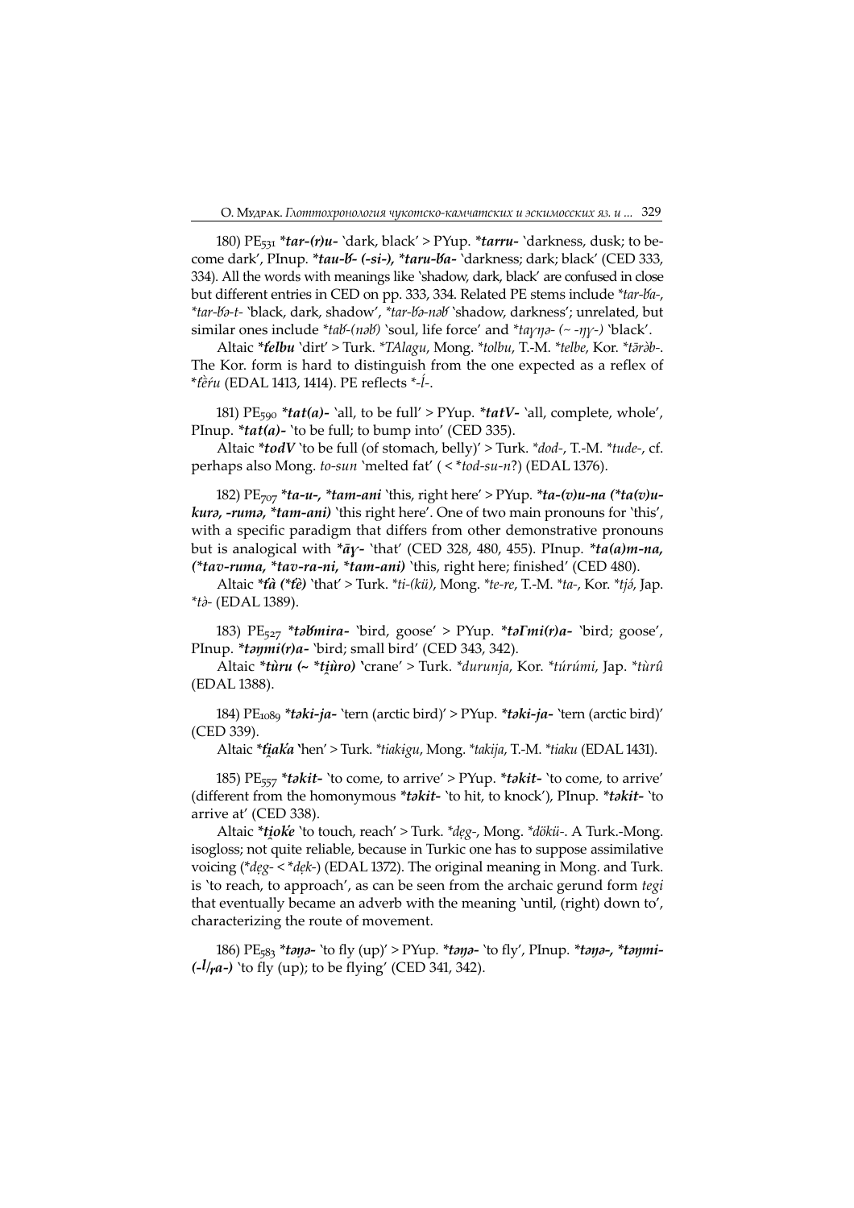180) PE$_{531}$ ***tar-(r)u-*** 'dark, black' > PYup. ***tarru-*** 'darkness, dusk; to become dark', PInup. ***tau-ƀ- (-si-), *taru-ƀa-*** 'darkness; dark; black' (CED 333, 334). All the words with meanings like 'shadow, dark, black' are confused in close but different entries in CED on pp. 333, 334. Related PE stems include **tar-ƀa-*, **tar-ƀə-t-* 'black, dark, shadow', **tar-ƀə-nəƀ* 'shadow, darkness'; unrelated, but similar ones include **taƀ-(nəƀ)* 'soul, life force' and **taɣŋə- (~ -ŋɣ-)* 'black'.

Altaic ***ťelbu*** 'dirt' > Turk. **TAlagu*, Mong. **tolbu*, T.-M. **telbe*, Kor. **tǝ̄rǝ̀b-*. The Kor. form is hard to distinguish from the one expected as a reflex of **ťȅŕu* (EDAL 1413, 1414). PE reflects *-*ĺ-*.

181) PE$_{590}$ ***tat(a)-*** 'all, to be full' > PYup. ***tatV-*** 'all, complete, whole', PInup. ***tat(a)-*** 'to be full; to bump into' (CED 335).

Altaic ***todV*** 'to be full (of stomach, belly)' > Turk. **dod-*, T.-M. **tude-*, cf. perhaps also Mong. *to-sun* 'melted fat' ( < **tod-su-n*?) (EDAL 1376).

182) PE$_{707}$ ***ta-u-, *tam-ani*** 'this, right here' > PYup. ***ta-(v)u-na (*ta(v)u-kurə, -rumə, *tam-ani)*** 'this right here'. One of two main pronouns for 'this', with a specific paradigm that differs from other demonstrative pronouns but is analogical with ***ãɣ-*** 'that' (CED 328, 480, 455). PInup. ***ta(a)m-na, (*tav-ruma, *tav-ra-ni, *tam-ani)*** 'this, right here; finished' (CED 480).

Altaic ***ťà (*ťè)*** 'that' > Turk. **ti-(kü)*, Mong. **te-re*, T.-M. **ta-*, Kor. **tjǝ́*, Jap. **tǝ̀-* (EDAL 1389).

183) PE$_{527}$ ***təƀmira-*** 'bird, goose' > PYup. ***təΓmi(r)a-*** 'bird; goose', PInup. ***təŋmi(r)a-*** 'bird; small bird' (CED 343, 342).

Altaic ***tùru (~ *t̯i̯ùro)*** 'crane' > Turk. **durunja*, Kor. **túrúmi*, Jap. **tùrû* (EDAL 1388).

184) PE$_{1089}$ ***təki-ja-*** 'tern (arctic bird)' > PYup. ***təki-ja-*** 'tern (arctic bird)' (CED 339).

Altaic ***ť̯i̯aḱa*** 'hen' > Turk. **tiakɨgu*, Mong. **takija*, T.-M. **tiaku* (EDAL 1431).

185) PE$_{557}$ ***təkit-*** 'to come, to arrive' > PYup. ***təkit-*** 'to come, to arrive' (different from the homonymous ***təkit-*** 'to hit, to knock'), PInup. ***təkit-*** 'to arrive at' (CED 338).

Altaic ***t̯i̯oḱe*** 'to touch, reach' > Turk. **dẹg-*, Mong. **dökü-*. A Turk.-Mong. isogloss; not quite reliable, because in Turkic one has to suppose assimilative voicing (**dẹg-* < **dẹk-*) (EDAL 1372). The original meaning in Mong. and Turk. is 'to reach, to approach', as can be seen from the archaic gerund form *tegi* that eventually became an adverb with the meaning 'until, (right) down to', characterizing the route of movement.

186) PE$_{583}$ ***təŋə-*** 'to fly (up)' > PYup. ***təŋə-*** 'to fly', PInup. ***təŋə-, *təŋmi-(-l/ʀa-)*** 'to fly (up); to be flying' (CED 341, 342).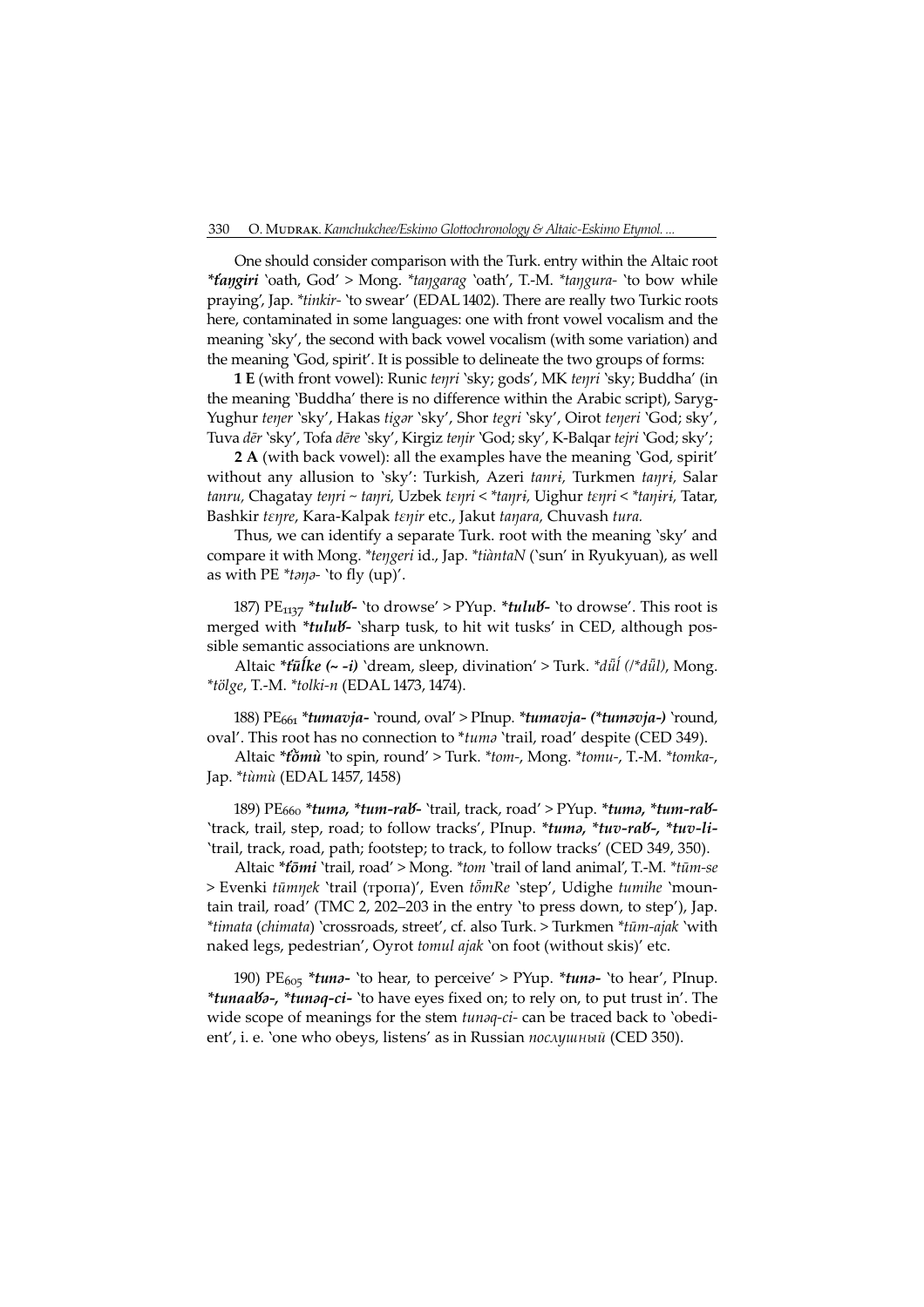One should consider comparison with the Turk. entry within the Altaic root ***ťaŋgiri*** 'oath, God' > Mong. *\*taŋgarag* 'oath', T.-M. *\*taŋgura-* 'to bow while praying', Jap. *\*tinkir-* 'to swear' (EDAL 1402). There are really two Turkic roots here, contaminated in some languages: one with front vowel vocalism and the meaning 'sky', the second with back vowel vocalism (with some variation) and the meaning 'God, spirit'. It is possible to delineate the two groups of forms:

**1 E** (with front vowel): Runic *teŋri* 'sky; gods', MK *teŋri* 'sky; Buddha' (in the meaning 'Buddha' there is no difference within the Arabic script), Saryg-Yughur *teŋer* 'sky', Hakas *tigər* 'sky', Shor *tegri* 'sky', Oirot *teŋeri* 'God; sky', Tuva *dēr* 'sky', Tofa *dēre* 'sky', Kirgiz *teŋir* 'God; sky', K-Balqar *tejri* 'God; sky';

**2 A** (with back vowel): all the examples have the meaning 'God, spirit' without any allusion to 'sky': Turkish, Azeri *tanrı,* Turkmen *taŋrı,* Salar *tanru,* Chagatay *teŋri ~ taŋri,* Uzbek *tɛŋri < \*taŋri,* Uighur *tɛŋri < \*taŋiri,* Tatar, Bashkir *tɛŋre*, Kara-Kalpak *tɛŋir* etc., Jakut *taŋara,* Chuvash *tura.*

Thus, we can identify a separate Turk. root with the meaning 'sky' and compare it with Mong. *\*teŋgeri* id., Jap. *\*tiàntaN* ('sun' in Ryukyuan), as well as with PE *\*təŋə-* 'to fly (up)'.

187) PE$_{1137}$ ***tuluɞ-*** 'to drowse' > PYup. ***tuluɞ-*** 'to drowse'. This root is merged with ***tuluɞ-*** 'sharp tusk, to hit wit tusks' in CED, although possible semantic associations are unknown.

Altaic ***ťūĺke (~ -i)*** 'dream, sleep, divination' > Turk. *\*dǖĺ (/\*dǖl)*, Mong. *\*tölge*, T.-M. *\*tolki-n* (EDAL 1473, 1474).

188) PE$_{661}$ ***tumavja-*** 'round, oval' > PInup. ***tumavja- (\*tuməvja-)*** 'round, oval'. This root has no connection to *\*tumə* 'trail, road' despite (CED 349).

Altaic ***ťŏ̃mù*** 'to spin, round' > Turk. *\*tom-*, Mong. *\*tomu-*, T.-M. *\*tomka-*, Jap. *\*tùmù* (EDAL 1457, 1458)

189) PE$_{660}$ ***tumə, \*tum-raɞ-*** 'trail, track, road' > PYup. ***tumə, \*tum-raɞ-*** 'track, trail, step, road; to follow tracks', PInup. ***tumə, \*tuv-raɞ-, \*tuv-li-*** 'trail, track, road, path; footstep; to track, to follow tracks' (CED 349, 350).

Altaic ***ťōmi*** 'trail, road' > Mong. *\*tom* 'trail of land animal', T.-M. *\*tūm-se* > Evenki *tūmŋek* 'trail (тропа)', Even *tȫmRe* 'step', Udighe *tumihe* 'mountain trail, road' (TMC 2, 202–203 in the entry 'to press down, to step'), Jap. *\*timata* (*chimata*) 'crossroads, street', cf. also Turk. > Turkmen *\*tūm-ajak* 'with naked legs, pedestrian', Oyrot *tomul ajak* 'on foot (without skis)' etc.

190) PE$_{605}$ ***tunə-*** 'to hear, to perceive' > PYup. ***tunə-*** 'to hear', PInup. ***tunaaɞə-, \*tunəq-ci-*** 'to have eyes fixed on; to rely on, to put trust in'. The wide scope of meanings for the stem *tunəq-ci-* can be traced back to 'obedient', i. e. 'one who obeys, listens' as in Russian *послушный* (CED 350).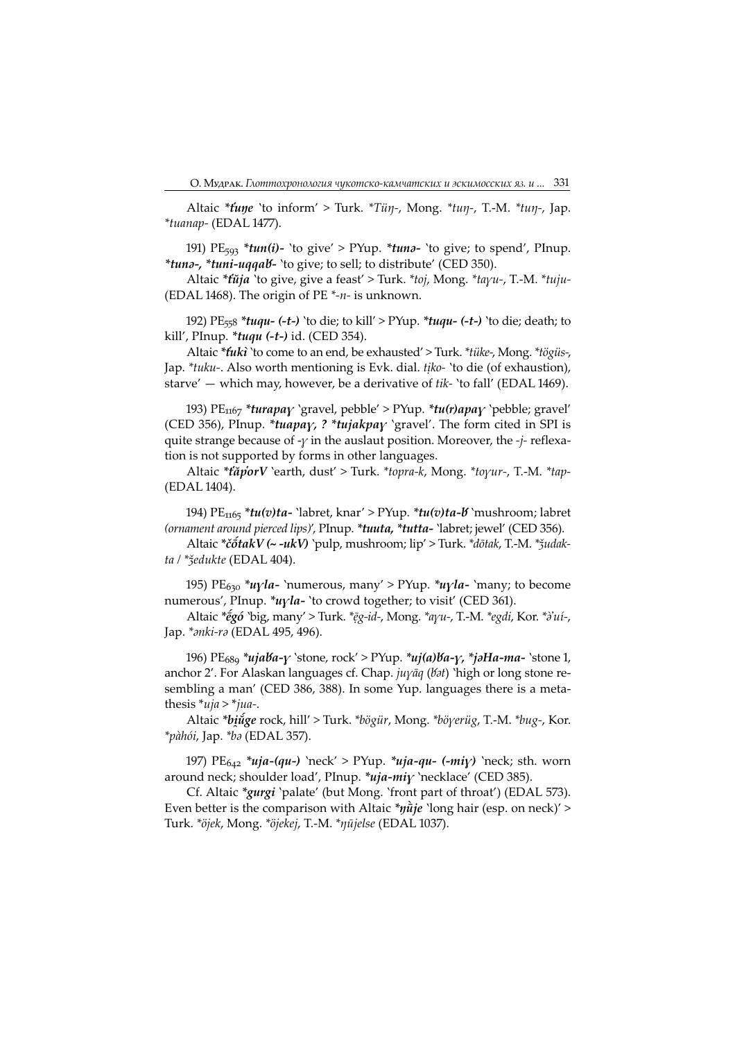Altaic ***t́uṇe*** 'to inform' > Turk. *\*Tüŋ-*, Mong. *\*tuŋ-*, T.-M. *\*tuŋ-*, Jap. *\*tuanap-* (EDAL 1477).

191) PE$_{593}$ ***\*tun(i)-*** 'to give' > PYup. ***\*tunə-*** 'to give; to spend', PInup. ***\*tunə-, \*tuni-uqqaʁ-*** 'to give; to sell; to distribute' (CED 350).

Altaic ***\*t́ŭja*** 'to give, give a feast' > Turk. *\*toj*, Mong. *\*taγu-*, T.-M. *\*tuju-* (EDAL 1468). The origin of PE *\*-n-* is unknown.

192) PE$_{558}$ ***\*tuqu- (-t-)*** 'to die; to kill' > PYup. ***\*tuqu- (-t-)*** 'to die; death; to kill', PInup. ***\*tuqu (-t-)*** id. (CED 354).

Altaic ***\*t́ukì*** 'to come to an end, be exhausted' > Turk. *\*tüke-*, Mong. *\*tögüs-*, Jap. *\*tuku-*. Also worth mentioning is Evk. dial. *tịko-* 'to die (of exhaustion), starve' — which may, however, be a derivative of *tik-* 'to fall' (EDAL 1469).

193) PE$_{1167}$ ***\*turapaγ*** 'gravel, pebble' > PYup. ***\*tu(r)apaγ*** 'pebble; gravel' (CED 356), PInup. ***\*tuapaγ, ? \*tujakpaγ*** 'gravel'. The form cited in SPI is quite strange because of *-γ* in the auslaut position. Moreover, the *-j-* reflexation is not supported by forms in other languages.

Altaic ***\*t́ăp῾orV*** 'earth, dust' > Turk. *\*topra-k*, Mong. *\*toγur-*, T.-M. *\*tap-* (EDAL 1404).

194) PE$_{1165}$ ***\*tu(v)ta-*** 'labret, knar' > PYup. ***\*tu(v)ta-ʁ*** 'mushroom; labret *(ornament around pierced lips)*', PInup. ***\*tuuta, \*tutta-*** 'labret; jewel' (CED 356).

Altaic ***\*čŏ̂takV (~ -ukV)*** 'pulp, mushroom; lip' > Turk. *\*dōtak*, T.-M. *\*ǯudak-ta / \*ǯedukte* (EDAL 404).

195) PE$_{630}$ ***\*uγla-*** 'numerous, many' > PYup. ***\*uγla-*** 'many; to become numerous', PInup. ***\*uγla-*** 'to crowd together; to visit' (CED 361).

Altaic ***\*ĕ́gó*** 'big, many' > Turk. *\*ẹ̄g-id-*, Mong. *\*aγu-*, T.-M. *\*egdi*, Kor. *\*ə̀'uí-*, Jap. *\*ənki-rə* (EDAL 495, 496).

196) PE$_{689}$ ***\*ujaʁa-γ*** 'stone, rock' > PYup. ***\*uj(a)ʁa-γ, \*jəHa-ma-*** 'stone 1, anchor 2'. For Alaskan languages cf. Chap. *juγāq* (*ʁət*) 'high or long stone resembling a man' (CED 386, 388). In some Yup. languages there is a metathesis *\*uja > \*jua-*.

Altaic ***\*bi̯ŭ́ge*** rock, hill' > Turk. *\*bögür*, Mong. *\*böγerüg*, T.-M. *\*bug-*, Kor. *\*pàhói*, Jap. *\*bə* (EDAL 357).

197) PE$_{642}$ ***\*uja-(qu-)*** 'neck' > PYup. ***\*uja-qu- (-miγ)*** 'neck; sth. worn around neck; shoulder load', PInup. ***\*uja-miγ*** 'necklace' (CED 385).

Cf. Altaic ***\*gurgi*** 'palate' (but Mong. 'front part of throat') (EDAL 573). Even better is the comparison with Altaic ***\*ŋŭ̀je*** 'long hair (esp. on neck)' > Turk. *\*öjek*, Mong. *\*öjekej*, T.-M. *\*ŋūjelse* (EDAL 1037).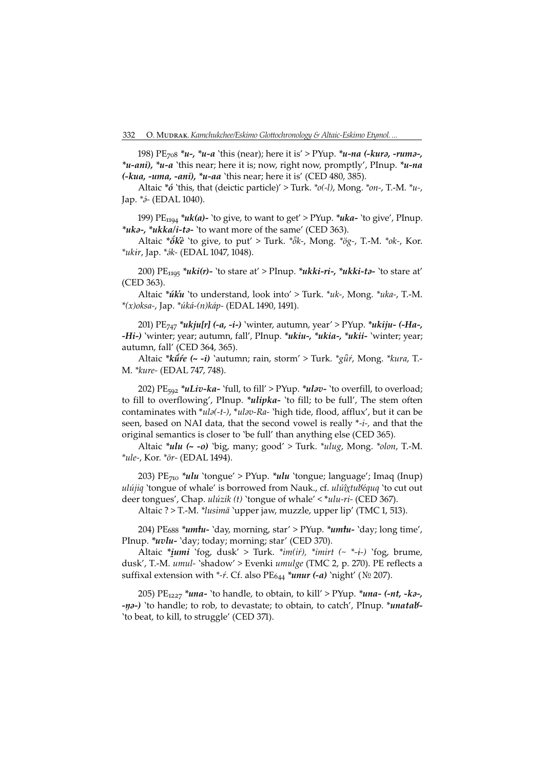198) $PE_{708}$ ***u-, *u-a*** 'this (near); here it is' > PYup. ***u-na (-kurə, -rumə-, *u-ani), *u-a*** 'this near; here it is; now, right now, promptly', PInup. ***u-na (-kua, -uma, -ani), *u-aa*** 'this near; here it is' (CED 480, 385).

Altaic ***ó*** 'this, that (deictic particle)' > Turk. **o(-l)*, Mong. **on-*, T.-M. **u-*, Jap. **ə́-* (EDAL 1040).

199) $PE_{1194}$ ***uk(a)-*** 'to give, to want to get' > PYup. ***uka-*** 'to give', PInup. ***ukə-, *ukka/i-tə-*** 'to want more of the same' (CED 363).

Altaic ***ŏ́k̕è*** 'to give, to put' > Turk. **ȫk-*, Mong. **ög-*, T.-M. **ok-*, Kor. **ukɨr*, Jap. **ə́k-* (EDAL 1047, 1048).

200) $PE_{1195}$ ***uki(r)-*** 'to stare at' > PInup. ***ukki-ri-, *ukki-tə-*** 'to stare at' (CED 363).

Altaic ***úk̕u*** 'to understand, look into' > Turk. **uk-*, Mong. **uka-*, T.-M. **(x)oksa-*, Jap. **úká-(n)káp-* (EDAL 1490, 1491).

201) $PE_{747}$ ***ukju[r] (-a, -i-)*** 'winter, autumn, year' > PYup. ***ukiju- (-Ha-, -Hi-)*** 'winter; year; autumn, fall', PInup. ***ukiu-, *ukia-, *ukii-*** 'winter; year; autumn, fall' (CED 364, 365).

Altaic ***kǖŕe (~ -i)*** 'autumn; rain, storm' > Turk. **gǖŕ*, Mong. **kura*, T.-M. **kure-* (EDAL 747, 748).

202) $PE_{592}$ ***uLiv-ka-*** 'full, to fill' > PYup. ***uləv-*** 'to overfill, to overload; to fill to overflowing', PInup. ***ulipka-*** 'to fill; to be full', The stem often contaminates with **ulə(-t-)*, **uləv-Ra-* 'high tide, flood, afflux', but it can be seen, based on NAI data, that the second vowel is really *-*i*-, and that the original semantics is closer to 'be full' than anything else (CED 365).

Altaic ***ulu (~ -o)*** 'big, many; good' > Turk. **ulug*, Mong. **olon*, T.-M. **ule-*, Kor. **ōr-* (EDAL 1494).

203) $PE_{710}$ ***ulu*** 'tongue' > PYup. ***ulu*** 'tongue; language'; Imaq (Inup) *ulújiq* 'tongue of whale' is borrowed from Nauk., cf. *ulúi̯χtuƀéquq* 'to cut out deer tongues', Chap. *ulúzik (t)* 'tongue of whale' < **ulu-ri-* (CED 367).

Altaic ? > T.-M. **lusimā* 'upper jaw, muzzle, upper lip' (TMC 1, 513).

204) $PE_{688}$ ***umɬu-*** 'day, morning, star' > PYup. ***umɬu-*** 'day; long time', PInup. ***uvlu-*** 'day; today; morning; star' (CED 370).

Altaic ***i̯umi*** 'fog, dusk' > Turk. **im(iŕ)*, **imirt (~ *-i-)* 'fog, brume, dusk', T.-M. *umul-* 'shadow' > Evenki *umulge* (TMC 2, p. 270). PE reflects a suffixal extension with *-*ŕ*. Cf. also $PE_{644}$ ***unur (-a)*** 'night' (№ 207).

205) $PE_{1227}$ ***una-*** 'to handle, to obtain, to kill' > PYup. ***una- (-nt, -kə-, -ŋə-)*** 'to handle; to rob, to devastate; to obtain, to catch', PInup. ***unataƀ-*** 'to beat, to kill, to struggle' (CED 371).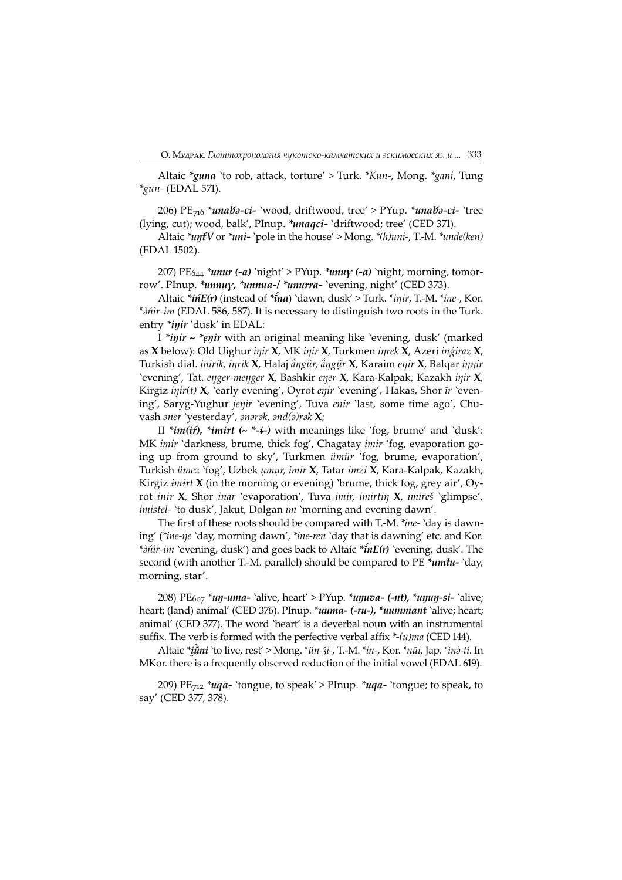Altaic ***guna*** 'to rob, attack, torture' > Turk. *\*Kun-*, Mong. *\*gani*, Tung *\*gun-* (EDAL 571).

206) PE$_{716}$ ***unaɣ̆ə-ci-*** 'wood, driftwood, tree' > PYup. ***unaɣ̆ə-ci-*** 'tree (lying, cut); wood, balk', PInup. ***unaqci-*** 'driftwood; tree' (CED 371).

Altaic ***uŋťV*** or ***uni-*** 'pole in the house' > Mong. *\*(h)uni-*, T.-M. *\*unde(ken)* (EDAL 1502).

207) PE$_{644}$ ***unur (-a)*** 'night' > PYup. ***unuɣ (-a)*** 'night, morning, tomorrow'. PInup. ***unnuɣ, \*unnua-/ \*unurra-*** 'evening, night' (CED 373).

Altaic ***ińE(r)*** (instead of ***ína***) 'dawn, dusk' > Turk. *\*iŋir*, T.-M. *\*ine-*, Kor. *\*ə̀nìr-ɨm* (EDAL 586, 587). It is necessary to distinguish two roots in the Turk. entry ***iŋɨr*** 'dusk' in EDAL:

I ***iŋir ~ \*ẹŋir*** with an original meaning like 'evening, dusk' (marked as **X** below): Old Uighur *iŋir* **X**, MK *iŋir* **X**, Turkmen *iŋrek* **X**, Azeri *inǵiraz* **X**, Turkish dial. *inirik, iŋrik* **X**, Halaj *ắŋgür, ắŋgụr* **X**, Karaim *eŋir* **X**, Balqar *iŋŋir* 'evening', Tat. *eŋger-meŋger* **X**, Bashkir *eŋer* **X**, Kara-Kalpak, Kazakh *iŋir* **X**, Kirgiz *iŋir(t)* **X**, 'early evening', Oyrot *eŋir* 'evening', Hakas, Shor *īr* 'evening', Saryg-Yughur *jeŋir* 'evening', Tuva *enir* 'last, some time ago', Chuvash *əner* 'yesterday', *ənərək, ənd(ə)rək* **X**;

II ***im(iŕ), \*imirt (~ \*-ɨ-)*** with meanings like 'fog, brume' and 'dusk': MK *imir* 'darkness, brume, thick fog', Chagatay *imir* 'fog, evaporation going up from ground to sky', Turkmen *ümür* 'fog, brume, evaporation', Turkish *ümez* 'fog', Uzbek *ụmụr, imir* **X**, Tatar *ɨmzɨ* **X**, Kara-Kalpak, Kazakh, Kirgiz *ɨmɨrt* **X** (in the morning or evening) 'brume, thick fog, grey air', Oyrot *ɨnɨr* **X**, Shor *ɨnar* 'evaporation', Tuva *imir, imirtiŋ* **X**, *imireš* 'glimpse', *imistel-* 'to dusk', Jakut, Dolgan *im* 'morning and evening dawn'.

The first of these roots should be compared with T.-M. *\*ine-* 'day is dawning' (*\*ine-ŋe* 'day, morning dawn', *\*ine-ren* 'day that is dawning' etc. and Kor. *\*ə̀nìr-ɨm* 'evening, dusk') and goes back to Altaic ***ínE(r)*** 'evening, dusk'. The second (with another T.-M. parallel) should be compared to PE ***umɬu-*** 'day, morning, star'.

208) PE$_{607}$ ***uŋ-uma-*** 'alive, heart' > PYup. ***uŋuva- (-nt), \*uŋuŋ-si-*** 'alive; heart; (land) animal' (CED 376). PInup. ***uuma- (-ru-), \*uummant*** 'alive; heart; animal' (CED 377). The word 'heart' is a deverbal noun with an instrumental suffix. The verb is formed with the perfective verbal affix *\*-(u)ma* (CED 144).

Altaic ***i̯ŭni*** 'to live, rest' > Mong. *\*ün-ǯi-*, T.-M. *\*in-*, Kor. *\*nūi*, Jap. *\*ìnə̀-tí*. In MKor. there is a frequently observed reduction of the initial vowel (EDAL 619).

209) PE$_{712}$ ***uqa-*** 'tongue, to speak' > PInup. ***uqa-*** 'tongue; to speak, to say' (CED 377, 378).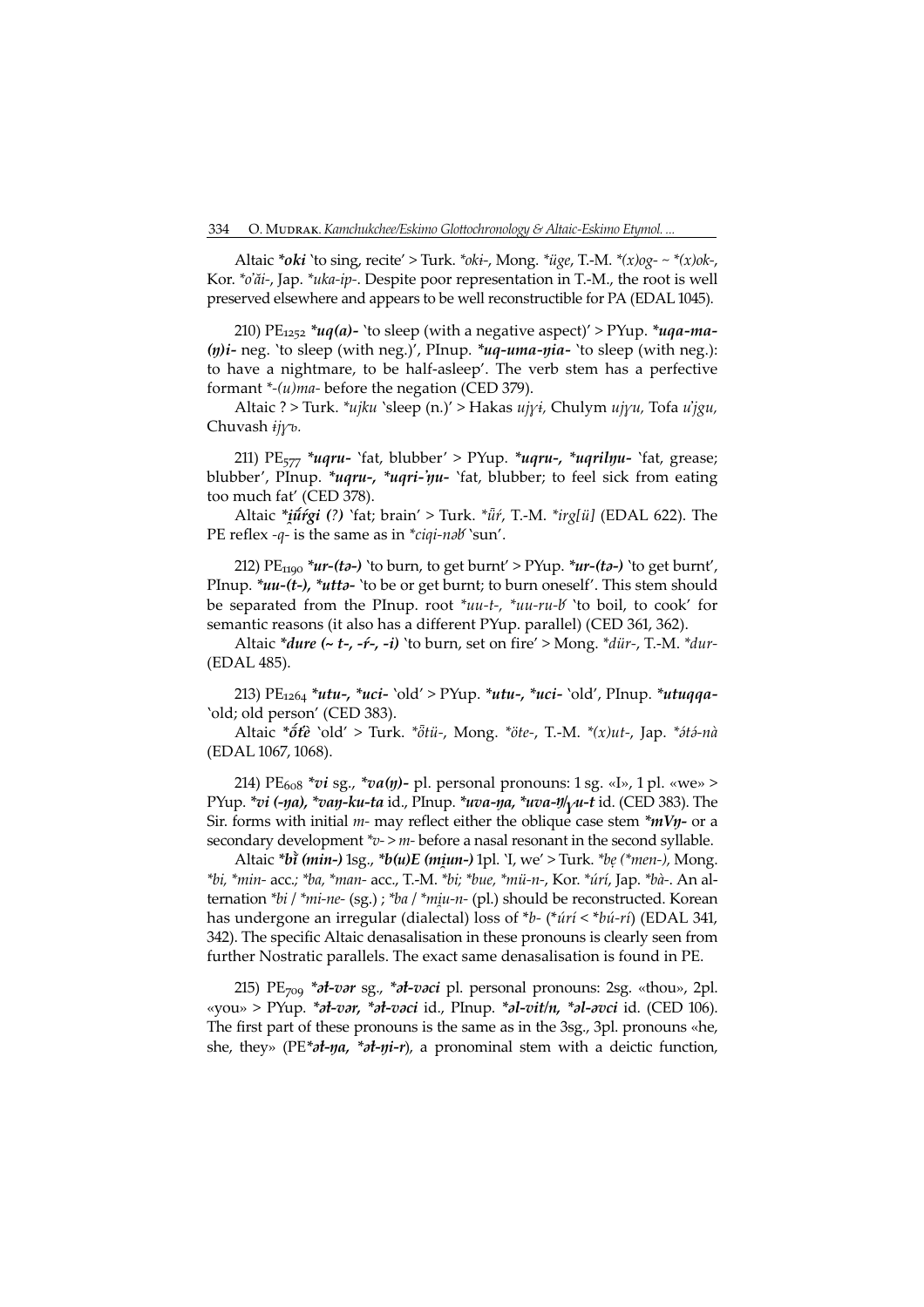Altaic ***oki*** 'to sing, recite' > Turk. *\*oki-*, Mong. *\*üge*, T.-M. *\*(x)og- ~ \*(x)ok-*, Kor. *\*ŏ'ăi-*, Jap. *\*uka-ip-*. Despite poor representation in T.-M., the root is well preserved elsewhere and appears to be well reconstructible for PA (EDAL 1045).

210) $PE_{1252}$ ***\*uq(a)-*** 'to sleep (with a negative aspect)' > PYup. ***\*uqa-ma-(ŋ)i-*** neg. 'to sleep (with neg.)', PInup. ***\*uq-uma-ŋia-*** 'to sleep (with neg.): to have a nightmare, to be half-asleep'. The verb stem has a perfective formant *\*-(u)ma-* before the negation (CED 379).

Altaic ? > Turk. *\*ujku* 'sleep (n.)' > Hakas *ujɣi*, Chulym *ujɣu*, Tofa *u'jgu*, Chuvash *ijɣъ*.

211) $PE_{577}$ ***\*uqru-*** 'fat, blubber' > PYup. ***\*uqru-, \*uqrilŋu-*** 'fat, grease; blubber', PInup. ***\*uqru-, \*uqri-'ŋu-*** 'fat, blubber; to feel sick from eating too much fat' (CED 378).

Altaic ***\*i̯ŭ́rgi (?)*** 'fat; brain' > Turk. *\*ǖŕ*, T.-M. *\*irg[ü]* (EDAL 622). The PE reflex *-q-* is the same as in *\*ciqi-nəɣ* 'sun'.

212) $PE_{1190}$ ***\*ur-(tə-)*** 'to burn, to get burnt' > PYup. ***\*ur-(tə-)*** 'to get burnt', PInup. ***\*uu-(t-), \*uttə-*** 'to be or get burnt; to burn oneself'. This stem should be separated from the PInup. root *\*uu-t-, \*uu-ru-ɣ* 'to boil, to cook' for semantic reasons (it also has a different PYup. parallel) (CED 361, 362).

Altaic ***\*dure (~ t-, -ŕ-, -i)*** 'to burn, set on fire' > Mong. *\*dür-*, T.-M. *\*dur-* (EDAL 485).

213) $PE_{1264}$ ***\*utu-, \*uci-*** 'old' > PYup. ***\*utu-, \*uci-*** 'old', PInup. ***\*utuqqa-*** 'old; old person' (CED 383).

Altaic ***\*ŏ́t́è*** 'old' > Turk. *\*ȫtü-*, Mong. *\*öte-*, T.-M. *\*(x)ut-*, Jap. *\*ótə́-nà* (EDAL 1067, 1068).

214) $PE_{608}$ ***\*vi*** sg., ***\*va(ŋ)-*** pl. personal pronouns: 1 sg. «I», 1 pl. «we» > PYup. ***\*vi (-ŋa), \*vaŋ-ku-ta*** id., PInup. ***\*uva-ŋa, \*uva-ŋ/ɣu-t*** id. (CED 383). The Sir. forms with initial *m-* may reflect either the oblique case stem ***\*mVŋ-*** or a secondary development *\*v- > m-* before a nasal resonant in the second syllable.

Altaic ***\*bĭ̀ (min-)*** 1sg., ***\*b(u)E (mi̯un-)*** 1pl. 'I, we' > Turk. *\*bẹ (\*men-)*, Mong. *\*bi, \*min-* acc.; *\*ba, \*man-* acc., T.-M. *\*bi; \*bue, \*mü-n-*, Kor. *\*úrí*, Jap. *\*bà-*. An alternation *\*bi / \*mi-ne-* (sg.) ; *\*ba / \*mi̯u-n-* (pl.) should be reconstructed. Korean has undergone an irregular (dialectal) loss of *\*b-* (*\*úrí < \*bú-rí*) (EDAL 341, 342). The specific Altaic denasalisation in these pronouns is clearly seen from further Nostratic parallels. The exact same denasalisation is found in PE.

215) $PE_{709}$ ***\*əɬ-vər*** sg., ***\*əɬ-vəci*** pl. personal pronouns: 2sg. «thou», 2pl. «you» > PYup. ***\*əɬ-vər, \*əɬ-vəci*** id., PInup. ***\*əl-vit/n, \*əl-əvci*** id. (CED 106). The first part of these pronouns is the same as in the 3sg., 3pl. pronouns «he, she, they» (PE ***\*əɬ-ŋa, \*əɬ-ŋi-r***), a pronominal stem with a deictic function,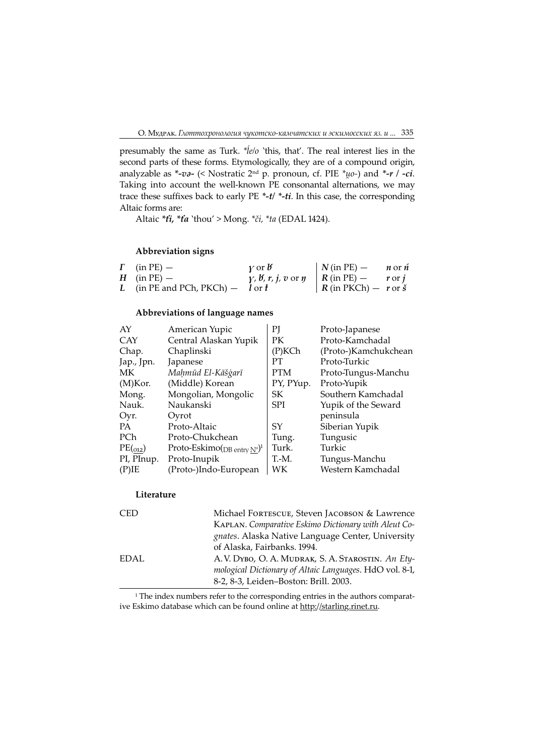presumably the same as Turk. *ĺe/o* 'this, that'. The real interest lies in the second parts of these forms. Etymologically, they are of a compound origin, analyzable as ***-və-*** (< Nostratic 2nd p. pronoun, cf. PIE *\*u̯o-*) and ***-r / -ci***. Taking into account the well-known PE consonantal alternations, we may trace these suffixes back to early PE ***-t/ *-ti***. In this case, the corresponding Altaic forms are:

Altaic ***ťi, *ťa*** 'thou' > Mong. *\*či, \*ta* (EDAL 1424).

### Abbreviation signs

| | | | | |
|---|---|---|---|---|
| ***Γ*** (in PE) — | ***ɣ*** or ***ɣ̆*** | ***N*** (in PE) — | ***n*** or ***ń*** |
| ***H*** (in PE) — | ***ɣ, ɣ̆, r, j, v*** or ***ŋ*** | ***R*** (in PE) — | ***r*** or ***j*** |
| ***L*** (in PE and PCh, PKCh) — | ***l*** or ***ł*** | ***R*** (in PKCh) — | ***r*** or ***š*** |

### Abbreviations of language names

| | | | |
|---|---|---|---|
| AY | American Yupic | PJ | Proto-Japanese |
| CAY | Central Alaskan Yupik | PK | Proto-Kamchadal |
| Chap. | Chaplinski | (P)KCh | (Proto-)Kamchukchean |
| Jap., Jpn. | Japanese | PT | Proto-Turkic |
| MK | *Maḥmūd El-Kāšġarī* | PTM | Proto-Tungus-Manchu |
| (M)Kor. | (Middle) Korean | PY, PYup. | Proto-Yupik |
| Mong. | Mongolian, Mongolic | SK | Southern Kamchadal |
| Nauk. | Naukanski | SPI | Yupik of the Seward peninsula |
| Oyr. | Oyrot | SY | Siberian Yupik |
| PA | Proto-Altaic | Tung. | Tungusic |
| PCh | Proto-Chukchean | Turk. | Turkic |
| $PE_{(012)}$ | Proto-Eskimo(DB entry №)[1] | T.-M. | Tungus-Manchu |
| PI, PInup. | Proto-Inupik | WK | Western Kamchadal |
| (P)IE | (Proto-)Indo-European | | |

### Literature

| | |
|---|---|
| CED | Michael Fortescue, Steven Jacobson & Lawrence Kaplan. *Comparative Eskimo Dictionary with Aleut Cognates*. Alaska Native Language Center, University of Alaska, Fairbanks. 1994. |
| EDAL | A. V. Dybo, O. A. Mudrak, S. A. Starostin. *An Etymological Dictionary of Altaic Languages*. HdO vol. 8-1, 8-2, 8-3, Leiden–Boston: Brill. 2003. |

[1] The index numbers refer to the corresponding entries in the authors comparative Eskimo database which can be found online at http://starling.rinet.ru.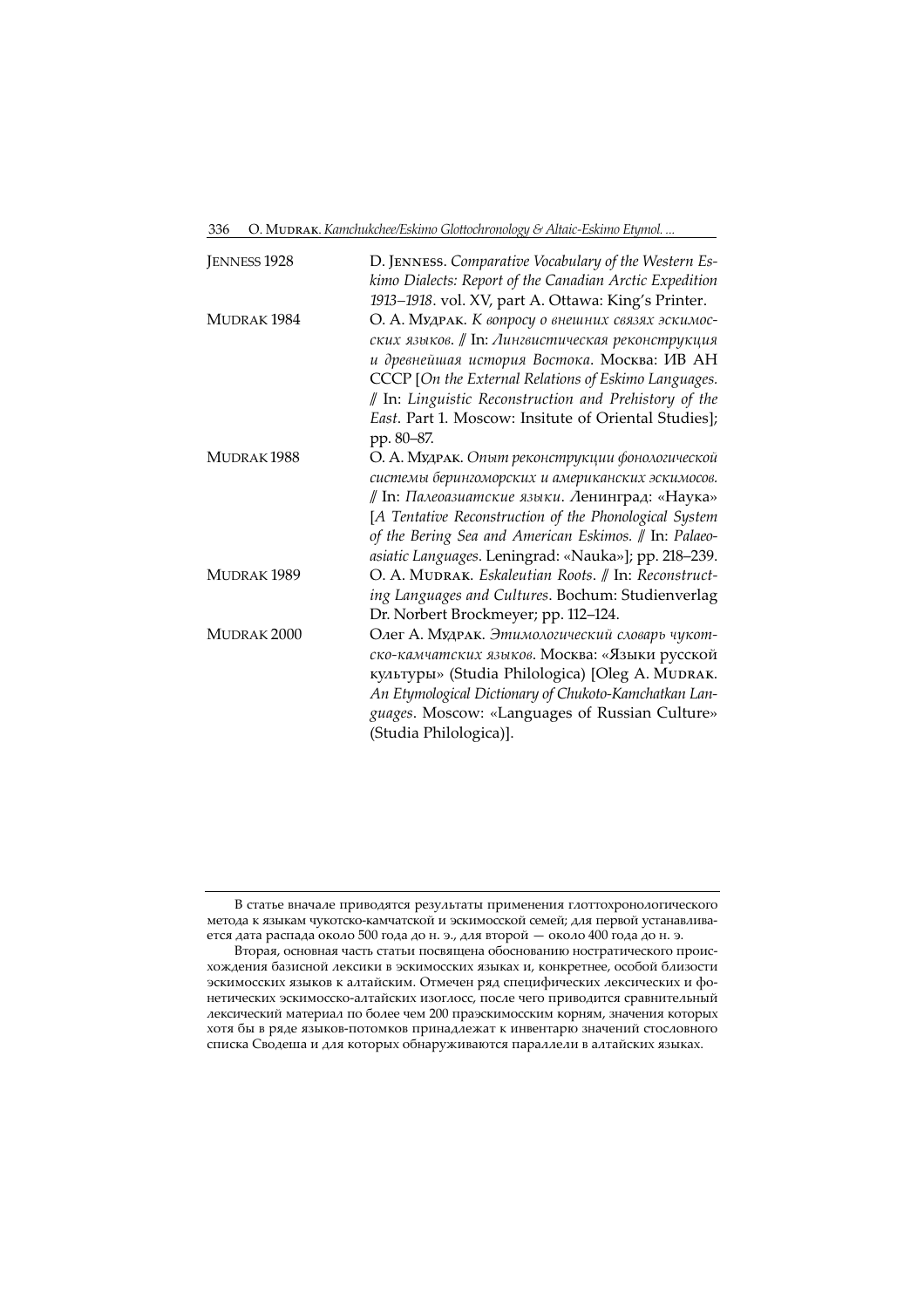JENNESS 1928 — D. JENNESS. *Comparative Vocabulary of the Western Eskimo Dialects: Report of the Canadian Arctic Expedition 1913–1918*. vol. XV, part A. Ottawa: King's Printer.

MUDRAK 1984 — О. А. МУДРАК. *К вопросу о внешних связях эскимосских языков.* // In: *Лингвистическая реконструкция и древнейшая история Востока*. Москва: ИВ АН СССР [*On the External Relations of Eskimo Languages.* // In: *Linguistic Reconstruction and Prehistory of the East*. Part 1. Moscow: Insitute of Oriental Studies]; pp. 80–87.

MUDRAK 1988 — О. А. МУДРАК. *Опыт реконструкции фонологической системы беринговоморских и американских эскимосов.* // In: *Палеоазиатские языки*. Ленинград: «Наука» [*A Tentative Reconstruction of the Phonological System of the Bering Sea and American Eskimos.* // In: *Palaeoasiatic Languages*. Leningrad: «Nauka»]; pp. 218–239.

MUDRAK 1989 — O. A. MUDRAK. *Eskaleutian Roots*. // In: *Reconstructing Languages and Cultures*. Bochum: Studienverlag Dr. Norbert Brockmeyer; pp. 112–124.

MUDRAK 2000 — Олег А. МУДРАК. *Этимологический словарь чукотско-камчатских языков*. Москва: «Языки русской культуры» (Studia Philologica) [Oleg A. MUDRAK. *An Etymological Dictionary of Chukoto-Kamchatkan Languages*. Moscow: «Languages of Russian Culture» (Studia Philologica)].

---

В статье вначале приводятся результаты применения глоттохронологического метода к языкам чукотско-камчатской и эскимосской семей; для первой устанавливается дата распада около 500 года до н. э., для второй — около 400 года до н. э.

Вторая, основная часть статьи посвящена обоснованию ностратического происхождения базисной лексики в эскимосских языках и, конкретнее, особой близости эскимосских языков к алтайским. Отмечен ряд специфических лексических и фонетических эскимосско-алтайских изоглосс, после чего приводится сравнительный лексический материал по более чем 200 праэскимосским корням, значения которых хотя бы в ряде языков-потомков принадлежат к инвентарю значений стословного списка Сводеша и для которых обнаруживаются параллели в алтайских языках.